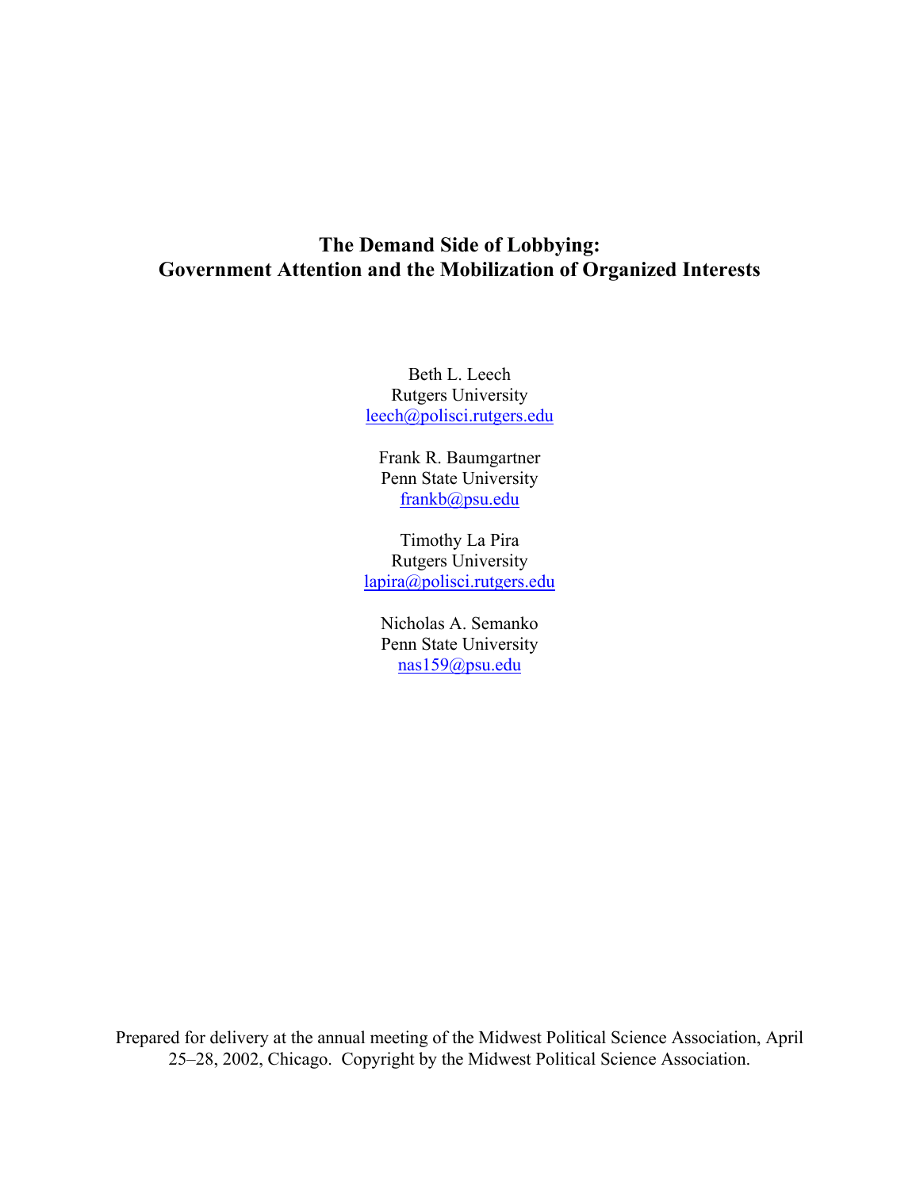# The Demand Side of Lobbying:
# Government Attention and the Mobilization of Organized Interests

Beth L. Leech
Rutgers University
leech@polisci.rutgers.edu

Frank R. Baumgartner
Penn State University
frankb@psu.edu

Timothy La Pira
Rutgers University
lapira@polisci.rutgers.edu

Nicholas A. Semanko
Penn State University
nas159@psu.edu

Prepared for delivery at the annual meeting of the Midwest Political Science Association, April 25–28, 2002, Chicago. Copyright by the Midwest Political Science Association.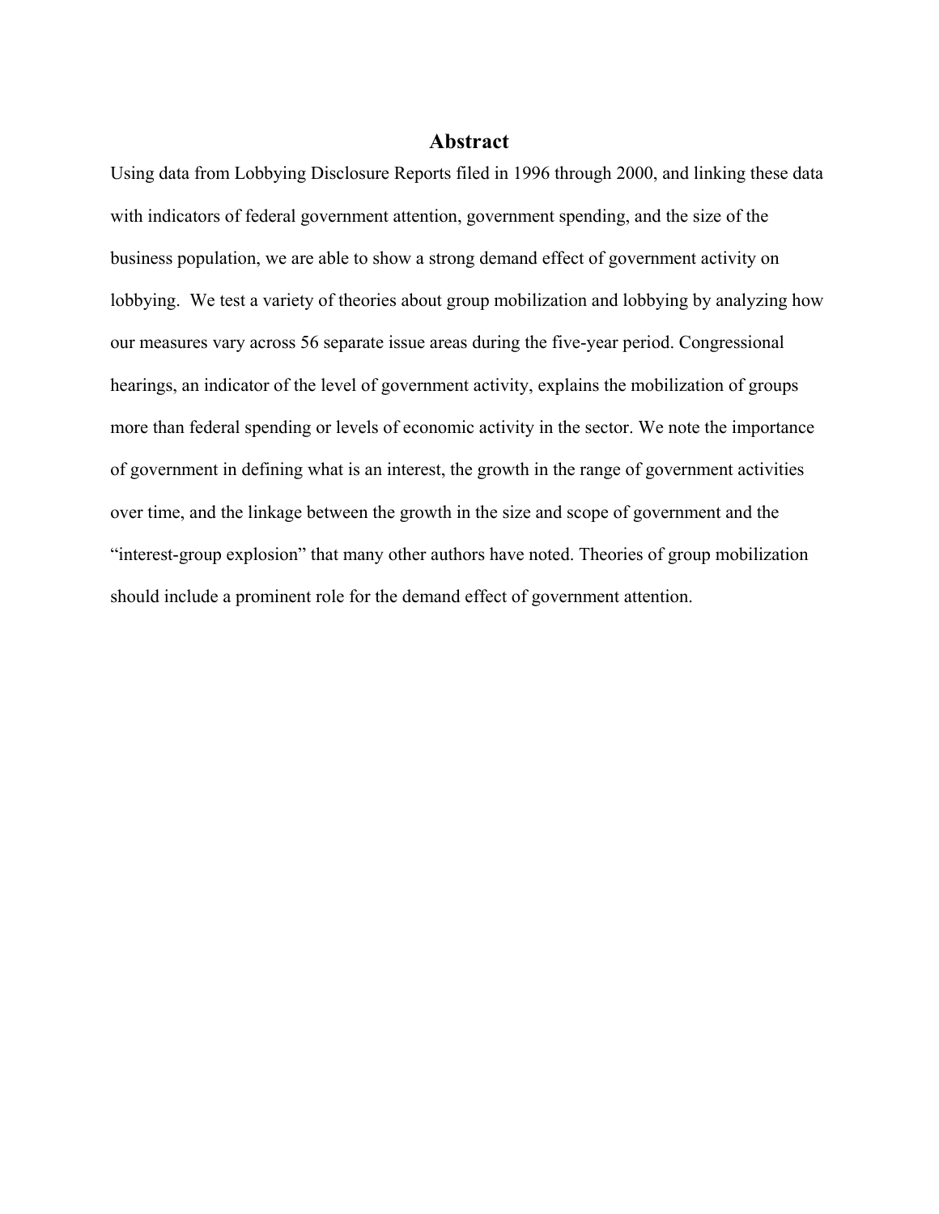## Abstract

Using data from Lobbying Disclosure Reports filed in 1996 through 2000, and linking these data with indicators of federal government attention, government spending, and the size of the business population, we are able to show a strong demand effect of government activity on lobbying. We test a variety of theories about group mobilization and lobbying by analyzing how our measures vary across 56 separate issue areas during the five-year period. Congressional hearings, an indicator of the level of government activity, explains the mobilization of groups more than federal spending or levels of economic activity in the sector. We note the importance of government in defining what is an interest, the growth in the range of government activities over time, and the linkage between the growth in the size and scope of government and the "interest-group explosion" that many other authors have noted. Theories of group mobilization should include a prominent role for the demand effect of government attention.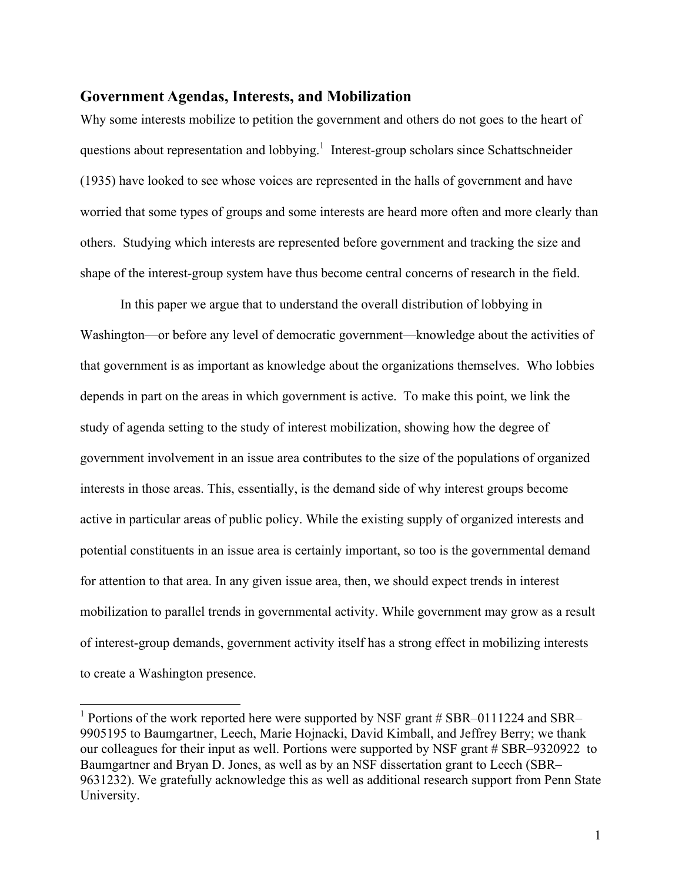## Government Agendas, Interests, and Mobilization

Why some interests mobilize to petition the government and others do not goes to the heart of questions about representation and lobbying.[1] Interest-group scholars since Schattschneider (1935) have looked to see whose voices are represented in the halls of government and have worried that some types of groups and some interests are heard more often and more clearly than others. Studying which interests are represented before government and tracking the size and shape of the interest-group system have thus become central concerns of research in the field.

In this paper we argue that to understand the overall distribution of lobbying in Washington—or before any level of democratic government—knowledge about the activities of that government is as important as knowledge about the organizations themselves. Who lobbies depends in part on the areas in which government is active. To make this point, we link the study of agenda setting to the study of interest mobilization, showing how the degree of government involvement in an issue area contributes to the size of the populations of organized interests in those areas. This, essentially, is the demand side of why interest groups become active in particular areas of public policy. While the existing supply of organized interests and potential constituents in an issue area is certainly important, so too is the governmental demand for attention to that area. In any given issue area, then, we should expect trends in interest mobilization to parallel trends in governmental activity. While government may grow as a result of interest-group demands, government activity itself has a strong effect in mobilizing interests to create a Washington presence.

[1] Portions of the work reported here were supported by NSF grant # SBR–0111224 and SBR–9905195 to Baumgartner, Leech, Marie Hojnacki, David Kimball, and Jeffrey Berry; we thank our colleagues for their input as well. Portions were supported by NSF grant # SBR–9320922 to Baumgartner and Bryan D. Jones, as well as by an NSF dissertation grant to Leech (SBR–9631232). We gratefully acknowledge this as well as additional research support from Penn State University.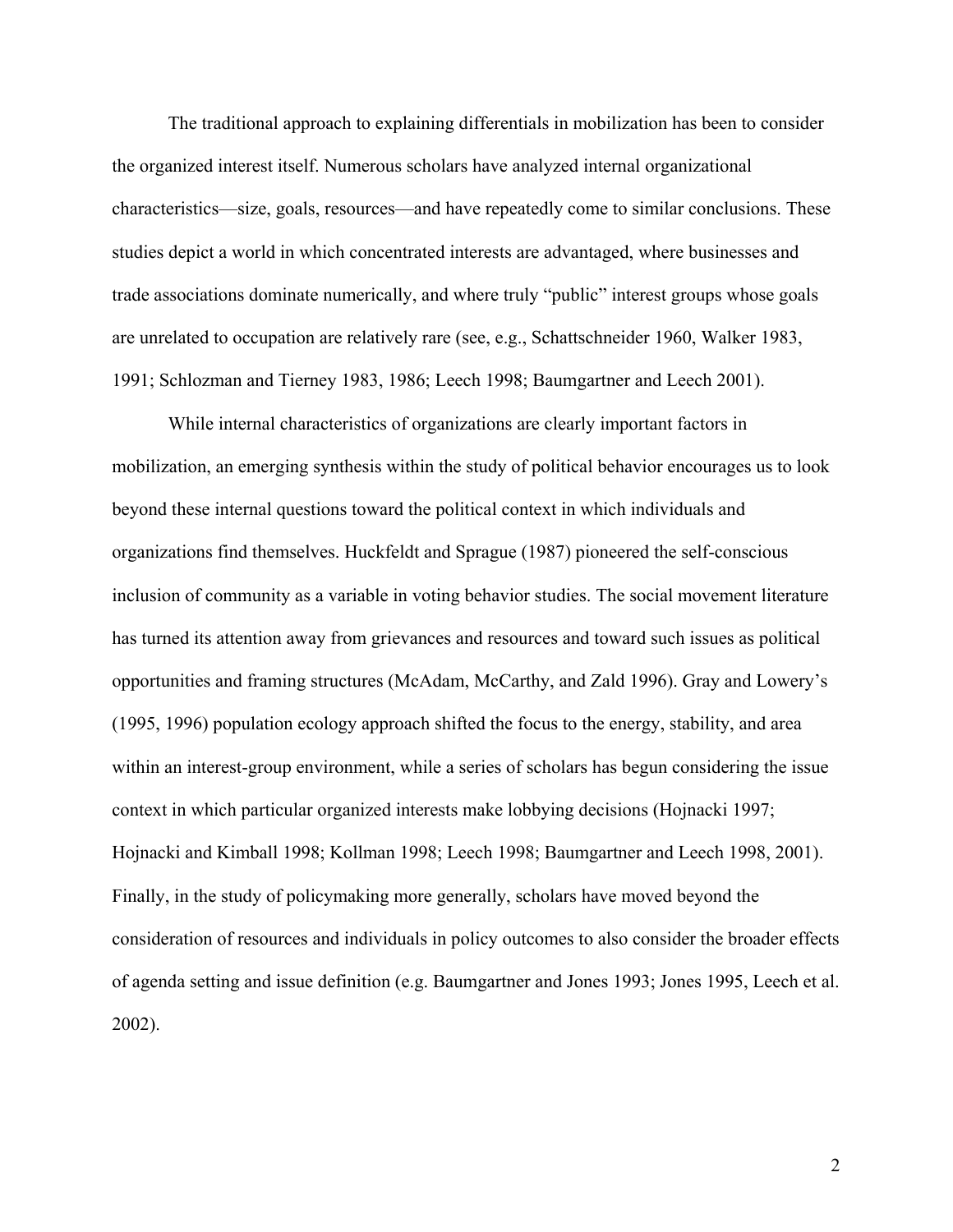The traditional approach to explaining differentials in mobilization has been to consider the organized interest itself. Numerous scholars have analyzed internal organizational characteristics—size, goals, resources—and have repeatedly come to similar conclusions. These studies depict a world in which concentrated interests are advantaged, where businesses and trade associations dominate numerically, and where truly "public" interest groups whose goals are unrelated to occupation are relatively rare (see, e.g., Schattschneider 1960, Walker 1983, 1991; Schlozman and Tierney 1983, 1986; Leech 1998; Baumgartner and Leech 2001).

While internal characteristics of organizations are clearly important factors in mobilization, an emerging synthesis within the study of political behavior encourages us to look beyond these internal questions toward the political context in which individuals and organizations find themselves. Huckfeldt and Sprague (1987) pioneered the self-conscious inclusion of community as a variable in voting behavior studies. The social movement literature has turned its attention away from grievances and resources and toward such issues as political opportunities and framing structures (McAdam, McCarthy, and Zald 1996). Gray and Lowery's (1995, 1996) population ecology approach shifted the focus to the energy, stability, and area within an interest-group environment, while a series of scholars has begun considering the issue context in which particular organized interests make lobbying decisions (Hojnacki 1997; Hojnacki and Kimball 1998; Kollman 1998; Leech 1998; Baumgartner and Leech 1998, 2001). Finally, in the study of policymaking more generally, scholars have moved beyond the consideration of resources and individuals in policy outcomes to also consider the broader effects of agenda setting and issue definition (e.g. Baumgartner and Jones 1993; Jones 1995, Leech et al. 2002).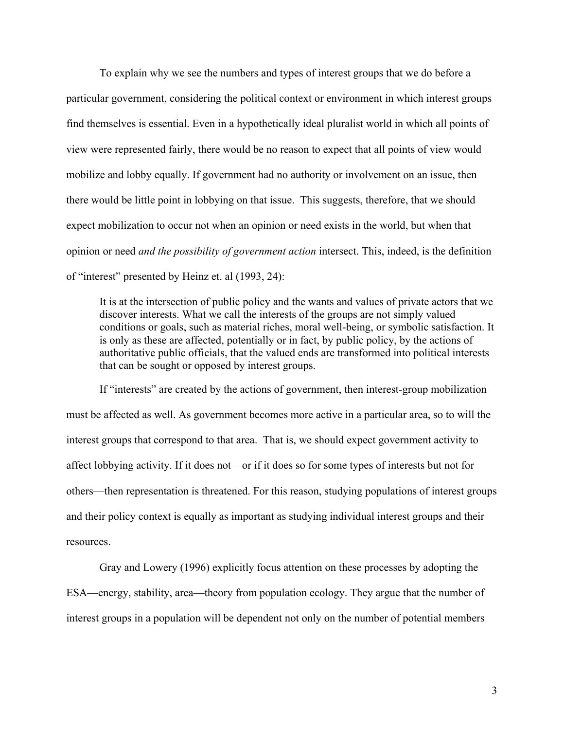To explain why we see the numbers and types of interest groups that we do before a particular government, considering the political context or environment in which interest groups find themselves is essential. Even in a hypothetically ideal pluralist world in which all points of view were represented fairly, there would be no reason to expect that all points of view would mobilize and lobby equally. If government had no authority or involvement on an issue, then there would be little point in lobbying on that issue. This suggests, therefore, that we should expect mobilization to occur not when an opinion or need exists in the world, but when that opinion or need *and the possibility of government action* intersect. This, indeed, is the definition of "interest" presented by Heinz et. al (1993, 24):

> It is at the intersection of public policy and the wants and values of private actors that we discover interests. What we call the interests of the groups are not simply valued conditions or goals, such as material riches, moral well-being, or symbolic satisfaction. It is only as these are affected, potentially or in fact, by public policy, by the actions of authoritative public officials, that the valued ends are transformed into political interests that can be sought or opposed by interest groups.

If "interests" are created by the actions of government, then interest-group mobilization must be affected as well. As government becomes more active in a particular area, so to will the interest groups that correspond to that area. That is, we should expect government activity to affect lobbying activity. If it does not—or if it does so for some types of interests but not for others—then representation is threatened. For this reason, studying populations of interest groups and their policy context is equally as important as studying individual interest groups and their resources.

Gray and Lowery (1996) explicitly focus attention on these processes by adopting the ESA—energy, stability, area—theory from population ecology. They argue that the number of interest groups in a population will be dependent not only on the number of potential members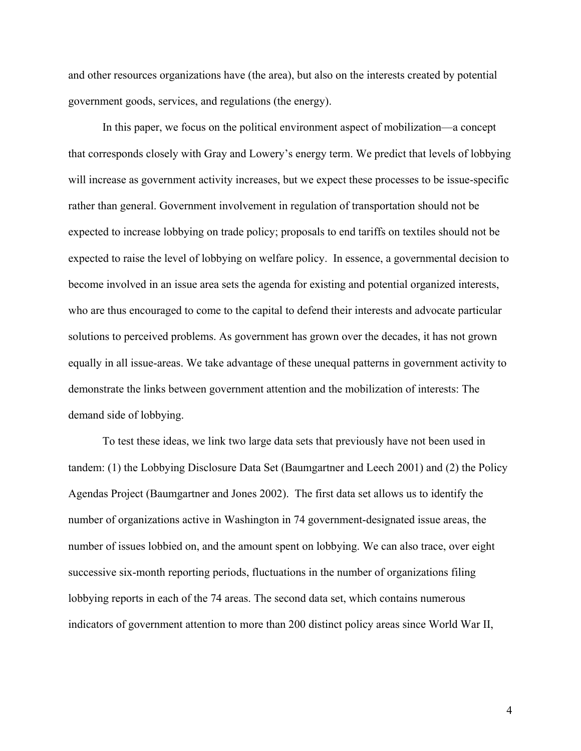and other resources organizations have (the area), but also on the interests created by potential government goods, services, and regulations (the energy).

In this paper, we focus on the political environment aspect of mobilization—a concept that corresponds closely with Gray and Lowery's energy term. We predict that levels of lobbying will increase as government activity increases, but we expect these processes to be issue-specific rather than general. Government involvement in regulation of transportation should not be expected to increase lobbying on trade policy; proposals to end tariffs on textiles should not be expected to raise the level of lobbying on welfare policy. In essence, a governmental decision to become involved in an issue area sets the agenda for existing and potential organized interests, who are thus encouraged to come to the capital to defend their interests and advocate particular solutions to perceived problems. As government has grown over the decades, it has not grown equally in all issue-areas. We take advantage of these unequal patterns in government activity to demonstrate the links between government attention and the mobilization of interests: The demand side of lobbying.

To test these ideas, we link two large data sets that previously have not been used in tandem: (1) the Lobbying Disclosure Data Set (Baumgartner and Leech 2001) and (2) the Policy Agendas Project (Baumgartner and Jones 2002). The first data set allows us to identify the number of organizations active in Washington in 74 government-designated issue areas, the number of issues lobbied on, and the amount spent on lobbying. We can also trace, over eight successive six-month reporting periods, fluctuations in the number of organizations filing lobbying reports in each of the 74 areas. The second data set, which contains numerous indicators of government attention to more than 200 distinct policy areas since World War II,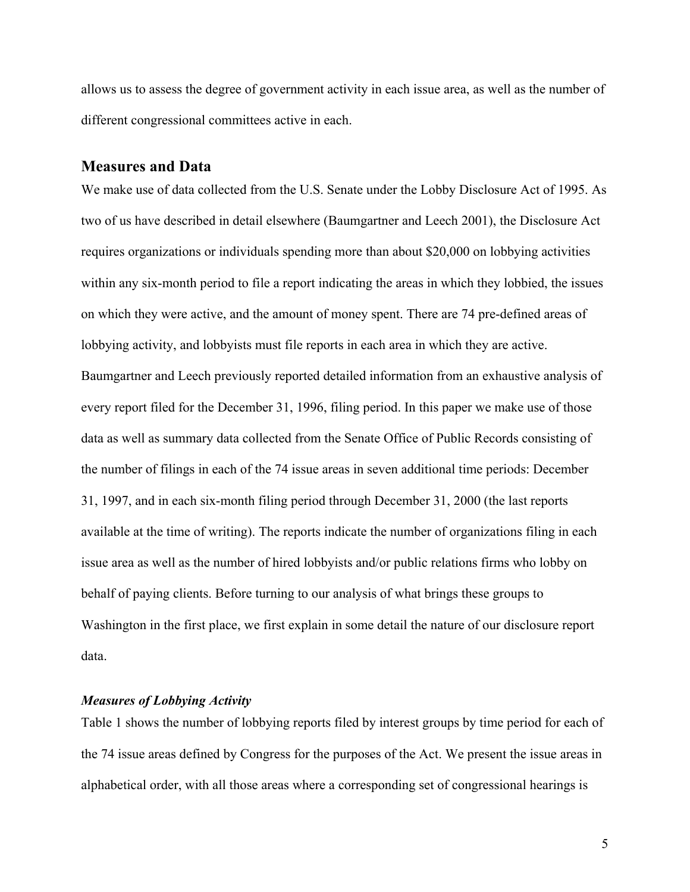allows us to assess the degree of government activity in each issue area, as well as the number of different congressional committees active in each.

## Measures and Data

We make use of data collected from the U.S. Senate under the Lobby Disclosure Act of 1995. As two of us have described in detail elsewhere (Baumgartner and Leech 2001), the Disclosure Act requires organizations or individuals spending more than about $20,000 on lobbying activities within any six-month period to file a report indicating the areas in which they lobbied, the issues on which they were active, and the amount of money spent. There are 74 pre-defined areas of lobbying activity, and lobbyists must file reports in each area in which they are active. Baumgartner and Leech previously reported detailed information from an exhaustive analysis of every report filed for the December 31, 1996, filing period. In this paper we make use of those data as well as summary data collected from the Senate Office of Public Records consisting of the number of filings in each of the 74 issue areas in seven additional time periods: December 31, 1997, and in each six-month filing period through December 31, 2000 (the last reports available at the time of writing). The reports indicate the number of organizations filing in each issue area as well as the number of hired lobbyists and/or public relations firms who lobby on behalf of paying clients. Before turning to our analysis of what brings these groups to Washington in the first place, we first explain in some detail the nature of our disclosure report data.

### *Measures of Lobbying Activity*

Table 1 shows the number of lobbying reports filed by interest groups by time period for each of the 74 issue areas defined by Congress for the purposes of the Act. We present the issue areas in alphabetical order, with all those areas where a corresponding set of congressional hearings is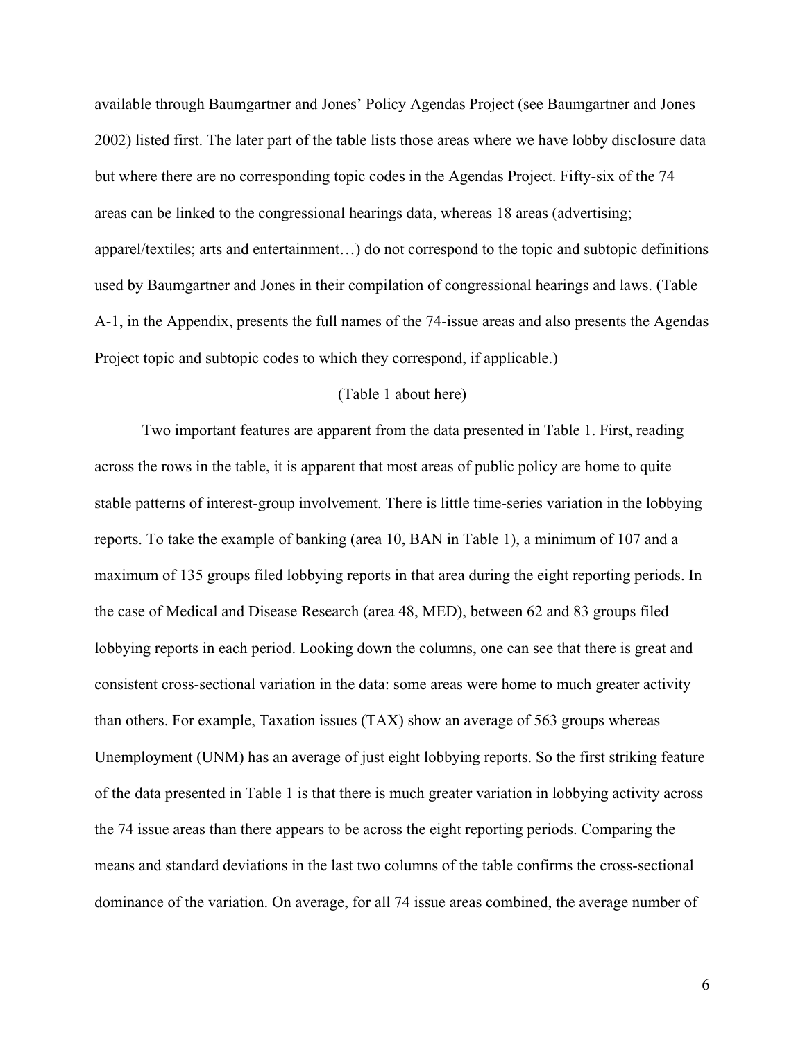available through Baumgartner and Jones' Policy Agendas Project (see Baumgartner and Jones 2002) listed first. The later part of the table lists those areas where we have lobby disclosure data but where there are no corresponding topic codes in the Agendas Project. Fifty-six of the 74 areas can be linked to the congressional hearings data, whereas 18 areas (advertising; apparel/textiles; arts and entertainment…) do not correspond to the topic and subtopic definitions used by Baumgartner and Jones in their compilation of congressional hearings and laws. (Table A-1, in the Appendix, presents the full names of the 74-issue areas and also presents the Agendas Project topic and subtopic codes to which they correspond, if applicable.)

(Table 1 about here)

Two important features are apparent from the data presented in Table 1. First, reading across the rows in the table, it is apparent that most areas of public policy are home to quite stable patterns of interest-group involvement. There is little time-series variation in the lobbying reports. To take the example of banking (area 10, BAN in Table 1), a minimum of 107 and a maximum of 135 groups filed lobbying reports in that area during the eight reporting periods. In the case of Medical and Disease Research (area 48, MED), between 62 and 83 groups filed lobbying reports in each period. Looking down the columns, one can see that there is great and consistent cross-sectional variation in the data: some areas were home to much greater activity than others. For example, Taxation issues (TAX) show an average of 563 groups whereas Unemployment (UNM) has an average of just eight lobbying reports. So the first striking feature of the data presented in Table 1 is that there is much greater variation in lobbying activity across the 74 issue areas than there appears to be across the eight reporting periods. Comparing the means and standard deviations in the last two columns of the table confirms the cross-sectional dominance of the variation. On average, for all 74 issue areas combined, the average number of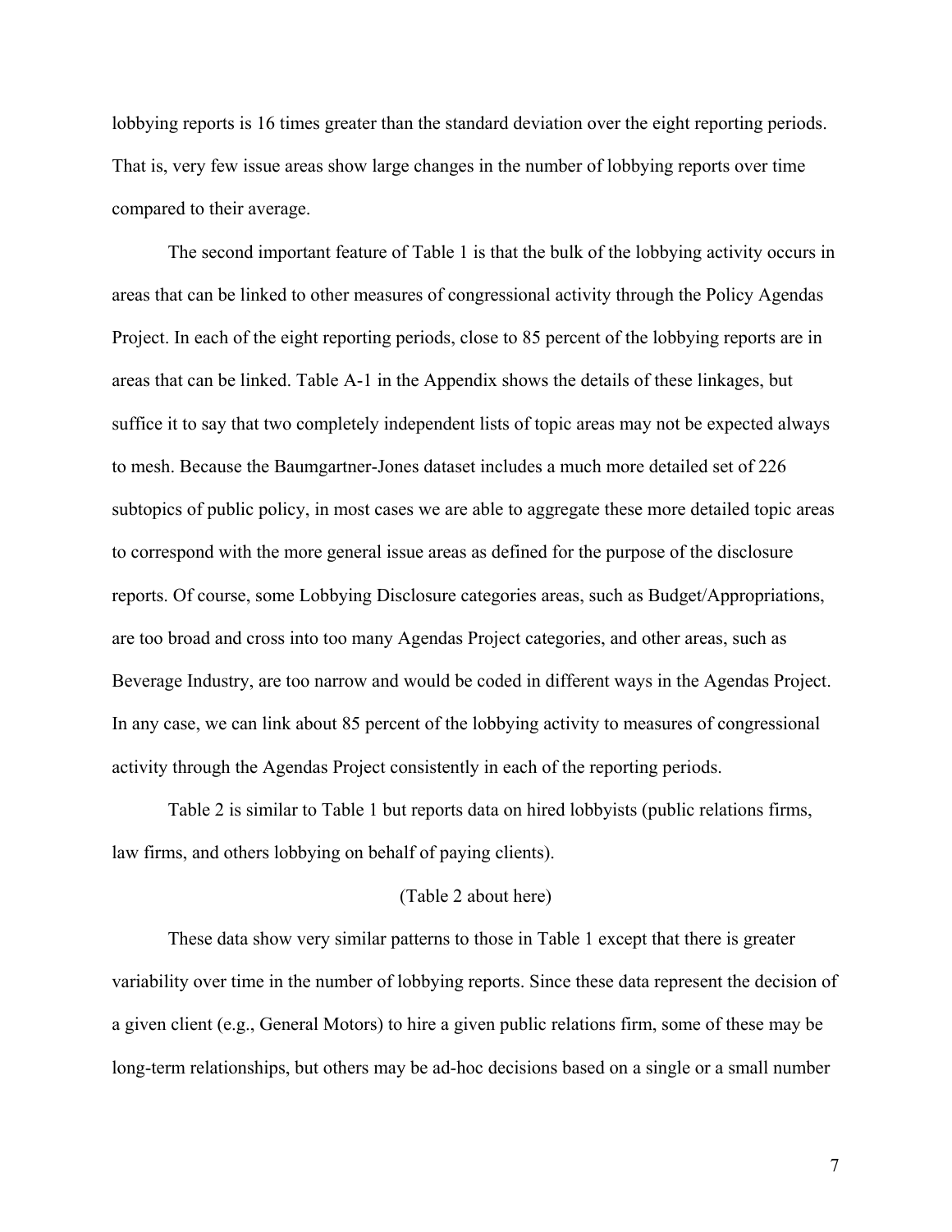lobbying reports is 16 times greater than the standard deviation over the eight reporting periods. That is, very few issue areas show large changes in the number of lobbying reports over time compared to their average.

The second important feature of Table 1 is that the bulk of the lobbying activity occurs in areas that can be linked to other measures of congressional activity through the Policy Agendas Project. In each of the eight reporting periods, close to 85 percent of the lobbying reports are in areas that can be linked. Table A-1 in the Appendix shows the details of these linkages, but suffice it to say that two completely independent lists of topic areas may not be expected always to mesh. Because the Baumgartner-Jones dataset includes a much more detailed set of 226 subtopics of public policy, in most cases we are able to aggregate these more detailed topic areas to correspond with the more general issue areas as defined for the purpose of the disclosure reports. Of course, some Lobbying Disclosure categories areas, such as Budget/Appropriations, are too broad and cross into too many Agendas Project categories, and other areas, such as Beverage Industry, are too narrow and would be coded in different ways in the Agendas Project. In any case, we can link about 85 percent of the lobbying activity to measures of congressional activity through the Agendas Project consistently in each of the reporting periods.

Table 2 is similar to Table 1 but reports data on hired lobbyists (public relations firms, law firms, and others lobbying on behalf of paying clients).

(Table 2 about here)

These data show very similar patterns to those in Table 1 except that there is greater variability over time in the number of lobbying reports. Since these data represent the decision of a given client (e.g., General Motors) to hire a given public relations firm, some of these may be long-term relationships, but others may be ad-hoc decisions based on a single or a small number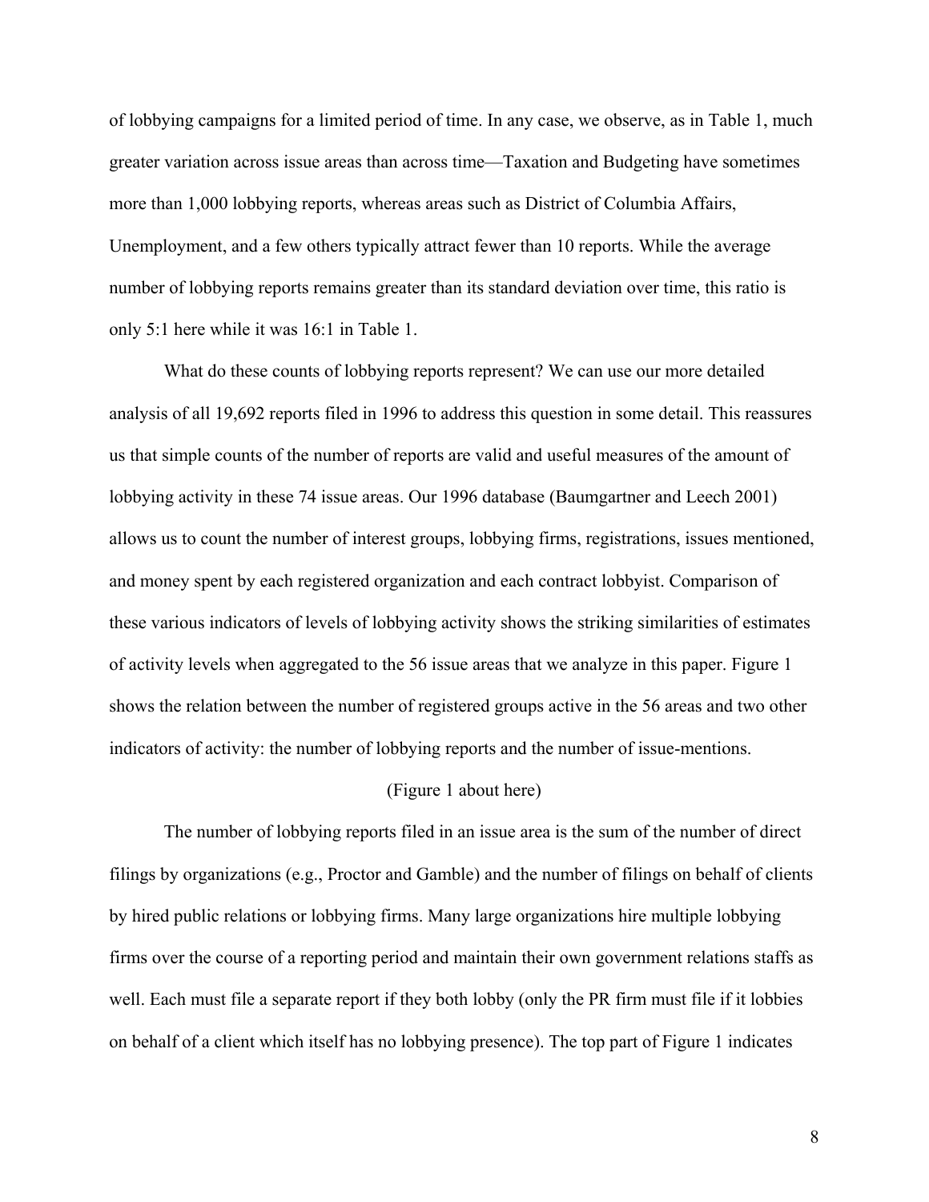of lobbying campaigns for a limited period of time. In any case, we observe, as in Table 1, much greater variation across issue areas than across time—Taxation and Budgeting have sometimes more than 1,000 lobbying reports, whereas areas such as District of Columbia Affairs, Unemployment, and a few others typically attract fewer than 10 reports. While the average number of lobbying reports remains greater than its standard deviation over time, this ratio is only 5:1 here while it was 16:1 in Table 1.

What do these counts of lobbying reports represent? We can use our more detailed analysis of all 19,692 reports filed in 1996 to address this question in some detail. This reassures us that simple counts of the number of reports are valid and useful measures of the amount of lobbying activity in these 74 issue areas. Our 1996 database (Baumgartner and Leech 2001) allows us to count the number of interest groups, lobbying firms, registrations, issues mentioned, and money spent by each registered organization and each contract lobbyist. Comparison of these various indicators of levels of lobbying activity shows the striking similarities of estimates of activity levels when aggregated to the 56 issue areas that we analyze in this paper. Figure 1 shows the relation between the number of registered groups active in the 56 areas and two other indicators of activity: the number of lobbying reports and the number of issue-mentions.

(Figure 1 about here)

The number of lobbying reports filed in an issue area is the sum of the number of direct filings by organizations (e.g., Proctor and Gamble) and the number of filings on behalf of clients by hired public relations or lobbying firms. Many large organizations hire multiple lobbying firms over the course of a reporting period and maintain their own government relations staffs as well. Each must file a separate report if they both lobby (only the PR firm must file if it lobbies on behalf of a client which itself has no lobbying presence). The top part of Figure 1 indicates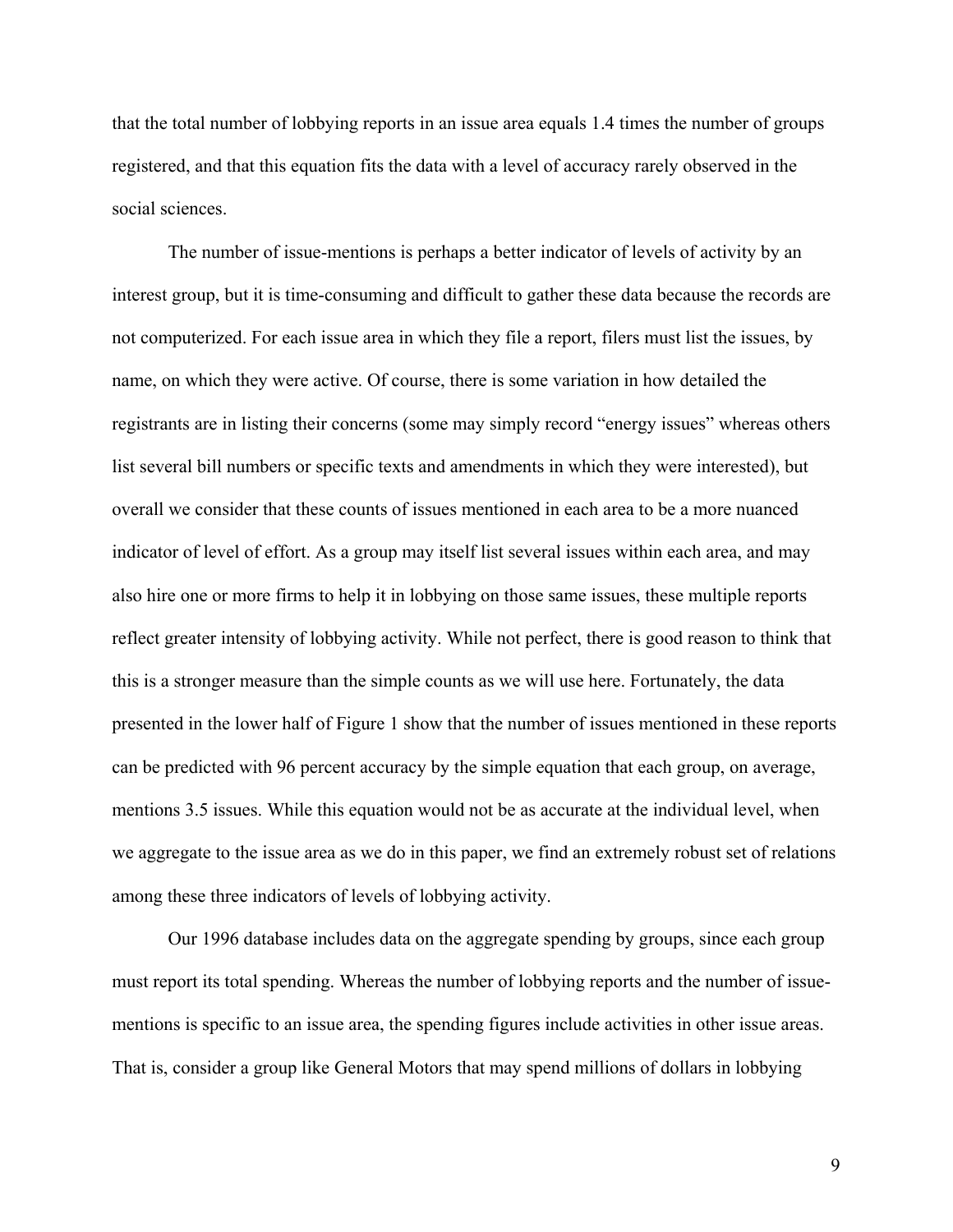that the total number of lobbying reports in an issue area equals 1.4 times the number of groups registered, and that this equation fits the data with a level of accuracy rarely observed in the social sciences.

The number of issue-mentions is perhaps a better indicator of levels of activity by an interest group, but it is time-consuming and difficult to gather these data because the records are not computerized. For each issue area in which they file a report, filers must list the issues, by name, on which they were active. Of course, there is some variation in how detailed the registrants are in listing their concerns (some may simply record "energy issues" whereas others list several bill numbers or specific texts and amendments in which they were interested), but overall we consider that these counts of issues mentioned in each area to be a more nuanced indicator of level of effort. As a group may itself list several issues within each area, and may also hire one or more firms to help it in lobbying on those same issues, these multiple reports reflect greater intensity of lobbying activity. While not perfect, there is good reason to think that this is a stronger measure than the simple counts as we will use here. Fortunately, the data presented in the lower half of Figure 1 show that the number of issues mentioned in these reports can be predicted with 96 percent accuracy by the simple equation that each group, on average, mentions 3.5 issues. While this equation would not be as accurate at the individual level, when we aggregate to the issue area as we do in this paper, we find an extremely robust set of relations among these three indicators of levels of lobbying activity.

Our 1996 database includes data on the aggregate spending by groups, since each group must report its total spending. Whereas the number of lobbying reports and the number of issue-mentions is specific to an issue area, the spending figures include activities in other issue areas. That is, consider a group like General Motors that may spend millions of dollars in lobbying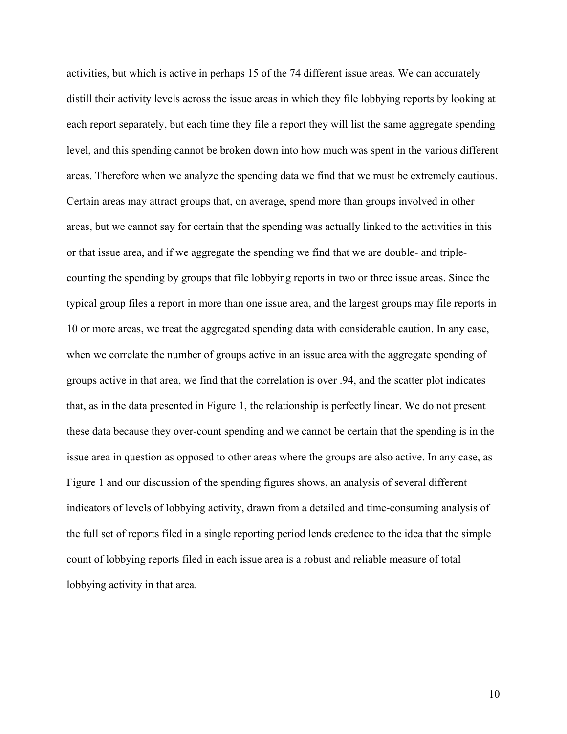activities, but which is active in perhaps 15 of the 74 different issue areas. We can accurately distill their activity levels across the issue areas in which they file lobbying reports by looking at each report separately, but each time they file a report they will list the same aggregate spending level, and this spending cannot be broken down into how much was spent in the various different areas. Therefore when we analyze the spending data we find that we must be extremely cautious. Certain areas may attract groups that, on average, spend more than groups involved in other areas, but we cannot say for certain that the spending was actually linked to the activities in this or that issue area, and if we aggregate the spending we find that we are double- and triple-counting the spending by groups that file lobbying reports in two or three issue areas. Since the typical group files a report in more than one issue area, and the largest groups may file reports in 10 or more areas, we treat the aggregated spending data with considerable caution. In any case, when we correlate the number of groups active in an issue area with the aggregate spending of groups active in that area, we find that the correlation is over .94, and the scatter plot indicates that, as in the data presented in Figure 1, the relationship is perfectly linear. We do not present these data because they over-count spending and we cannot be certain that the spending is in the issue area in question as opposed to other areas where the groups are also active. In any case, as Figure 1 and our discussion of the spending figures shows, an analysis of several different indicators of levels of lobbying activity, drawn from a detailed and time-consuming analysis of the full set of reports filed in a single reporting period lends credence to the idea that the simple count of lobbying reports filed in each issue area is a robust and reliable measure of total lobbying activity in that area.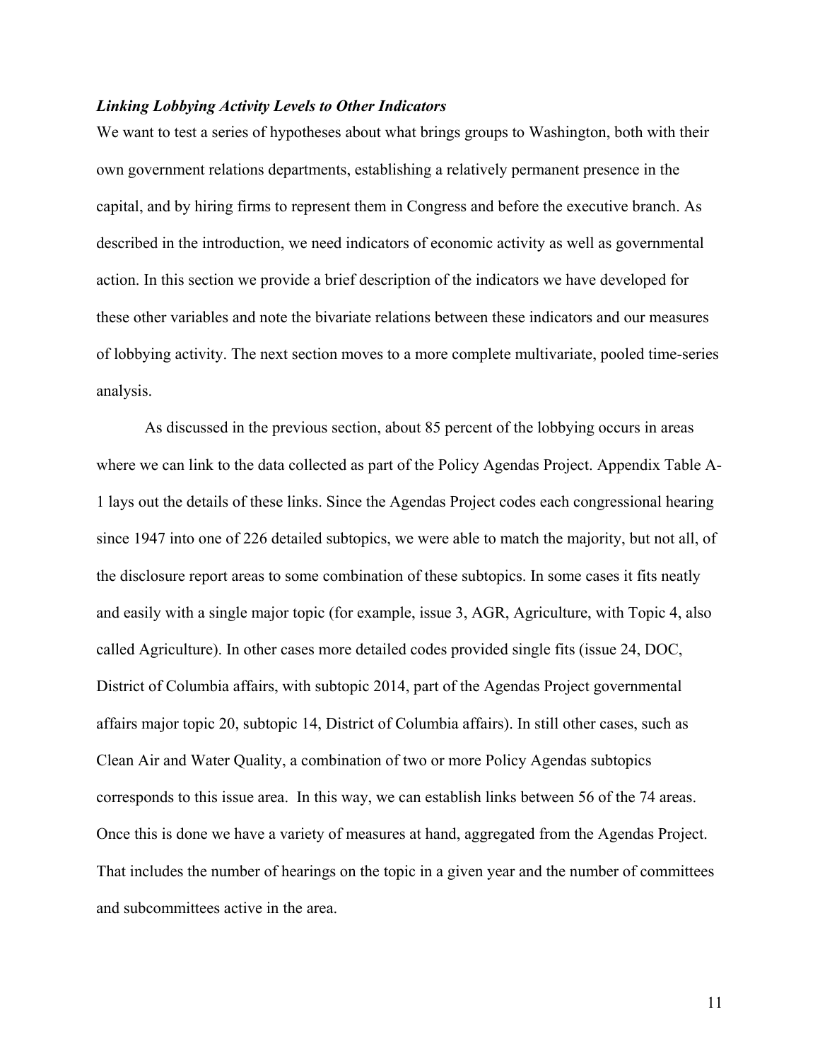***Linking Lobbying Activity Levels to Other Indicators***

We want to test a series of hypotheses about what brings groups to Washington, both with their own government relations departments, establishing a relatively permanent presence in the capital, and by hiring firms to represent them in Congress and before the executive branch. As described in the introduction, we need indicators of economic activity as well as governmental action. In this section we provide a brief description of the indicators we have developed for these other variables and note the bivariate relations between these indicators and our measures of lobbying activity. The next section moves to a more complete multivariate, pooled time-series analysis.

As discussed in the previous section, about 85 percent of the lobbying occurs in areas where we can link to the data collected as part of the Policy Agendas Project. Appendix Table A-1 lays out the details of these links. Since the Agendas Project codes each congressional hearing since 1947 into one of 226 detailed subtopics, we were able to match the majority, but not all, of the disclosure report areas to some combination of these subtopics. In some cases it fits neatly and easily with a single major topic (for example, issue 3, AGR, Agriculture, with Topic 4, also called Agriculture). In other cases more detailed codes provided single fits (issue 24, DOC, District of Columbia affairs, with subtopic 2014, part of the Agendas Project governmental affairs major topic 20, subtopic 14, District of Columbia affairs). In still other cases, such as Clean Air and Water Quality, a combination of two or more Policy Agendas subtopics corresponds to this issue area. In this way, we can establish links between 56 of the 74 areas. Once this is done we have a variety of measures at hand, aggregated from the Agendas Project. That includes the number of hearings on the topic in a given year and the number of committees and subcommittees active in the area.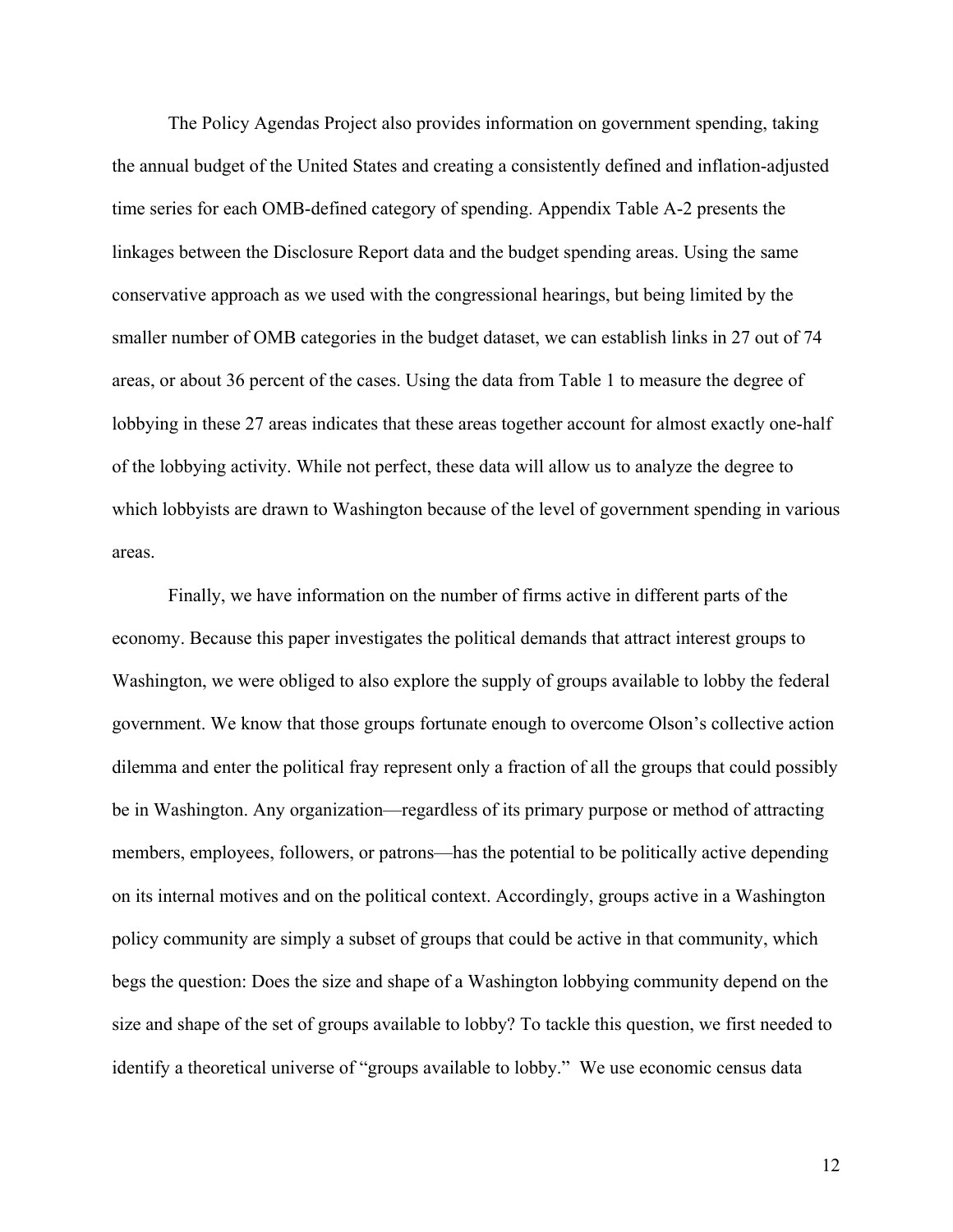The Policy Agendas Project also provides information on government spending, taking the annual budget of the United States and creating a consistently defined and inflation-adjusted time series for each OMB-defined category of spending. Appendix Table A-2 presents the linkages between the Disclosure Report data and the budget spending areas. Using the same conservative approach as we used with the congressional hearings, but being limited by the smaller number of OMB categories in the budget dataset, we can establish links in 27 out of 74 areas, or about 36 percent of the cases. Using the data from Table 1 to measure the degree of lobbying in these 27 areas indicates that these areas together account for almost exactly one-half of the lobbying activity. While not perfect, these data will allow us to analyze the degree to which lobbyists are drawn to Washington because of the level of government spending in various areas.

Finally, we have information on the number of firms active in different parts of the economy. Because this paper investigates the political demands that attract interest groups to Washington, we were obliged to also explore the supply of groups available to lobby the federal government. We know that those groups fortunate enough to overcome Olson's collective action dilemma and enter the political fray represent only a fraction of all the groups that could possibly be in Washington. Any organization—regardless of its primary purpose or method of attracting members, employees, followers, or patrons—has the potential to be politically active depending on its internal motives and on the political context. Accordingly, groups active in a Washington policy community are simply a subset of groups that could be active in that community, which begs the question: Does the size and shape of a Washington lobbying community depend on the size and shape of the set of groups available to lobby? To tackle this question, we first needed to identify a theoretical universe of "groups available to lobby." We use economic census data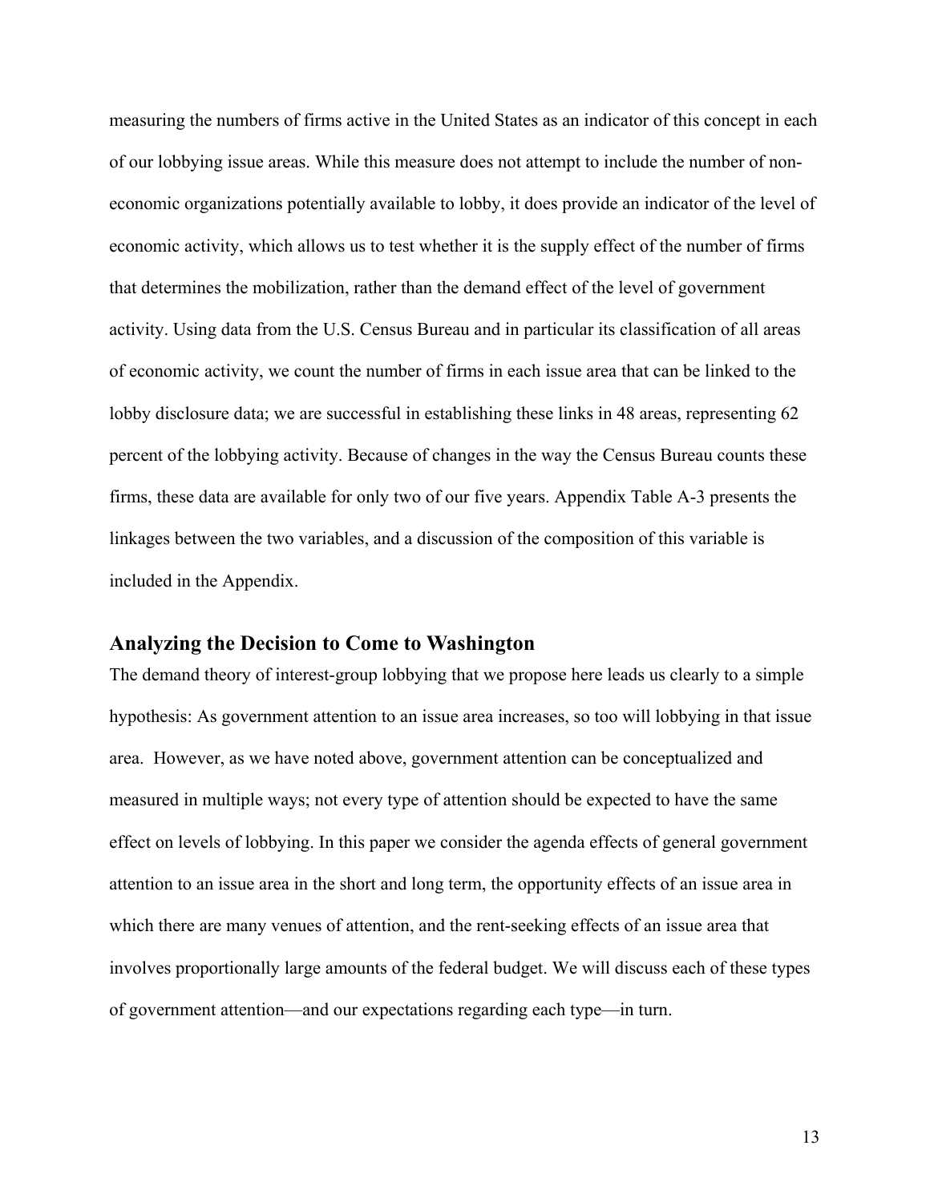measuring the numbers of firms active in the United States as an indicator of this concept in each of our lobbying issue areas. While this measure does not attempt to include the number of non-economic organizations potentially available to lobby, it does provide an indicator of the level of economic activity, which allows us to test whether it is the supply effect of the number of firms that determines the mobilization, rather than the demand effect of the level of government activity. Using data from the U.S. Census Bureau and in particular its classification of all areas of economic activity, we count the number of firms in each issue area that can be linked to the lobby disclosure data; we are successful in establishing these links in 48 areas, representing 62 percent of the lobbying activity. Because of changes in the way the Census Bureau counts these firms, these data are available for only two of our five years. Appendix Table A-3 presents the linkages between the two variables, and a discussion of the composition of this variable is included in the Appendix.

## Analyzing the Decision to Come to Washington

The demand theory of interest-group lobbying that we propose here leads us clearly to a simple hypothesis: As government attention to an issue area increases, so too will lobbying in that issue area. However, as we have noted above, government attention can be conceptualized and measured in multiple ways; not every type of attention should be expected to have the same effect on levels of lobbying. In this paper we consider the agenda effects of general government attention to an issue area in the short and long term, the opportunity effects of an issue area in which there are many venues of attention, and the rent-seeking effects of an issue area that involves proportionally large amounts of the federal budget. We will discuss each of these types of government attention—and our expectations regarding each type—in turn.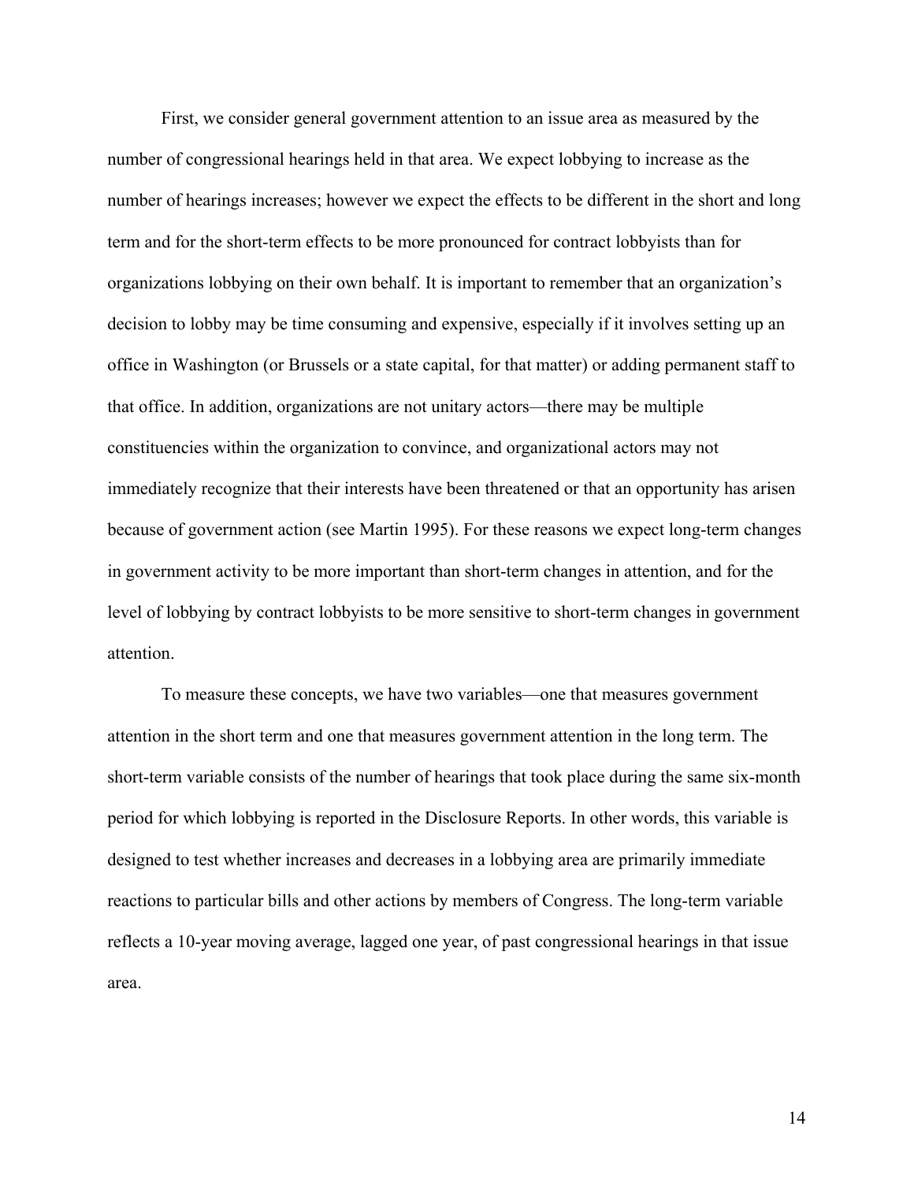First, we consider general government attention to an issue area as measured by the number of congressional hearings held in that area. We expect lobbying to increase as the number of hearings increases; however we expect the effects to be different in the short and long term and for the short-term effects to be more pronounced for contract lobbyists than for organizations lobbying on their own behalf. It is important to remember that an organization's decision to lobby may be time consuming and expensive, especially if it involves setting up an office in Washington (or Brussels or a state capital, for that matter) or adding permanent staff to that office. In addition, organizations are not unitary actors—there may be multiple constituencies within the organization to convince, and organizational actors may not immediately recognize that their interests have been threatened or that an opportunity has arisen because of government action (see Martin 1995). For these reasons we expect long-term changes in government activity to be more important than short-term changes in attention, and for the level of lobbying by contract lobbyists to be more sensitive to short-term changes in government attention.

To measure these concepts, we have two variables—one that measures government attention in the short term and one that measures government attention in the long term. The short-term variable consists of the number of hearings that took place during the same six-month period for which lobbying is reported in the Disclosure Reports. In other words, this variable is designed to test whether increases and decreases in a lobbying area are primarily immediate reactions to particular bills and other actions by members of Congress. The long-term variable reflects a 10-year moving average, lagged one year, of past congressional hearings in that issue area.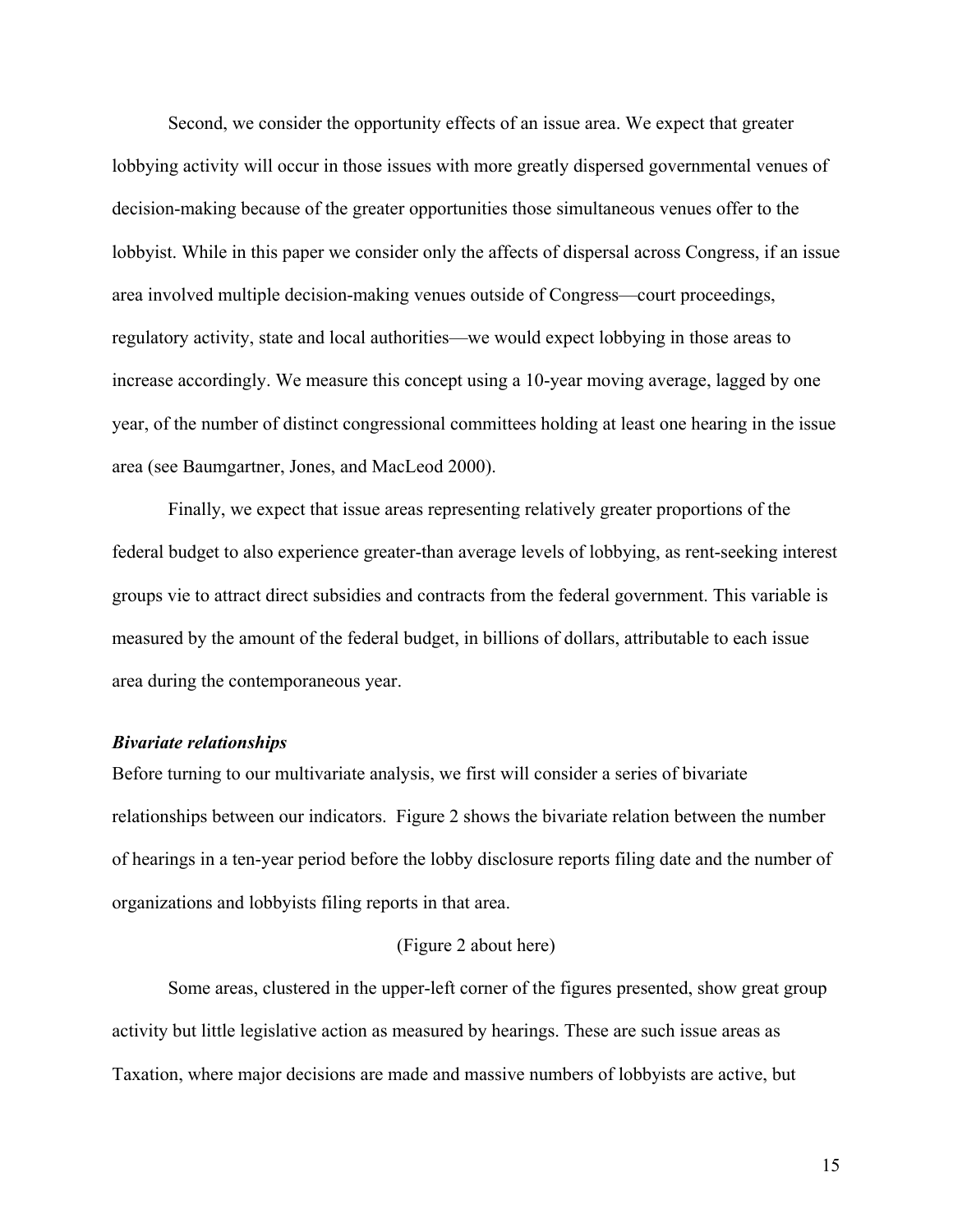Second, we consider the opportunity effects of an issue area. We expect that greater lobbying activity will occur in those issues with more greatly dispersed governmental venues of decision-making because of the greater opportunities those simultaneous venues offer to the lobbyist. While in this paper we consider only the affects of dispersal across Congress, if an issue area involved multiple decision-making venues outside of Congress—court proceedings, regulatory activity, state and local authorities—we would expect lobbying in those areas to increase accordingly. We measure this concept using a 10-year moving average, lagged by one year, of the number of distinct congressional committees holding at least one hearing in the issue area (see Baumgartner, Jones, and MacLeod 2000).

Finally, we expect that issue areas representing relatively greater proportions of the federal budget to also experience greater-than average levels of lobbying, as rent-seeking interest groups vie to attract direct subsidies and contracts from the federal government. This variable is measured by the amount of the federal budget, in billions of dollars, attributable to each issue area during the contemporaneous year.

### *Bivariate relationships*

Before turning to our multivariate analysis, we first will consider a series of bivariate relationships between our indicators. Figure 2 shows the bivariate relation between the number of hearings in a ten-year period before the lobby disclosure reports filing date and the number of organizations and lobbyists filing reports in that area.

(Figure 2 about here)

Some areas, clustered in the upper-left corner of the figures presented, show great group activity but little legislative action as measured by hearings. These are such issue areas as Taxation, where major decisions are made and massive numbers of lobbyists are active, but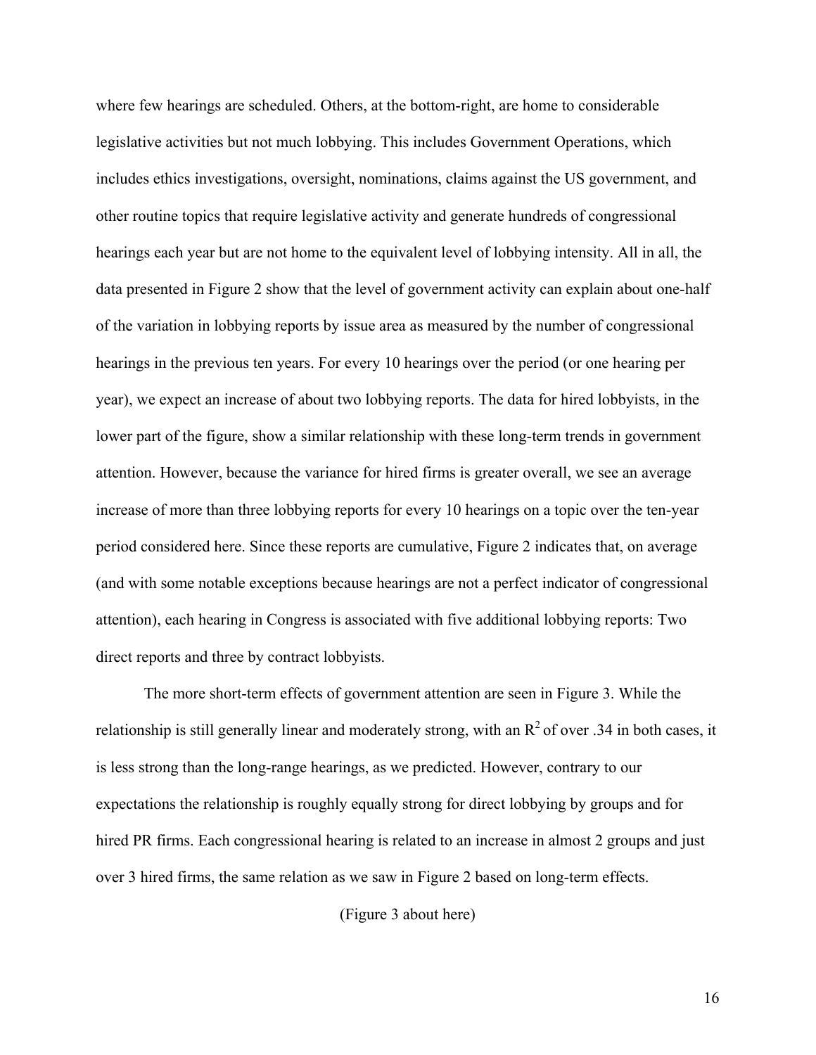where few hearings are scheduled. Others, at the bottom-right, are home to considerable legislative activities but not much lobbying. This includes Government Operations, which includes ethics investigations, oversight, nominations, claims against the US government, and other routine topics that require legislative activity and generate hundreds of congressional hearings each year but are not home to the equivalent level of lobbying intensity. All in all, the data presented in Figure 2 show that the level of government activity can explain about one-half of the variation in lobbying reports by issue area as measured by the number of congressional hearings in the previous ten years. For every 10 hearings over the period (or one hearing per year), we expect an increase of about two lobbying reports. The data for hired lobbyists, in the lower part of the figure, show a similar relationship with these long-term trends in government attention. However, because the variance for hired firms is greater overall, we see an average increase of more than three lobbying reports for every 10 hearings on a topic over the ten-year period considered here. Since these reports are cumulative, Figure 2 indicates that, on average (and with some notable exceptions because hearings are not a perfect indicator of congressional attention), each hearing in Congress is associated with five additional lobbying reports: Two direct reports and three by contract lobbyists.

The more short-term effects of government attention are seen in Figure 3. While the relationship is still generally linear and moderately strong, with an $R^2$ of over .34 in both cases, it is less strong than the long-range hearings, as we predicted. However, contrary to our expectations the relationship is roughly equally strong for direct lobbying by groups and for hired PR firms. Each congressional hearing is related to an increase in almost 2 groups and just over 3 hired firms, the same relation as we saw in Figure 2 based on long-term effects.

(Figure 3 about here)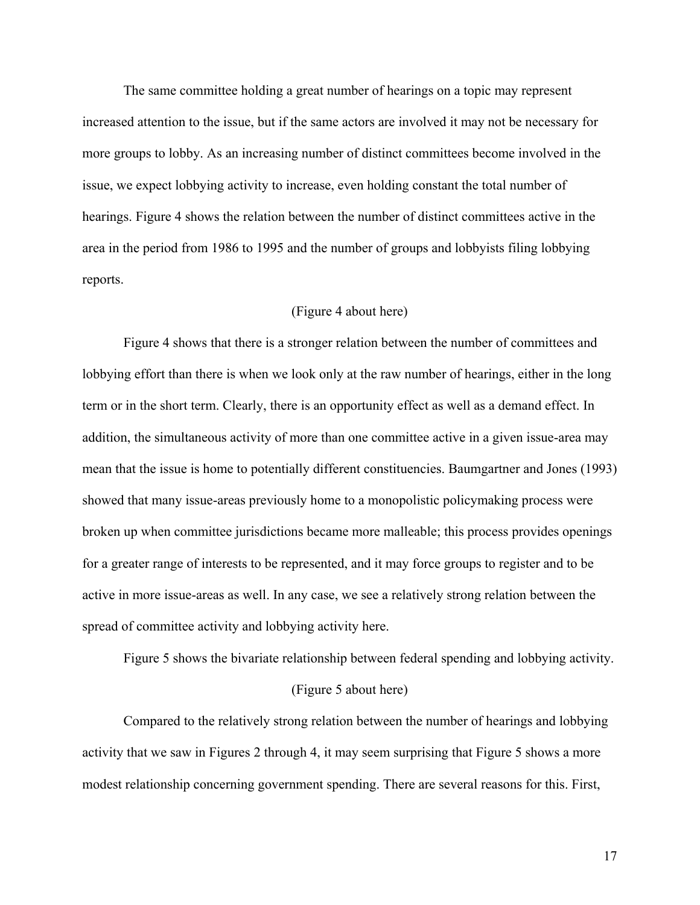The same committee holding a great number of hearings on a topic may represent increased attention to the issue, but if the same actors are involved it may not be necessary for more groups to lobby. As an increasing number of distinct committees become involved in the issue, we expect lobbying activity to increase, even holding constant the total number of hearings. Figure 4 shows the relation between the number of distinct committees active in the area in the period from 1986 to 1995 and the number of groups and lobbyists filing lobbying reports.

(Figure 4 about here)

Figure 4 shows that there is a stronger relation between the number of committees and lobbying effort than there is when we look only at the raw number of hearings, either in the long term or in the short term. Clearly, there is an opportunity effect as well as a demand effect. In addition, the simultaneous activity of more than one committee active in a given issue-area may mean that the issue is home to potentially different constituencies. Baumgartner and Jones (1993) showed that many issue-areas previously home to a monopolistic policymaking process were broken up when committee jurisdictions became more malleable; this process provides openings for a greater range of interests to be represented, and it may force groups to register and to be active in more issue-areas as well. In any case, we see a relatively strong relation between the spread of committee activity and lobbying activity here.

Figure 5 shows the bivariate relationship between federal spending and lobbying activity.

(Figure 5 about here)

Compared to the relatively strong relation between the number of hearings and lobbying activity that we saw in Figures 2 through 4, it may seem surprising that Figure 5 shows a more modest relationship concerning government spending. There are several reasons for this. First,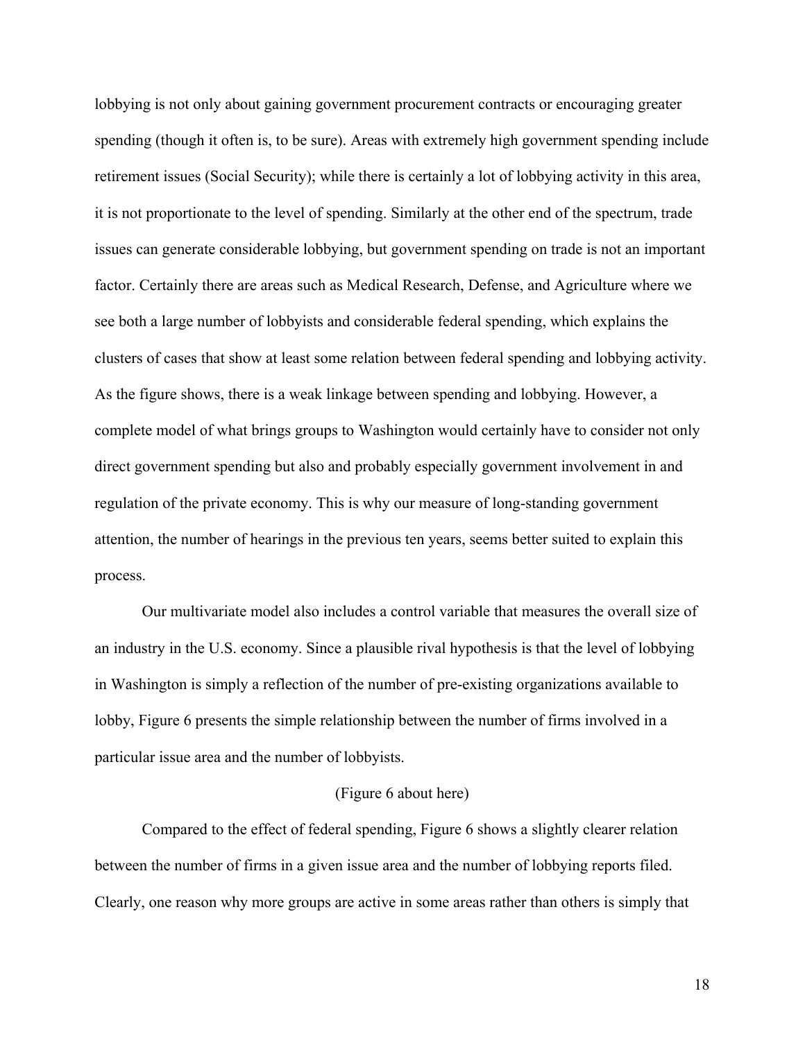lobbying is not only about gaining government procurement contracts or encouraging greater spending (though it often is, to be sure). Areas with extremely high government spending include retirement issues (Social Security); while there is certainly a lot of lobbying activity in this area, it is not proportionate to the level of spending. Similarly at the other end of the spectrum, trade issues can generate considerable lobbying, but government spending on trade is not an important factor. Certainly there are areas such as Medical Research, Defense, and Agriculture where we see both a large number of lobbyists and considerable federal spending, which explains the clusters of cases that show at least some relation between federal spending and lobbying activity. As the figure shows, there is a weak linkage between spending and lobbying. However, a complete model of what brings groups to Washington would certainly have to consider not only direct government spending but also and probably especially government involvement in and regulation of the private economy. This is why our measure of long-standing government attention, the number of hearings in the previous ten years, seems better suited to explain this process.

Our multivariate model also includes a control variable that measures the overall size of an industry in the U.S. economy. Since a plausible rival hypothesis is that the level of lobbying in Washington is simply a reflection of the number of pre-existing organizations available to lobby, Figure 6 presents the simple relationship between the number of firms involved in a particular issue area and the number of lobbyists.

(Figure 6 about here)

Compared to the effect of federal spending, Figure 6 shows a slightly clearer relation between the number of firms in a given issue area and the number of lobbying reports filed. Clearly, one reason why more groups are active in some areas rather than others is simply that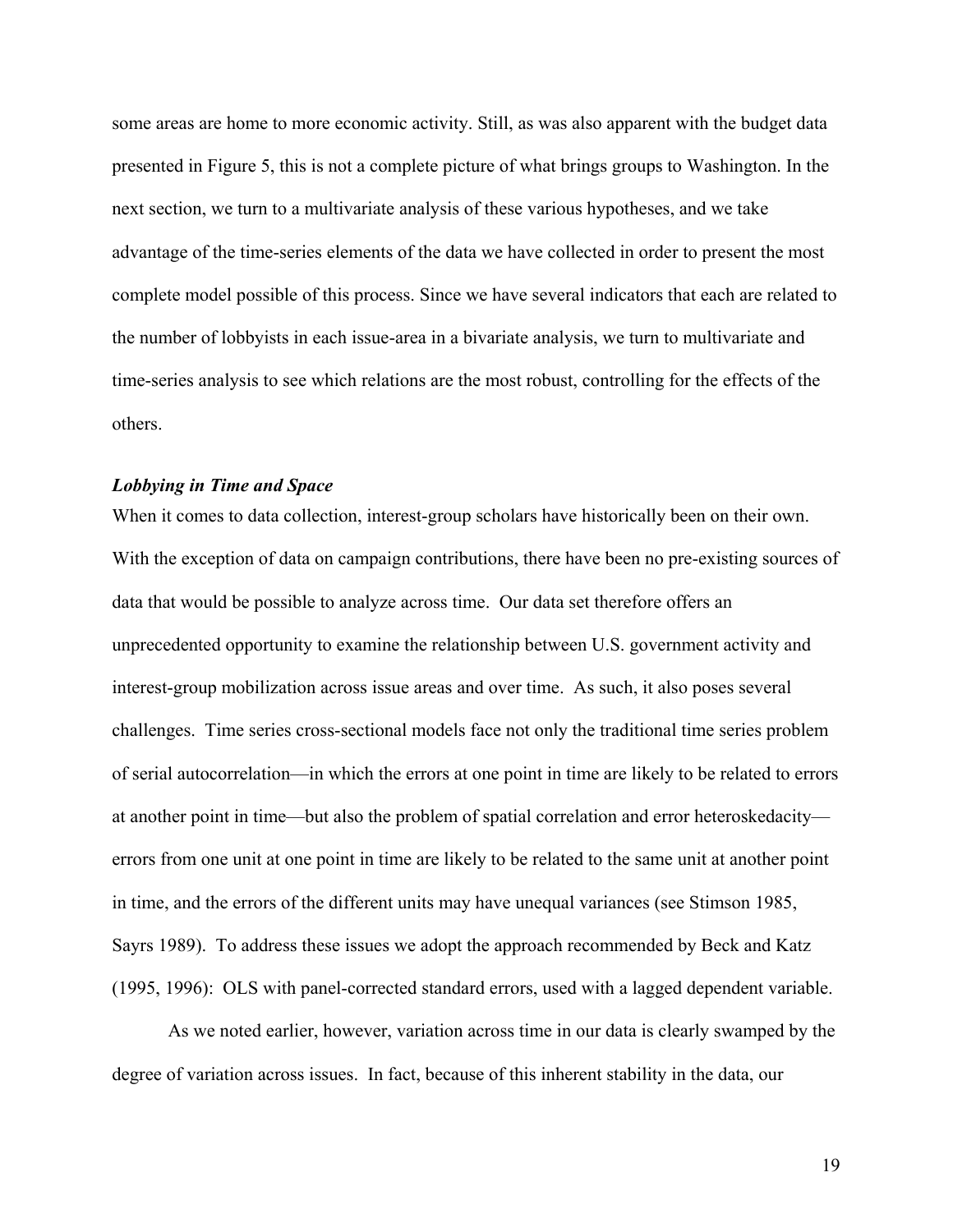some areas are home to more economic activity. Still, as was also apparent with the budget data presented in Figure 5, this is not a complete picture of what brings groups to Washington. In the next section, we turn to a multivariate analysis of these various hypotheses, and we take advantage of the time-series elements of the data we have collected in order to present the most complete model possible of this process. Since we have several indicators that each are related to the number of lobbyists in each issue-area in a bivariate analysis, we turn to multivariate and time-series analysis to see which relations are the most robust, controlling for the effects of the others.

### *Lobbying in Time and Space*

When it comes to data collection, interest-group scholars have historically been on their own. With the exception of data on campaign contributions, there have been no pre-existing sources of data that would be possible to analyze across time. Our data set therefore offers an unprecedented opportunity to examine the relationship between U.S. government activity and interest-group mobilization across issue areas and over time. As such, it also poses several challenges. Time series cross-sectional models face not only the traditional time series problem of serial autocorrelation—in which the errors at one point in time are likely to be related to errors at another point in time—but also the problem of spatial correlation and error heteroskedacity—errors from one unit at one point in time are likely to be related to the same unit at another point in time, and the errors of the different units may have unequal variances (see Stimson 1985, Sayrs 1989). To address these issues we adopt the approach recommended by Beck and Katz (1995, 1996): OLS with panel-corrected standard errors, used with a lagged dependent variable.

As we noted earlier, however, variation across time in our data is clearly swamped by the degree of variation across issues. In fact, because of this inherent stability in the data, our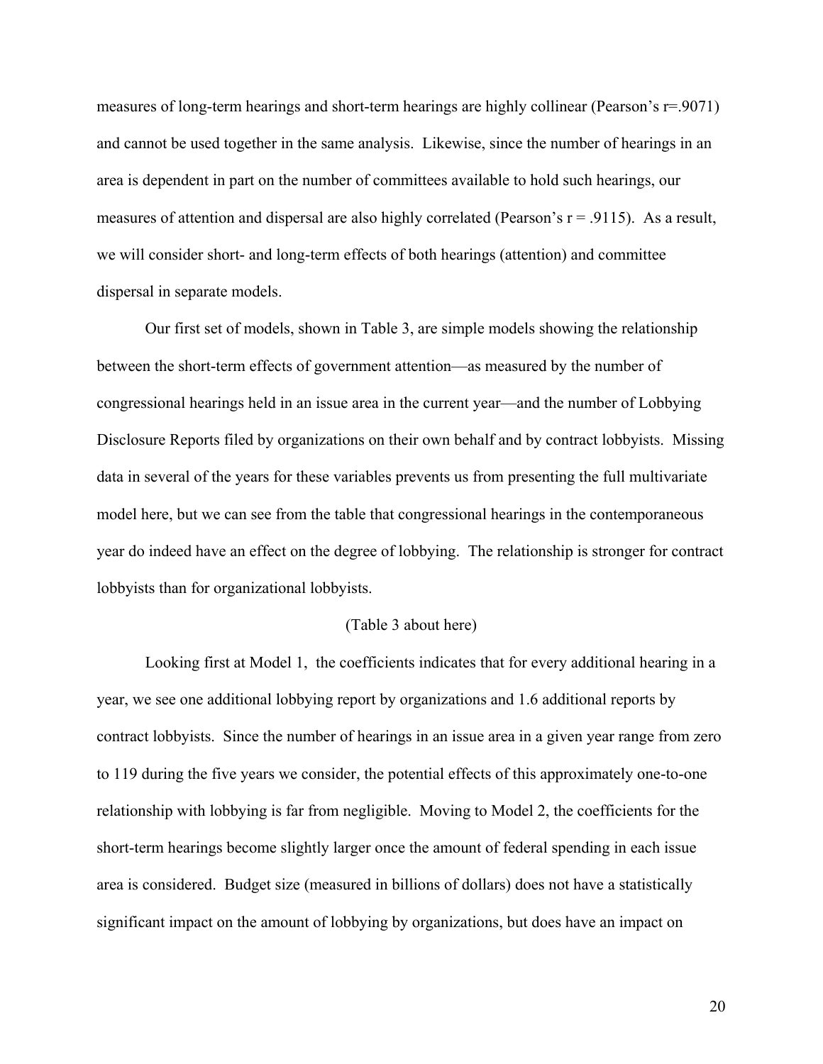measures of long-term hearings and short-term hearings are highly collinear (Pearson's r=.9071) and cannot be used together in the same analysis. Likewise, since the number of hearings in an area is dependent in part on the number of committees available to hold such hearings, our measures of attention and dispersal are also highly correlated (Pearson's r = .9115). As a result, we will consider short- and long-term effects of both hearings (attention) and committee dispersal in separate models.

Our first set of models, shown in Table 3, are simple models showing the relationship between the short-term effects of government attention—as measured by the number of congressional hearings held in an issue area in the current year—and the number of Lobbying Disclosure Reports filed by organizations on their own behalf and by contract lobbyists. Missing data in several of the years for these variables prevents us from presenting the full multivariate model here, but we can see from the table that congressional hearings in the contemporaneous year do indeed have an effect on the degree of lobbying. The relationship is stronger for contract lobbyists than for organizational lobbyists.

(Table 3 about here)

Looking first at Model 1, the coefficients indicates that for every additional hearing in a year, we see one additional lobbying report by organizations and 1.6 additional reports by contract lobbyists. Since the number of hearings in an issue area in a given year range from zero to 119 during the five years we consider, the potential effects of this approximately one-to-one relationship with lobbying is far from negligible. Moving to Model 2, the coefficients for the short-term hearings become slightly larger once the amount of federal spending in each issue area is considered. Budget size (measured in billions of dollars) does not have a statistically significant impact on the amount of lobbying by organizations, but does have an impact on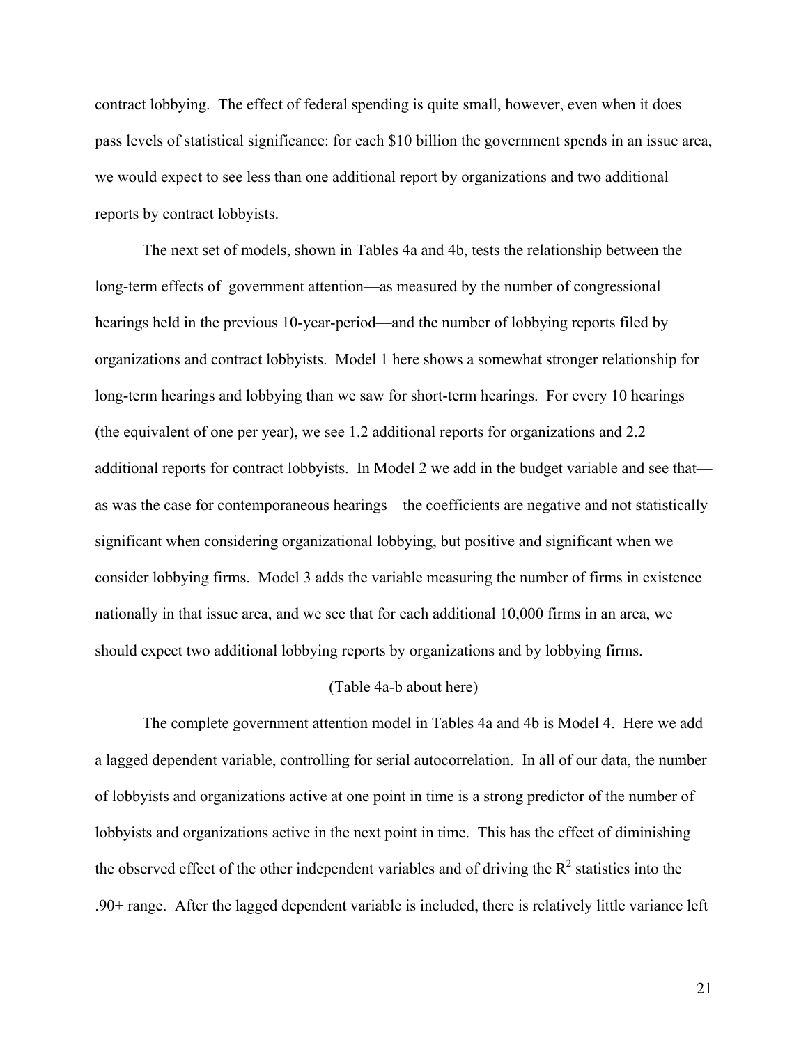contract lobbying. The effect of federal spending is quite small, however, even when it does pass levels of statistical significance: for each \$10 billion the government spends in an issue area, we would expect to see less than one additional report by organizations and two additional reports by contract lobbyists.

The next set of models, shown in Tables 4a and 4b, tests the relationship between the long-term effects of government attention—as measured by the number of congressional hearings held in the previous 10-year-period—and the number of lobbying reports filed by organizations and contract lobbyists. Model 1 here shows a somewhat stronger relationship for long-term hearings and lobbying than we saw for short-term hearings. For every 10 hearings (the equivalent of one per year), we see 1.2 additional reports for organizations and 2.2 additional reports for contract lobbyists. In Model 2 we add in the budget variable and see that—as was the case for contemporaneous hearings—the coefficients are negative and not statistically significant when considering organizational lobbying, but positive and significant when we consider lobbying firms. Model 3 adds the variable measuring the number of firms in existence nationally in that issue area, and we see that for each additional 10,000 firms in an area, we should expect two additional lobbying reports by organizations and by lobbying firms.

(Table 4a-b about here)

The complete government attention model in Tables 4a and 4b is Model 4. Here we add a lagged dependent variable, controlling for serial autocorrelation. In all of our data, the number of lobbyists and organizations active at one point in time is a strong predictor of the number of lobbyists and organizations active in the next point in time. This has the effect of diminishing the observed effect of the other independent variables and of driving the $R^2$ statistics into the .90+ range. After the lagged dependent variable is included, there is relatively little variance left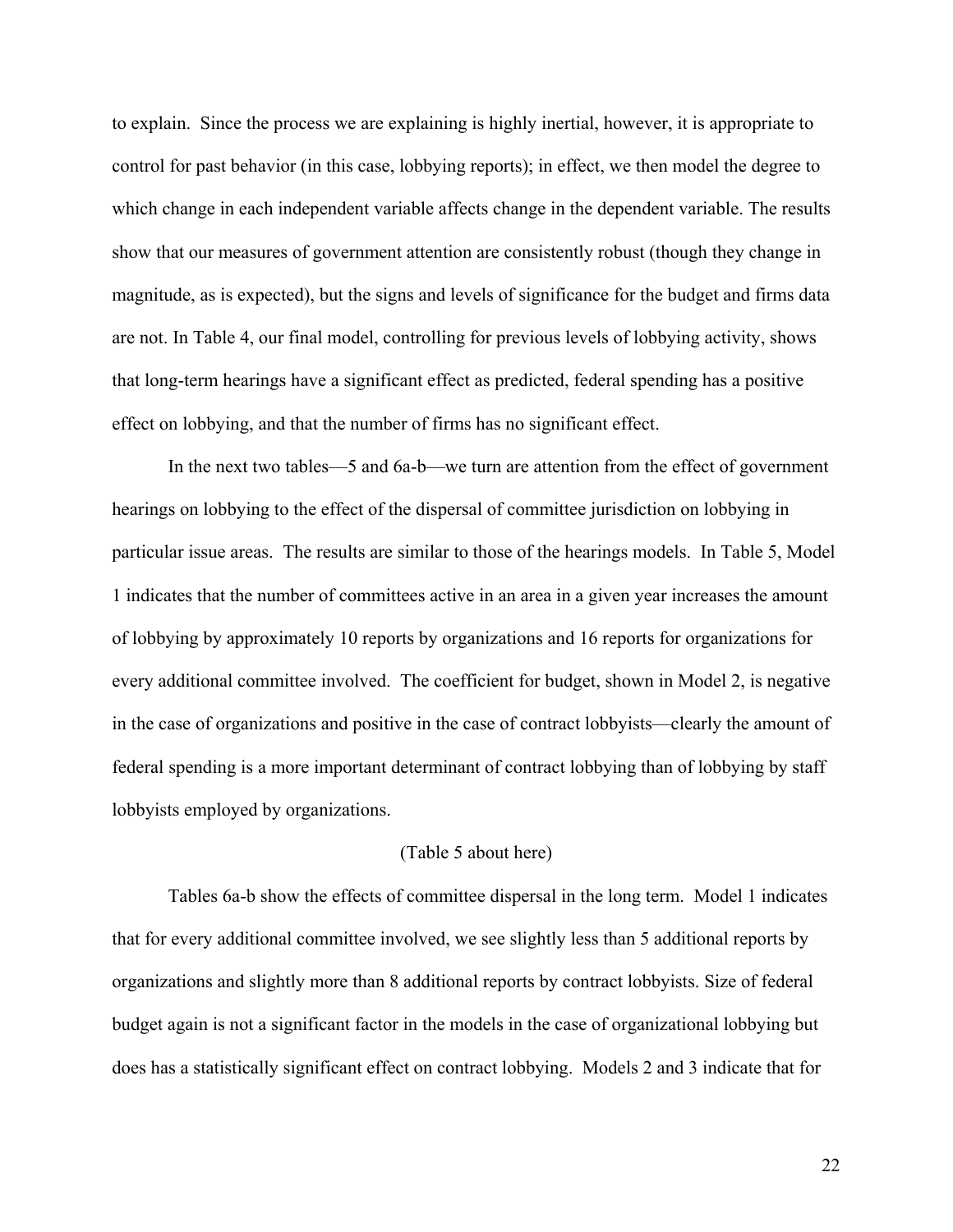to explain. Since the process we are explaining is highly inertial, however, it is appropriate to control for past behavior (in this case, lobbying reports); in effect, we then model the degree to which change in each independent variable affects change in the dependent variable. The results show that our measures of government attention are consistently robust (though they change in magnitude, as is expected), but the signs and levels of significance for the budget and firms data are not. In Table 4, our final model, controlling for previous levels of lobbying activity, shows that long-term hearings have a significant effect as predicted, federal spending has a positive effect on lobbying, and that the number of firms has no significant effect.

In the next two tables—5 and 6a-b—we turn are attention from the effect of government hearings on lobbying to the effect of the dispersal of committee jurisdiction on lobbying in particular issue areas. The results are similar to those of the hearings models. In Table 5, Model 1 indicates that the number of committees active in an area in a given year increases the amount of lobbying by approximately 10 reports by organizations and 16 reports for organizations for every additional committee involved. The coefficient for budget, shown in Model 2, is negative in the case of organizations and positive in the case of contract lobbyists—clearly the amount of federal spending is a more important determinant of contract lobbying than of lobbying by staff lobbyists employed by organizations.

(Table 5 about here)

Tables 6a-b show the effects of committee dispersal in the long term. Model 1 indicates that for every additional committee involved, we see slightly less than 5 additional reports by organizations and slightly more than 8 additional reports by contract lobbyists. Size of federal budget again is not a significant factor in the models in the case of organizational lobbying but does has a statistically significant effect on contract lobbying. Models 2 and 3 indicate that for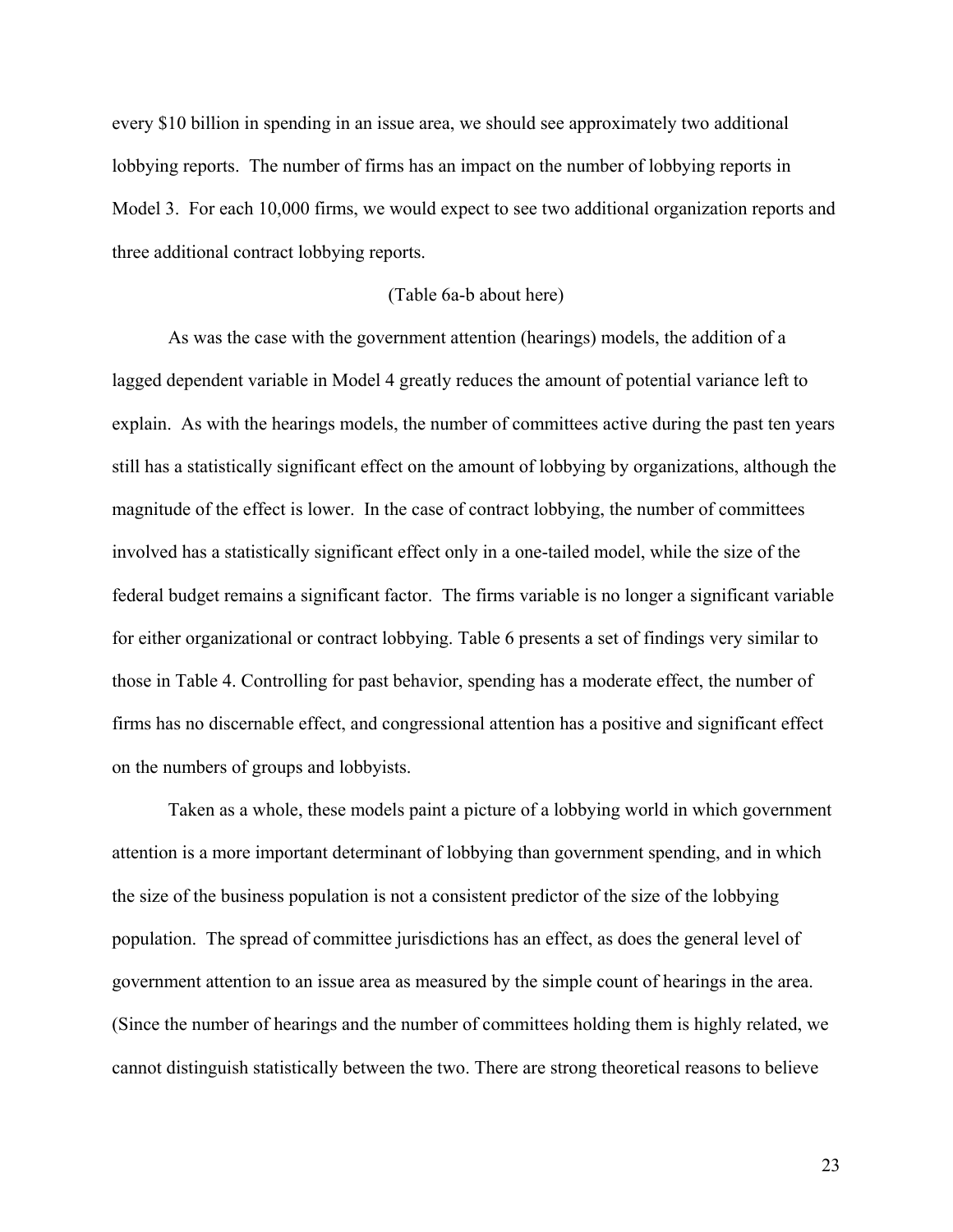every $10 billion in spending in an issue area, we should see approximately two additional lobbying reports. The number of firms has an impact on the number of lobbying reports in Model 3. For each 10,000 firms, we would expect to see two additional organization reports and three additional contract lobbying reports.

(Table 6a-b about here)

As was the case with the government attention (hearings) models, the addition of a lagged dependent variable in Model 4 greatly reduces the amount of potential variance left to explain. As with the hearings models, the number of committees active during the past ten years still has a statistically significant effect on the amount of lobbying by organizations, although the magnitude of the effect is lower. In the case of contract lobbying, the number of committees involved has a statistically significant effect only in a one-tailed model, while the size of the federal budget remains a significant factor. The firms variable is no longer a significant variable for either organizational or contract lobbying. Table 6 presents a set of findings very similar to those in Table 4. Controlling for past behavior, spending has a moderate effect, the number of firms has no discernable effect, and congressional attention has a positive and significant effect on the numbers of groups and lobbyists.

Taken as a whole, these models paint a picture of a lobbying world in which government attention is a more important determinant of lobbying than government spending, and in which the size of the business population is not a consistent predictor of the size of the lobbying population. The spread of committee jurisdictions has an effect, as does the general level of government attention to an issue area as measured by the simple count of hearings in the area. (Since the number of hearings and the number of committees holding them is highly related, we cannot distinguish statistically between the two. There are strong theoretical reasons to believe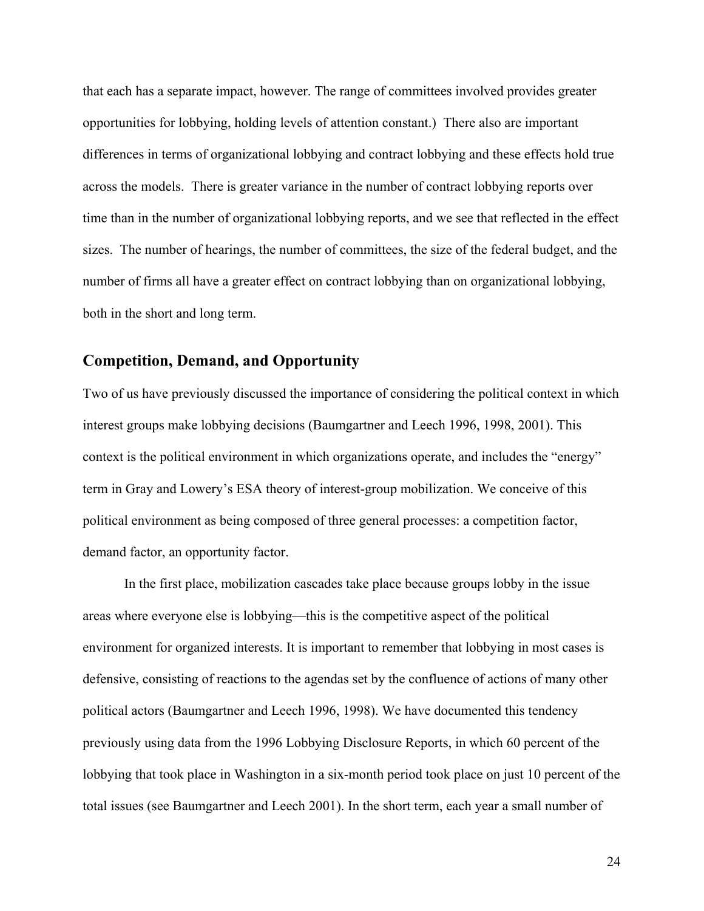that each has a separate impact, however. The range of committees involved provides greater opportunities for lobbying, holding levels of attention constant.) There also are important differences in terms of organizational lobbying and contract lobbying and these effects hold true across the models. There is greater variance in the number of contract lobbying reports over time than in the number of organizational lobbying reports, and we see that reflected in the effect sizes. The number of hearings, the number of committees, the size of the federal budget, and the number of firms all have a greater effect on contract lobbying than on organizational lobbying, both in the short and long term.

## Competition, Demand, and Opportunity

Two of us have previously discussed the importance of considering the political context in which interest groups make lobbying decisions (Baumgartner and Leech 1996, 1998, 2001). This context is the political environment in which organizations operate, and includes the "energy" term in Gray and Lowery's ESA theory of interest-group mobilization. We conceive of this political environment as being composed of three general processes: a competition factor, demand factor, an opportunity factor.

In the first place, mobilization cascades take place because groups lobby in the issue areas where everyone else is lobbying—this is the competitive aspect of the political environment for organized interests. It is important to remember that lobbying in most cases is defensive, consisting of reactions to the agendas set by the confluence of actions of many other political actors (Baumgartner and Leech 1996, 1998). We have documented this tendency previously using data from the 1996 Lobbying Disclosure Reports, in which 60 percent of the lobbying that took place in Washington in a six-month period took place on just 10 percent of the total issues (see Baumgartner and Leech 2001). In the short term, each year a small number of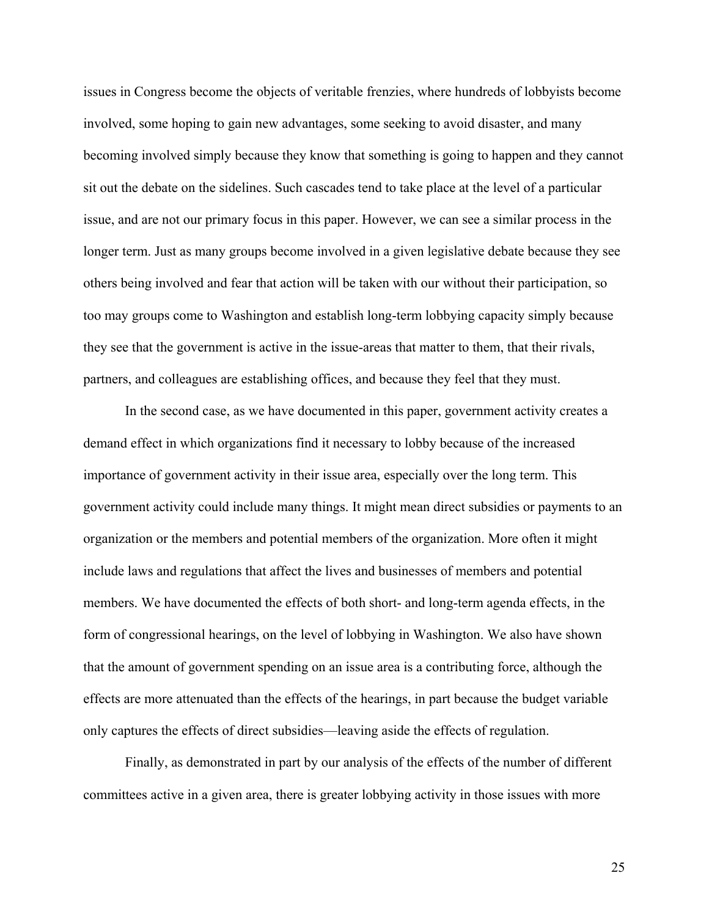issues in Congress become the objects of veritable frenzies, where hundreds of lobbyists become involved, some hoping to gain new advantages, some seeking to avoid disaster, and many becoming involved simply because they know that something is going to happen and they cannot sit out the debate on the sidelines. Such cascades tend to take place at the level of a particular issue, and are not our primary focus in this paper. However, we can see a similar process in the longer term. Just as many groups become involved in a given legislative debate because they see others being involved and fear that action will be taken with our without their participation, so too may groups come to Washington and establish long-term lobbying capacity simply because they see that the government is active in the issue-areas that matter to them, that their rivals, partners, and colleagues are establishing offices, and because they feel that they must.

In the second case, as we have documented in this paper, government activity creates a demand effect in which organizations find it necessary to lobby because of the increased importance of government activity in their issue area, especially over the long term. This government activity could include many things. It might mean direct subsidies or payments to an organization or the members and potential members of the organization. More often it might include laws and regulations that affect the lives and businesses of members and potential members. We have documented the effects of both short- and long-term agenda effects, in the form of congressional hearings, on the level of lobbying in Washington. We also have shown that the amount of government spending on an issue area is a contributing force, although the effects are more attenuated than the effects of the hearings, in part because the budget variable only captures the effects of direct subsidies—leaving aside the effects of regulation.

Finally, as demonstrated in part by our analysis of the effects of the number of different committees active in a given area, there is greater lobbying activity in those issues with more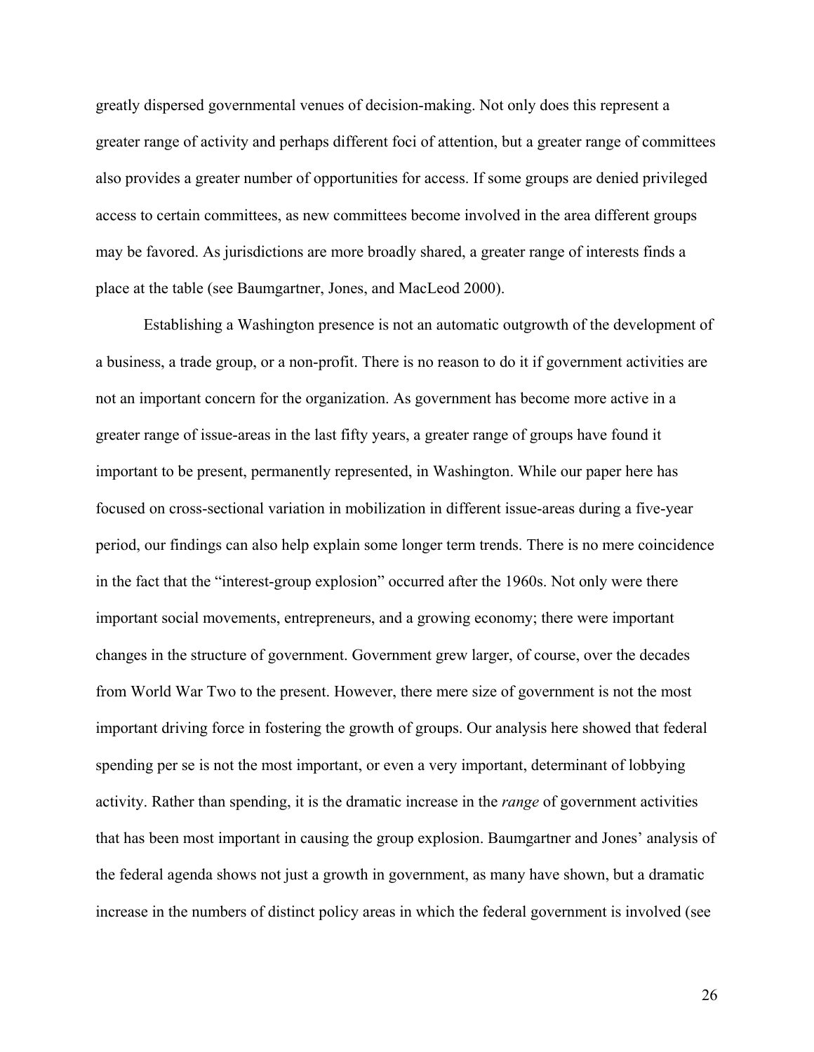greatly dispersed governmental venues of decision-making. Not only does this represent a greater range of activity and perhaps different foci of attention, but a greater range of committees also provides a greater number of opportunities for access. If some groups are denied privileged access to certain committees, as new committees become involved in the area different groups may be favored. As jurisdictions are more broadly shared, a greater range of interests finds a place at the table (see Baumgartner, Jones, and MacLeod 2000).

Establishing a Washington presence is not an automatic outgrowth of the development of a business, a trade group, or a non-profit. There is no reason to do it if government activities are not an important concern for the organization. As government has become more active in a greater range of issue-areas in the last fifty years, a greater range of groups have found it important to be present, permanently represented, in Washington. While our paper here has focused on cross-sectional variation in mobilization in different issue-areas during a five-year period, our findings can also help explain some longer term trends. There is no mere coincidence in the fact that the "interest-group explosion" occurred after the 1960s. Not only were there important social movements, entrepreneurs, and a growing economy; there were important changes in the structure of government. Government grew larger, of course, over the decades from World War Two to the present. However, there mere size of government is not the most important driving force in fostering the growth of groups. Our analysis here showed that federal spending per se is not the most important, or even a very important, determinant of lobbying activity. Rather than spending, it is the dramatic increase in the *range* of government activities that has been most important in causing the group explosion. Baumgartner and Jones' analysis of the federal agenda shows not just a growth in government, as many have shown, but a dramatic increase in the numbers of distinct policy areas in which the federal government is involved (see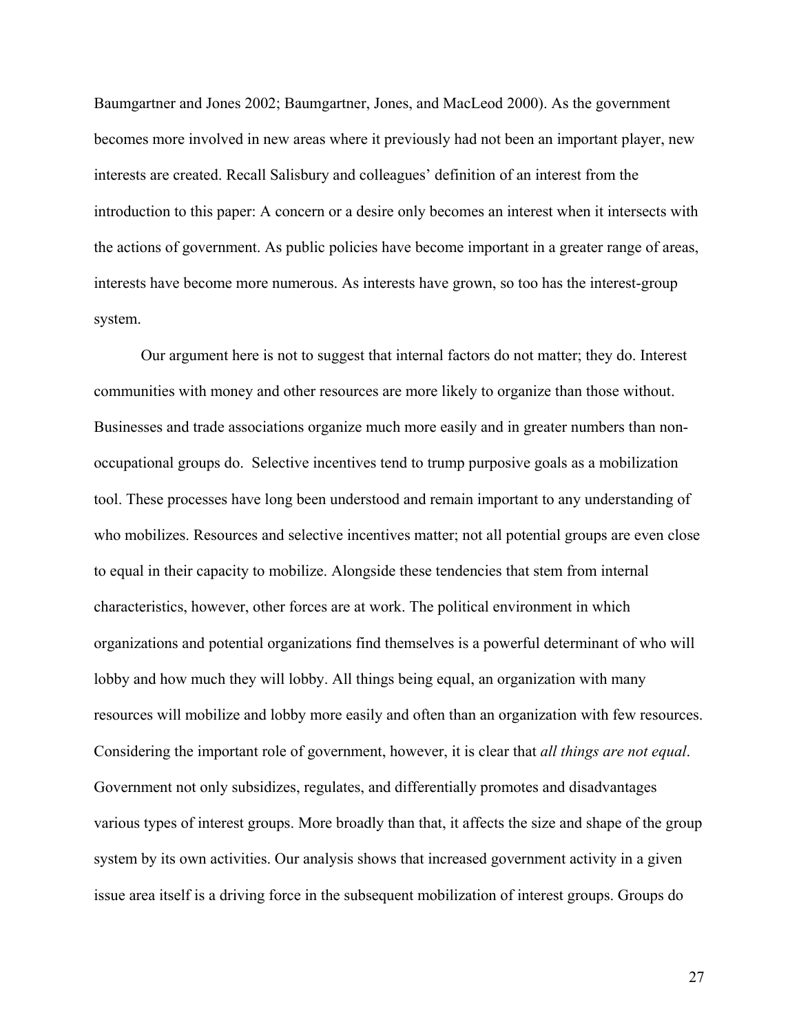Baumgartner and Jones 2002; Baumgartner, Jones, and MacLeod 2000). As the government becomes more involved in new areas where it previously had not been an important player, new interests are created. Recall Salisbury and colleagues' definition of an interest from the introduction to this paper: A concern or a desire only becomes an interest when it intersects with the actions of government. As public policies have become important in a greater range of areas, interests have become more numerous. As interests have grown, so too has the interest-group system.

Our argument here is not to suggest that internal factors do not matter; they do. Interest communities with money and other resources are more likely to organize than those without. Businesses and trade associations organize much more easily and in greater numbers than non-occupational groups do. Selective incentives tend to trump purposive goals as a mobilization tool. These processes have long been understood and remain important to any understanding of who mobilizes. Resources and selective incentives matter; not all potential groups are even close to equal in their capacity to mobilize. Alongside these tendencies that stem from internal characteristics, however, other forces are at work. The political environment in which organizations and potential organizations find themselves is a powerful determinant of who will lobby and how much they will lobby. All things being equal, an organization with many resources will mobilize and lobby more easily and often than an organization with few resources. Considering the important role of government, however, it is clear that *all things are not equal*. Government not only subsidizes, regulates, and differentially promotes and disadvantages various types of interest groups. More broadly than that, it affects the size and shape of the group system by its own activities. Our analysis shows that increased government activity in a given issue area itself is a driving force in the subsequent mobilization of interest groups. Groups do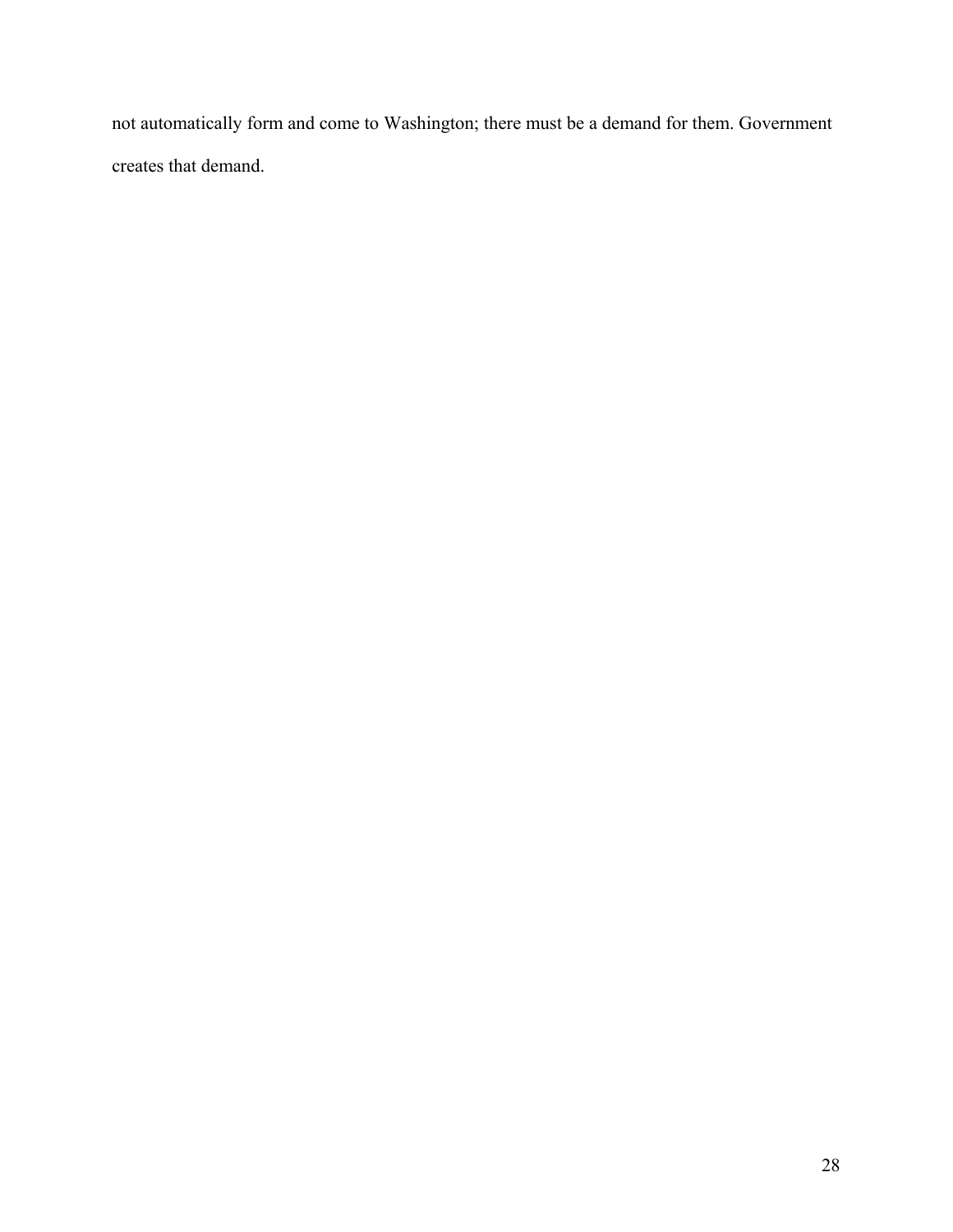not automatically form and come to Washington; there must be a demand for them. Government creates that demand.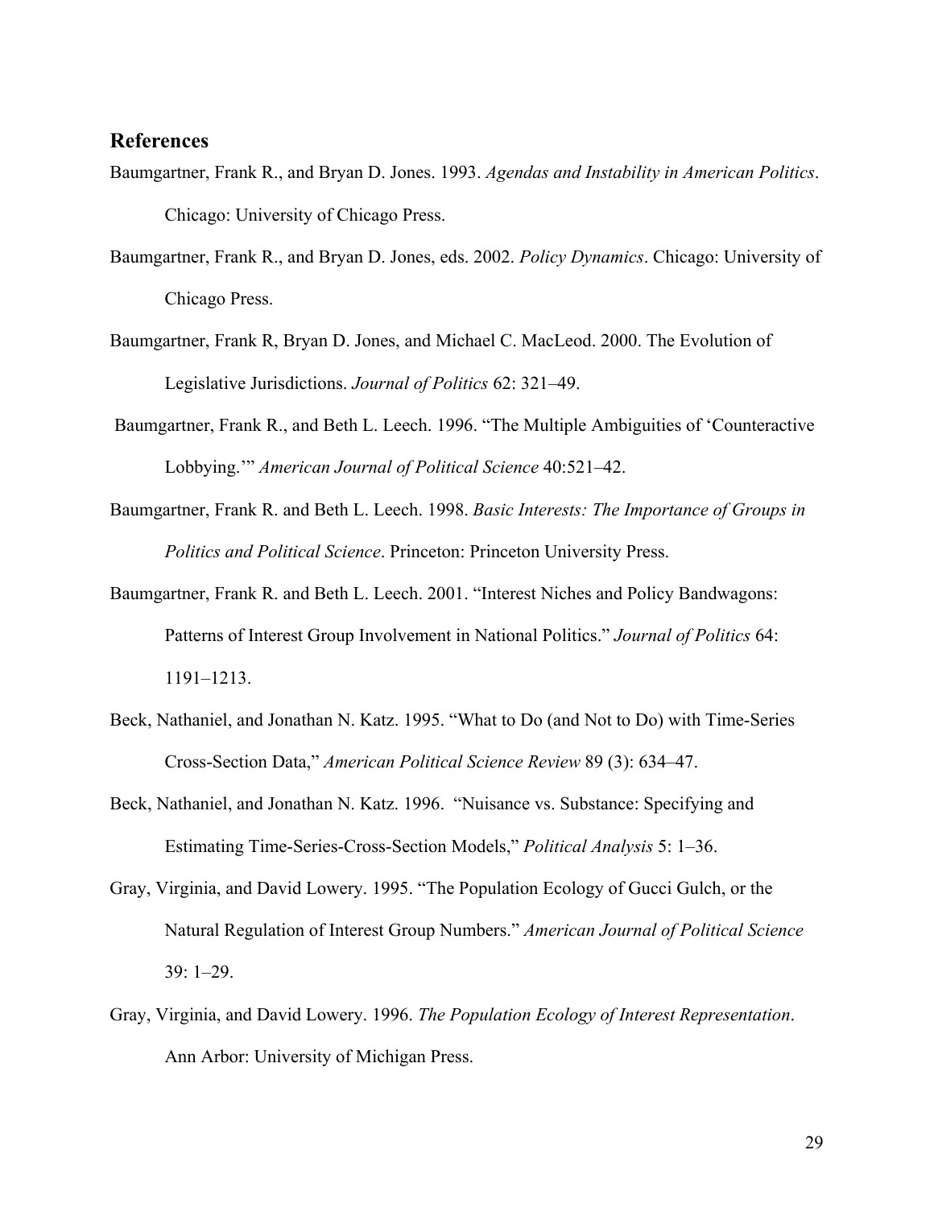## References

Baumgartner, Frank R., and Bryan D. Jones. 1993. *Agendas and Instability in American Politics*. Chicago: University of Chicago Press.

Baumgartner, Frank R., and Bryan D. Jones, eds. 2002. *Policy Dynamics*. Chicago: University of Chicago Press.

Baumgartner, Frank R, Bryan D. Jones, and Michael C. MacLeod. 2000. The Evolution of Legislative Jurisdictions. *Journal of Politics* 62: 321–49.

Baumgartner, Frank R., and Beth L. Leech. 1996. "The Multiple Ambiguities of 'Counteractive Lobbying.'" *American Journal of Political Science* 40:521–42.

Baumgartner, Frank R. and Beth L. Leech. 1998. *Basic Interests: The Importance of Groups in Politics and Political Science*. Princeton: Princeton University Press.

Baumgartner, Frank R. and Beth L. Leech. 2001. "Interest Niches and Policy Bandwagons: Patterns of Interest Group Involvement in National Politics." *Journal of Politics* 64: 1191–1213.

Beck, Nathaniel, and Jonathan N. Katz. 1995. "What to Do (and Not to Do) with Time-Series Cross-Section Data," *American Political Science Review* 89 (3): 634–47.

Beck, Nathaniel, and Jonathan N. Katz. 1996. "Nuisance vs. Substance: Specifying and Estimating Time-Series-Cross-Section Models," *Political Analysis* 5: 1–36.

Gray, Virginia, and David Lowery. 1995. "The Population Ecology of Gucci Gulch, or the Natural Regulation of Interest Group Numbers." *American Journal of Political Science* 39: 1–29.

Gray, Virginia, and David Lowery. 1996. *The Population Ecology of Interest Representation*. Ann Arbor: University of Michigan Press.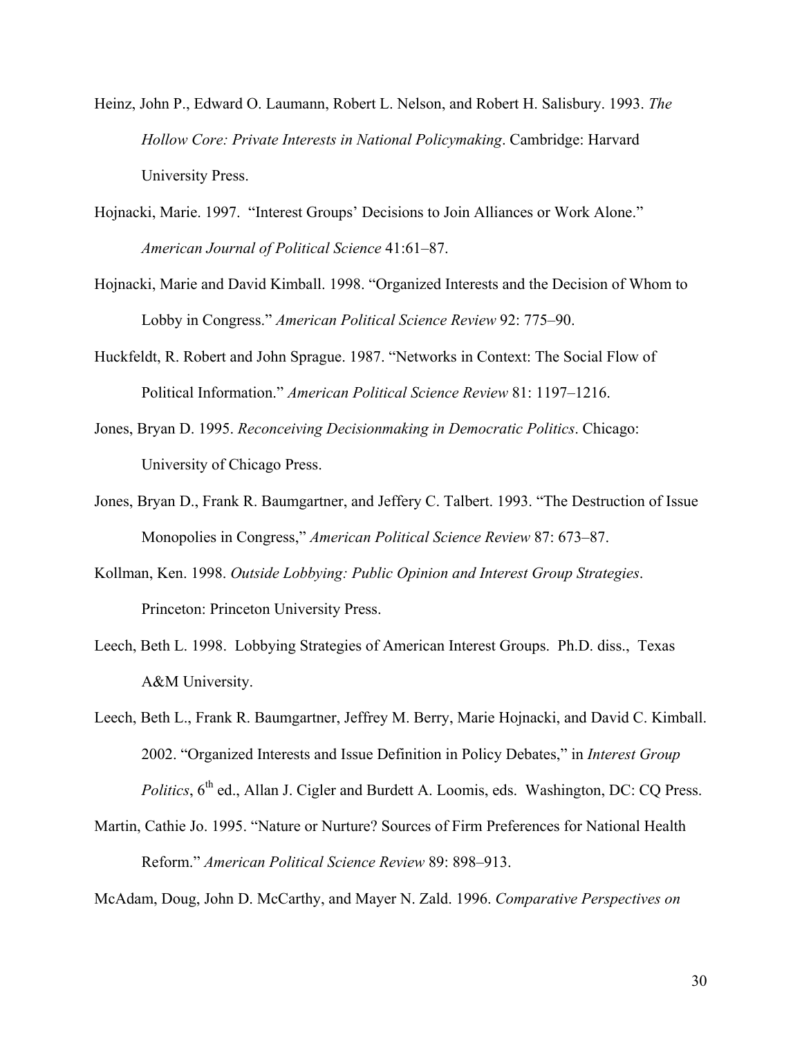Heinz, John P., Edward O. Laumann, Robert L. Nelson, and Robert H. Salisbury. 1993. *The Hollow Core: Private Interests in National Policymaking*. Cambridge: Harvard University Press.

Hojnacki, Marie. 1997. "Interest Groups' Decisions to Join Alliances or Work Alone." *American Journal of Political Science* 41:61–87.

Hojnacki, Marie and David Kimball. 1998. "Organized Interests and the Decision of Whom to Lobby in Congress." *American Political Science Review* 92: 775–90.

Huckfeldt, R. Robert and John Sprague. 1987. "Networks in Context: The Social Flow of Political Information." *American Political Science Review* 81: 1197–1216.

Jones, Bryan D. 1995. *Reconceiving Decisionmaking in Democratic Politics*. Chicago: University of Chicago Press.

Jones, Bryan D., Frank R. Baumgartner, and Jeffery C. Talbert. 1993. "The Destruction of Issue Monopolies in Congress," *American Political Science Review* 87: 673–87.

Kollman, Ken. 1998. *Outside Lobbying: Public Opinion and Interest Group Strategies*. Princeton: Princeton University Press.

Leech, Beth L. 1998. Lobbying Strategies of American Interest Groups. Ph.D. diss., Texas A&M University.

Leech, Beth L., Frank R. Baumgartner, Jeffrey M. Berry, Marie Hojnacki, and David C. Kimball. 2002. "Organized Interests and Issue Definition in Policy Debates," in *Interest Group Politics*, 6th ed., Allan J. Cigler and Burdett A. Loomis, eds. Washington, DC: CQ Press.

Martin, Cathie Jo. 1995. "Nature or Nurture? Sources of Firm Preferences for National Health Reform." *American Political Science Review* 89: 898–913.

McAdam, Doug, John D. McCarthy, and Mayer N. Zald. 1996. *Comparative Perspectives on*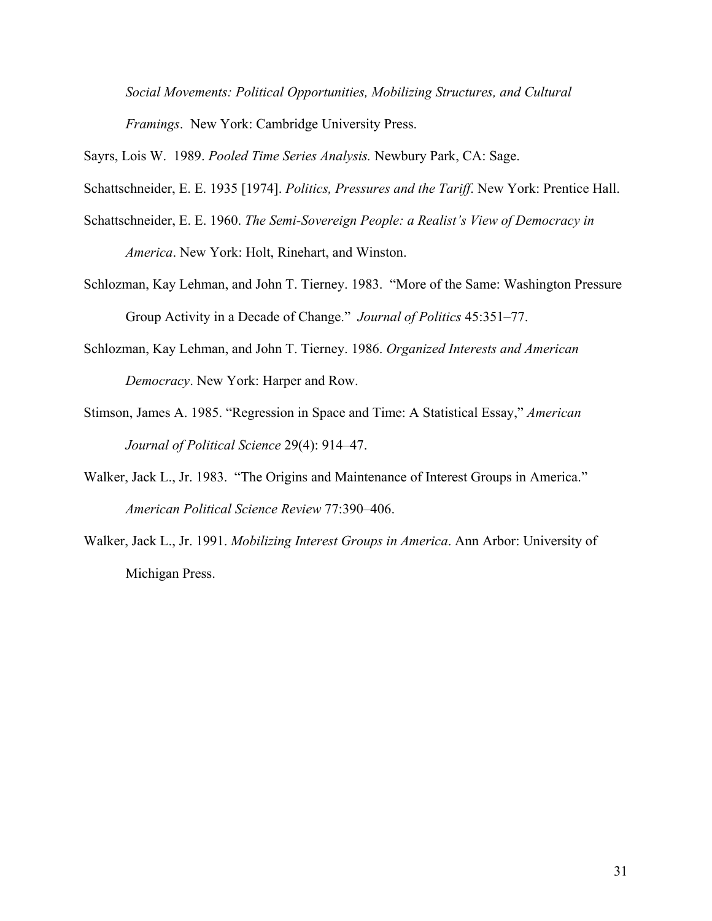*Social Movements: Political Opportunities, Mobilizing Structures, and Cultural Framings*. New York: Cambridge University Press.

Sayrs, Lois W. 1989. *Pooled Time Series Analysis.* Newbury Park, CA: Sage.

Schattschneider, E. E. 1935 [1974]. *Politics, Pressures and the Tariff*. New York: Prentice Hall.

Schattschneider, E. E. 1960. *The Semi-Sovereign People: a Realist's View of Democracy in America*. New York: Holt, Rinehart, and Winston.

Schlozman, Kay Lehman, and John T. Tierney. 1983. "More of the Same: Washington Pressure Group Activity in a Decade of Change." *Journal of Politics* 45:351–77.

Schlozman, Kay Lehman, and John T. Tierney. 1986. *Organized Interests and American Democracy*. New York: Harper and Row.

Stimson, James A. 1985. "Regression in Space and Time: A Statistical Essay," *American Journal of Political Science* 29(4): 914–47.

Walker, Jack L., Jr. 1983. "The Origins and Maintenance of Interest Groups in America." *American Political Science Review* 77:390–406.

Walker, Jack L., Jr. 1991. *Mobilizing Interest Groups in America*. Ann Arbor: University of Michigan Press.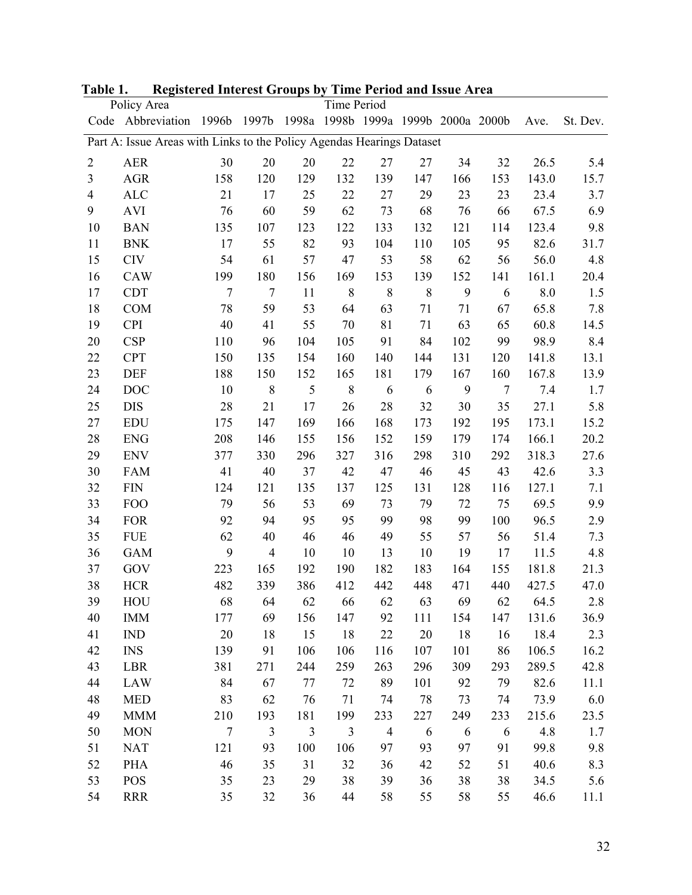**Table 1. Registered Interest Groups by Time Period and Issue Area**

| Policy Area | | Time Period | | | | | | | | | |
|---|---|---|---|---|---|---|---|---|---|---|---|
| Code | Abbreviation | 1996b | 1997b | 1998a | 1998b | 1999a | 1999b | 2000a | 2000b | Ave. | St. Dev. |
| Part A: Issue Areas with Links to the Policy Agendas Hearings Dataset | | | | | | | | | | | |
| 2 | AER | 30 | 20 | 20 | 22 | 27 | 27 | 34 | 32 | 26.5 | 5.4 |
| 3 | AGR | 158 | 120 | 129 | 132 | 139 | 147 | 166 | 153 | 143.0 | 15.7 |
| 4 | ALC | 21 | 17 | 25 | 22 | 27 | 29 | 23 | 23 | 23.4 | 3.7 |
| 9 | AVI | 76 | 60 | 59 | 62 | 73 | 68 | 76 | 66 | 67.5 | 6.9 |
| 10 | BAN | 135 | 107 | 123 | 122 | 133 | 132 | 121 | 114 | 123.4 | 9.8 |
| 11 | BNK | 17 | 55 | 82 | 93 | 104 | 110 | 105 | 95 | 82.6 | 31.7 |
| 15 | CIV | 54 | 61 | 57 | 47 | 53 | 58 | 62 | 56 | 56.0 | 4.8 |
| 16 | CAW | 199 | 180 | 156 | 169 | 153 | 139 | 152 | 141 | 161.1 | 20.4 |
| 17 | CDT | 7 | 7 | 11 | 8 | 8 | 8 | 9 | 6 | 8.0 | 1.5 |
| 18 | COM | 78 | 59 | 53 | 64 | 63 | 71 | 71 | 67 | 65.8 | 7.8 |
| 19 | CPI | 40 | 41 | 55 | 70 | 81 | 71 | 63 | 65 | 60.8 | 14.5 |
| 20 | CSP | 110 | 96 | 104 | 105 | 91 | 84 | 102 | 99 | 98.9 | 8.4 |
| 22 | CPT | 150 | 135 | 154 | 160 | 140 | 144 | 131 | 120 | 141.8 | 13.1 |
| 23 | DEF | 188 | 150 | 152 | 165 | 181 | 179 | 167 | 160 | 167.8 | 13.9 |
| 24 | DOC | 10 | 8 | 5 | 8 | 6 | 6 | 9 | 7 | 7.4 | 1.7 |
| 25 | DIS | 28 | 21 | 17 | 26 | 28 | 32 | 30 | 35 | 27.1 | 5.8 |
| 27 | EDU | 175 | 147 | 169 | 166 | 168 | 173 | 192 | 195 | 173.1 | 15.2 |
| 28 | ENG | 208 | 146 | 155 | 156 | 152 | 159 | 179 | 174 | 166.1 | 20.2 |
| 29 | ENV | 377 | 330 | 296 | 327 | 316 | 298 | 310 | 292 | 318.3 | 27.6 |
| 30 | FAM | 41 | 40 | 37 | 42 | 47 | 46 | 45 | 43 | 42.6 | 3.3 |
| 32 | FIN | 124 | 121 | 135 | 137 | 125 | 131 | 128 | 116 | 127.1 | 7.1 |
| 33 | FOO | 79 | 56 | 53 | 69 | 73 | 79 | 72 | 75 | 69.5 | 9.9 |
| 34 | FOR | 92 | 94 | 95 | 95 | 99 | 98 | 99 | 100 | 96.5 | 2.9 |
| 35 | FUE | 62 | 40 | 46 | 46 | 49 | 55 | 57 | 56 | 51.4 | 7.3 |
| 36 | GAM | 9 | 4 | 10 | 10 | 13 | 10 | 19 | 17 | 11.5 | 4.8 |
| 37 | GOV | 223 | 165 | 192 | 190 | 182 | 183 | 164 | 155 | 181.8 | 21.3 |
| 38 | HCR | 482 | 339 | 386 | 412 | 442 | 448 | 471 | 440 | 427.5 | 47.0 |
| 39 | HOU | 68 | 64 | 62 | 66 | 62 | 63 | 69 | 62 | 64.5 | 2.8 |
| 40 | IMM | 177 | 69 | 156 | 147 | 92 | 111 | 154 | 147 | 131.6 | 36.9 |
| 41 | IND | 20 | 18 | 15 | 18 | 22 | 20 | 18 | 16 | 18.4 | 2.3 |
| 42 | INS | 139 | 91 | 106 | 106 | 116 | 107 | 101 | 86 | 106.5 | 16.2 |
| 43 | LBR | 381 | 271 | 244 | 259 | 263 | 296 | 309 | 293 | 289.5 | 42.8 |
| 44 | LAW | 84 | 67 | 77 | 72 | 89 | 101 | 92 | 79 | 82.6 | 11.1 |
| 48 | MED | 83 | 62 | 76 | 71 | 74 | 78 | 73 | 74 | 73.9 | 6.0 |
| 49 | MMM | 210 | 193 | 181 | 199 | 233 | 227 | 249 | 233 | 215.6 | 23.5 |
| 50 | MON | 7 | 3 | 3 | 3 | 4 | 6 | 6 | 6 | 4.8 | 1.7 |
| 51 | NAT | 121 | 93 | 100 | 106 | 97 | 93 | 97 | 91 | 99.8 | 9.8 |
| 52 | PHA | 46 | 35 | 31 | 32 | 36 | 42 | 52 | 51 | 40.6 | 8.3 |
| 53 | POS | 35 | 23 | 29 | 38 | 39 | 36 | 38 | 38 | 34.5 | 5.6 |
| 54 | RRR | 35 | 32 | 36 | 44 | 58 | 55 | 58 | 55 | 46.6 | 11.1 |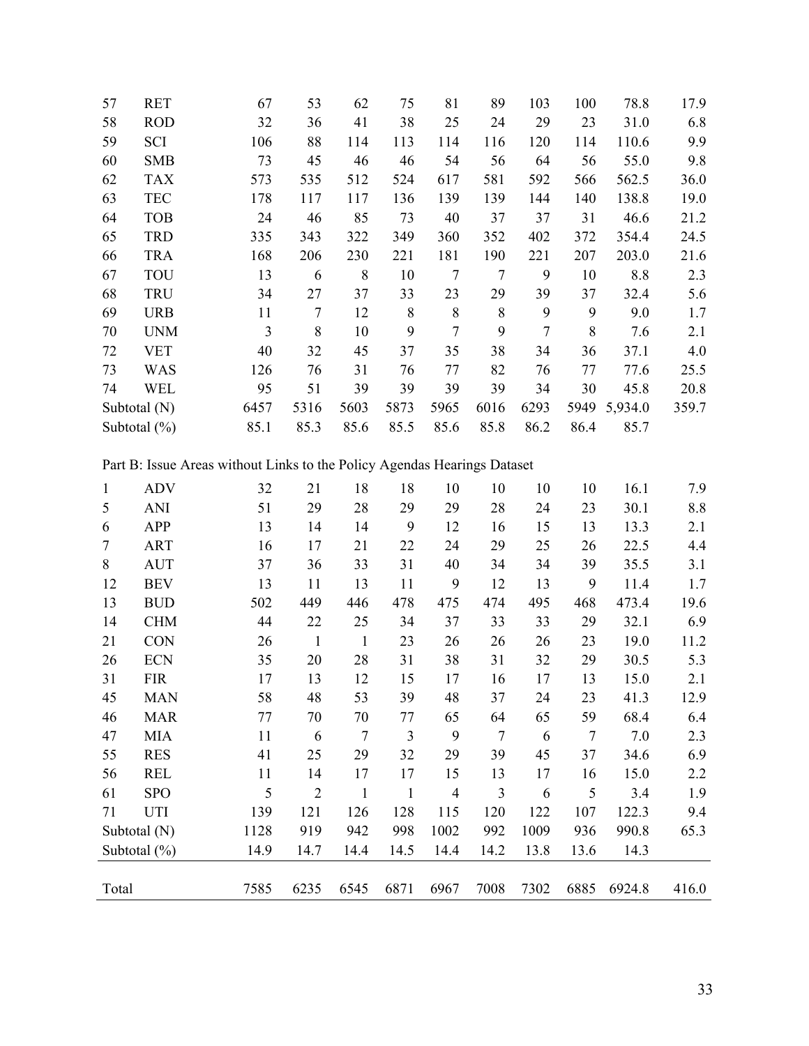| | | | | | | | | | | | |
|---|---|---|---|---|---|---|---|---|---|---|---|
| 57 | RET | 67 | 53 | 62 | 75 | 81 | 89 | 103 | 100 | 78.8 | 17.9 |
| 58 | ROD | 32 | 36 | 41 | 38 | 25 | 24 | 29 | 23 | 31.0 | 6.8 |
| 59 | SCI | 106 | 88 | 114 | 113 | 114 | 116 | 120 | 114 | 110.6 | 9.9 |
| 60 | SMB | 73 | 45 | 46 | 46 | 54 | 56 | 64 | 56 | 55.0 | 9.8 |
| 62 | TAX | 573 | 535 | 512 | 524 | 617 | 581 | 592 | 566 | 562.5 | 36.0 |
| 63 | TEC | 178 | 117 | 117 | 136 | 139 | 139 | 144 | 140 | 138.8 | 19.0 |
| 64 | TOB | 24 | 46 | 85 | 73 | 40 | 37 | 37 | 31 | 46.6 | 21.2 |
| 65 | TRD | 335 | 343 | 322 | 349 | 360 | 352 | 402 | 372 | 354.4 | 24.5 |
| 66 | TRA | 168 | 206 | 230 | 221 | 181 | 190 | 221 | 207 | 203.0 | 21.6 |
| 67 | TOU | 13 | 6 | 8 | 10 | 7 | 7 | 9 | 10 | 8.8 | 2.3 |
| 68 | TRU | 34 | 27 | 37 | 33 | 23 | 29 | 39 | 37 | 32.4 | 5.6 |
| 69 | URB | 11 | 7 | 12 | 8 | 8 | 8 | 9 | 9 | 9.0 | 1.7 |
| 70 | UNM | 3 | 8 | 10 | 9 | 7 | 9 | 7 | 8 | 7.6 | 2.1 |
| 72 | VET | 40 | 32 | 45 | 37 | 35 | 38 | 34 | 36 | 37.1 | 4.0 |
| 73 | WAS | 126 | 76 | 31 | 76 | 77 | 82 | 76 | 77 | 77.6 | 25.5 |
| 74 | WEL | 95 | 51 | 39 | 39 | 39 | 39 | 34 | 30 | 45.8 | 20.8 |
| Subtotal (N) | | 6457 | 5316 | 5603 | 5873 | 5965 | 6016 | 6293 | 5949 | 5,934.0 | 359.7 |
| Subtotal (%) | | 85.1 | 85.3 | 85.6 | 85.5 | 85.6 | 85.8 | 86.2 | 86.4 | 85.7 | |
| Part B: Issue Areas without Links to the Policy Agendas Hearings Dataset | | | | | | | | | | | |
| 1 | ADV | 32 | 21 | 18 | 18 | 10 | 10 | 10 | 10 | 16.1 | 7.9 |
| 5 | ANI | 51 | 29 | 28 | 29 | 29 | 28 | 24 | 23 | 30.1 | 8.8 |
| 6 | APP | 13 | 14 | 14 | 9 | 12 | 16 | 15 | 13 | 13.3 | 2.1 |
| 7 | ART | 16 | 17 | 21 | 22 | 24 | 29 | 25 | 26 | 22.5 | 4.4 |
| 8 | AUT | 37 | 36 | 33 | 31 | 40 | 34 | 34 | 39 | 35.5 | 3.1 |
| 12 | BEV | 13 | 11 | 13 | 11 | 9 | 12 | 13 | 9 | 11.4 | 1.7 |
| 13 | BUD | 502 | 449 | 446 | 478 | 475 | 474 | 495 | 468 | 473.4 | 19.6 |
| 14 | CHM | 44 | 22 | 25 | 34 | 37 | 33 | 33 | 29 | 32.1 | 6.9 |
| 21 | CON | 26 | 1 | 1 | 23 | 26 | 26 | 26 | 23 | 19.0 | 11.2 |
| 26 | ECN | 35 | 20 | 28 | 31 | 38 | 31 | 32 | 29 | 30.5 | 5.3 |
| 31 | FIR | 17 | 13 | 12 | 15 | 17 | 16 | 17 | 13 | 15.0 | 2.1 |
| 45 | MAN | 58 | 48 | 53 | 39 | 48 | 37 | 24 | 23 | 41.3 | 12.9 |
| 46 | MAR | 77 | 70 | 70 | 77 | 65 | 64 | 65 | 59 | 68.4 | 6.4 |
| 47 | MIA | 11 | 6 | 7 | 3 | 9 | 7 | 6 | 7 | 7.0 | 2.3 |
| 55 | RES | 41 | 25 | 29 | 32 | 29 | 39 | 45 | 37 | 34.6 | 6.9 |
| 56 | REL | 11 | 14 | 17 | 17 | 15 | 13 | 17 | 16 | 15.0 | 2.2 |
| 61 | SPO | 5 | 2 | 1 | 1 | 4 | 3 | 6 | 5 | 3.4 | 1.9 |
| 71 | UTI | 139 | 121 | 126 | 128 | 115 | 120 | 122 | 107 | 122.3 | 9.4 |
| Subtotal (N) | | 1128 | 919 | 942 | 998 | 1002 | 992 | 1009 | 936 | 990.8 | 65.3 |
| Subtotal (%) | | 14.9 | 14.7 | 14.4 | 14.5 | 14.4 | 14.2 | 13.8 | 13.6 | 14.3 | |
| Total | | 7585 | 6235 | 6545 | 6871 | 6967 | 7008 | 7302 | 6885 | 6924.8 | 416.0 |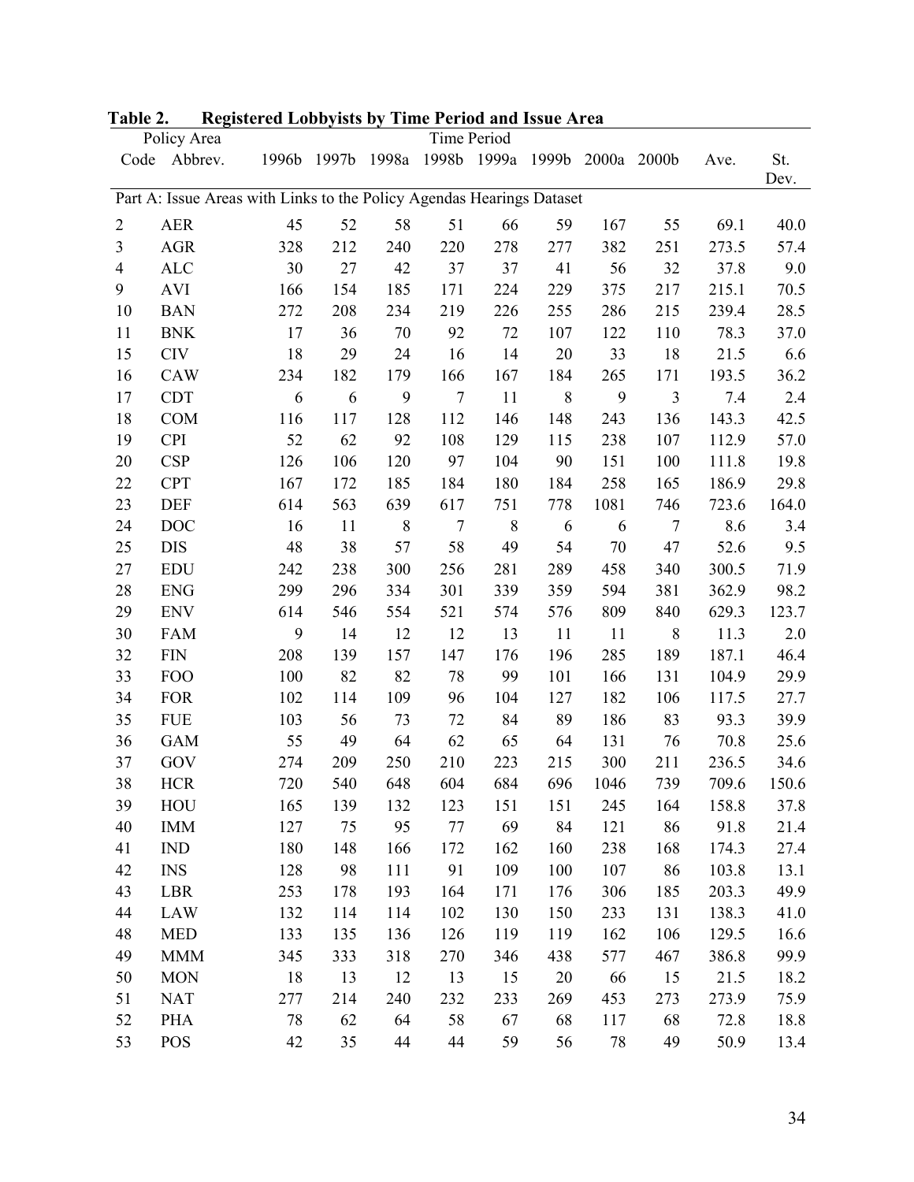**Table 2. Registered Lobbyists by Time Period and Issue Area**

| Policy Area | | Time Period | | | | | | | | | |
|---|---|---|---|---|---|---|---|---|---|---|---|
| Code | Abbrev. | 1996b | 1997b | 1998a | 1998b | 1999a | 1999b | 2000a | 2000b | Ave. | St. Dev. |
| Part A: Issue Areas with Links to the Policy Agendas Hearings Dataset | | | | | | | | | | | |
| 2 | AER | 45 | 52 | 58 | 51 | 66 | 59 | 167 | 55 | 69.1 | 40.0 |
| 3 | AGR | 328 | 212 | 240 | 220 | 278 | 277 | 382 | 251 | 273.5 | 57.4 |
| 4 | ALC | 30 | 27 | 42 | 37 | 37 | 41 | 56 | 32 | 37.8 | 9.0 |
| 9 | AVI | 166 | 154 | 185 | 171 | 224 | 229 | 375 | 217 | 215.1 | 70.5 |
| 10 | BAN | 272 | 208 | 234 | 219 | 226 | 255 | 286 | 215 | 239.4 | 28.5 |
| 11 | BNK | 17 | 36 | 70 | 92 | 72 | 107 | 122 | 110 | 78.3 | 37.0 |
| 15 | CIV | 18 | 29 | 24 | 16 | 14 | 20 | 33 | 18 | 21.5 | 6.6 |
| 16 | CAW | 234 | 182 | 179 | 166 | 167 | 184 | 265 | 171 | 193.5 | 36.2 |
| 17 | CDT | 6 | 6 | 9 | 7 | 11 | 8 | 9 | 3 | 7.4 | 2.4 |
| 18 | COM | 116 | 117 | 128 | 112 | 146 | 148 | 243 | 136 | 143.3 | 42.5 |
| 19 | CPI | 52 | 62 | 92 | 108 | 129 | 115 | 238 | 107 | 112.9 | 57.0 |
| 20 | CSP | 126 | 106 | 120 | 97 | 104 | 90 | 151 | 100 | 111.8 | 19.8 |
| 22 | CPT | 167 | 172 | 185 | 184 | 180 | 184 | 258 | 165 | 186.9 | 29.8 |
| 23 | DEF | 614 | 563 | 639 | 617 | 751 | 778 | 1081 | 746 | 723.6 | 164.0 |
| 24 | DOC | 16 | 11 | 8 | 7 | 8 | 6 | 6 | 7 | 8.6 | 3.4 |
| 25 | DIS | 48 | 38 | 57 | 58 | 49 | 54 | 70 | 47 | 52.6 | 9.5 |
| 27 | EDU | 242 | 238 | 300 | 256 | 281 | 289 | 458 | 340 | 300.5 | 71.9 |
| 28 | ENG | 299 | 296 | 334 | 301 | 339 | 359 | 594 | 381 | 362.9 | 98.2 |
| 29 | ENV | 614 | 546 | 554 | 521 | 574 | 576 | 809 | 840 | 629.3 | 123.7 |
| 30 | FAM | 9 | 14 | 12 | 12 | 13 | 11 | 11 | 8 | 11.3 | 2.0 |
| 32 | FIN | 208 | 139 | 157 | 147 | 176 | 196 | 285 | 189 | 187.1 | 46.4 |
| 33 | FOO | 100 | 82 | 82 | 78 | 99 | 101 | 166 | 131 | 104.9 | 29.9 |
| 34 | FOR | 102 | 114 | 109 | 96 | 104 | 127 | 182 | 106 | 117.5 | 27.7 |
| 35 | FUE | 103 | 56 | 73 | 72 | 84 | 89 | 186 | 83 | 93.3 | 39.9 |
| 36 | GAM | 55 | 49 | 64 | 62 | 65 | 64 | 131 | 76 | 70.8 | 25.6 |
| 37 | GOV | 274 | 209 | 250 | 210 | 223 | 215 | 300 | 211 | 236.5 | 34.6 |
| 38 | HCR | 720 | 540 | 648 | 604 | 684 | 696 | 1046 | 739 | 709.6 | 150.6 |
| 39 | HOU | 165 | 139 | 132 | 123 | 151 | 151 | 245 | 164 | 158.8 | 37.8 |
| 40 | IMM | 127 | 75 | 95 | 77 | 69 | 84 | 121 | 86 | 91.8 | 21.4 |
| 41 | IND | 180 | 148 | 166 | 172 | 162 | 160 | 238 | 168 | 174.3 | 27.4 |
| 42 | INS | 128 | 98 | 111 | 91 | 109 | 100 | 107 | 86 | 103.8 | 13.1 |
| 43 | LBR | 253 | 178 | 193 | 164 | 171 | 176 | 306 | 185 | 203.3 | 49.9 |
| 44 | LAW | 132 | 114 | 114 | 102 | 130 | 150 | 233 | 131 | 138.3 | 41.0 |
| 48 | MED | 133 | 135 | 136 | 126 | 119 | 119 | 162 | 106 | 129.5 | 16.6 |
| 49 | MMM | 345 | 333 | 318 | 270 | 346 | 438 | 577 | 467 | 386.8 | 99.9 |
| 50 | MON | 18 | 13 | 12 | 13 | 15 | 20 | 66 | 15 | 21.5 | 18.2 |
| 51 | NAT | 277 | 214 | 240 | 232 | 233 | 269 | 453 | 273 | 273.9 | 75.9 |
| 52 | PHA | 78 | 62 | 64 | 58 | 67 | 68 | 117 | 68 | 72.8 | 18.8 |
| 53 | POS | 42 | 35 | 44 | 44 | 59 | 56 | 78 | 49 | 50.9 | 13.4 |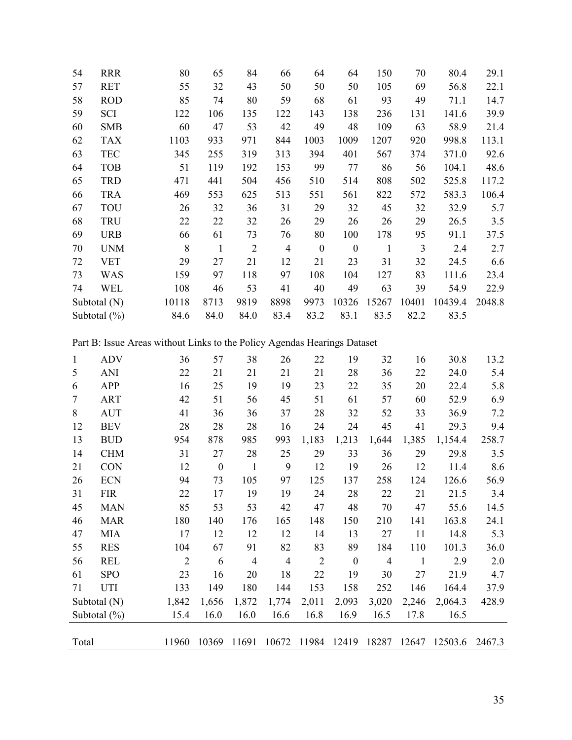| | | | | | | | | | | | |
|---|---|---|---|---|---|---|---|---|---|---|---|
| 54 | RRR | 80 | 65 | 84 | 66 | 64 | 64 | 150 | 70 | 80.4 | 29.1 |
| 57 | RET | 55 | 32 | 43 | 50 | 50 | 50 | 105 | 69 | 56.8 | 22.1 |
| 58 | ROD | 85 | 74 | 80 | 59 | 68 | 61 | 93 | 49 | 71.1 | 14.7 |
| 59 | SCI | 122 | 106 | 135 | 122 | 143 | 138 | 236 | 131 | 141.6 | 39.9 |
| 60 | SMB | 60 | 47 | 53 | 42 | 49 | 48 | 109 | 63 | 58.9 | 21.4 |
| 62 | TAX | 1103 | 933 | 971 | 844 | 1003 | 1009 | 1207 | 920 | 998.8 | 113.1 |
| 63 | TEC | 345 | 255 | 319 | 313 | 394 | 401 | 567 | 374 | 371.0 | 92.6 |
| 64 | TOB | 51 | 119 | 192 | 153 | 99 | 77 | 86 | 56 | 104.1 | 48.6 |
| 65 | TRD | 471 | 441 | 504 | 456 | 510 | 514 | 808 | 502 | 525.8 | 117.2 |
| 66 | TRA | 469 | 553 | 625 | 513 | 551 | 561 | 822 | 572 | 583.3 | 106.4 |
| 67 | TOU | 26 | 32 | 36 | 31 | 29 | 32 | 45 | 32 | 32.9 | 5.7 |
| 68 | TRU | 22 | 22 | 32 | 26 | 29 | 26 | 26 | 29 | 26.5 | 3.5 |
| 69 | URB | 66 | 61 | 73 | 76 | 80 | 100 | 178 | 95 | 91.1 | 37.5 |
| 70 | UNM | 8 | 1 | 2 | 4 | 0 | 0 | 1 | 3 | 2.4 | 2.7 |
| 72 | VET | 29 | 27 | 21 | 12 | 21 | 23 | 31 | 32 | 24.5 | 6.6 |
| 73 | WAS | 159 | 97 | 118 | 97 | 108 | 104 | 127 | 83 | 111.6 | 23.4 |
| 74 | WEL | 108 | 46 | 53 | 41 | 40 | 49 | 63 | 39 | 54.9 | 22.9 |
| Subtotal (N) | | 10118 | 8713 | 9819 | 8898 | 9973 | 10326 | 15267 | 10401 | 10439.4 | 2048.8 |
| Subtotal (%) | | 84.6 | 84.0 | 84.0 | 83.4 | 83.2 | 83.1 | 83.5 | 82.2 | 83.5 | |
| Part B: Issue Areas without Links to the Policy Agendas Hearings Dataset | | | | | | | | | | | |
| 1 | ADV | 36 | 57 | 38 | 26 | 22 | 19 | 32 | 16 | 30.8 | 13.2 |
| 5 | ANI | 22 | 21 | 21 | 21 | 21 | 28 | 36 | 22 | 24.0 | 5.4 |
| 6 | APP | 16 | 25 | 19 | 19 | 23 | 22 | 35 | 20 | 22.4 | 5.8 |
| 7 | ART | 42 | 51 | 56 | 45 | 51 | 61 | 57 | 60 | 52.9 | 6.9 |
| 8 | AUT | 41 | 36 | 36 | 37 | 28 | 32 | 52 | 33 | 36.9 | 7.2 |
| 12 | BEV | 28 | 28 | 28 | 16 | 24 | 24 | 45 | 41 | 29.3 | 9.4 |
| 13 | BUD | 954 | 878 | 985 | 993 | 1,183 | 1,213 | 1,644 | 1,385 | 1,154.4 | 258.7 |
| 14 | CHM | 31 | 27 | 28 | 25 | 29 | 33 | 36 | 29 | 29.8 | 3.5 |
| 21 | CON | 12 | 0 | 1 | 9 | 12 | 19 | 26 | 12 | 11.4 | 8.6 |
| 26 | ECN | 94 | 73 | 105 | 97 | 125 | 137 | 258 | 124 | 126.6 | 56.9 |
| 31 | FIR | 22 | 17 | 19 | 19 | 24 | 28 | 22 | 21 | 21.5 | 3.4 |
| 45 | MAN | 85 | 53 | 53 | 42 | 47 | 48 | 70 | 47 | 55.6 | 14.5 |
| 46 | MAR | 180 | 140 | 176 | 165 | 148 | 150 | 210 | 141 | 163.8 | 24.1 |
| 47 | MIA | 17 | 12 | 12 | 12 | 14 | 13 | 27 | 11 | 14.8 | 5.3 |
| 55 | RES | 104 | 67 | 91 | 82 | 83 | 89 | 184 | 110 | 101.3 | 36.0 |
| 56 | REL | 2 | 6 | 4 | 4 | 2 | 0 | 4 | 1 | 2.9 | 2.0 |
| 61 | SPO | 23 | 16 | 20 | 18 | 22 | 19 | 30 | 27 | 21.9 | 4.7 |
| 71 | UTI | 133 | 149 | 180 | 144 | 153 | 158 | 252 | 146 | 164.4 | 37.9 |
| Subtotal (N) | | 1,842 | 1,656 | 1,872 | 1,774 | 2,011 | 2,093 | 3,020 | 2,246 | 2,064.3 | 428.9 |
| Subtotal (%) | | 15.4 | 16.0 | 16.0 | 16.6 | 16.8 | 16.9 | 16.5 | 17.8 | 16.5 | |
| Total | | 11960 | 10369 | 11691 | 10672 | 11984 | 12419 | 18287 | 12647 | 12503.6 | 2467.3 |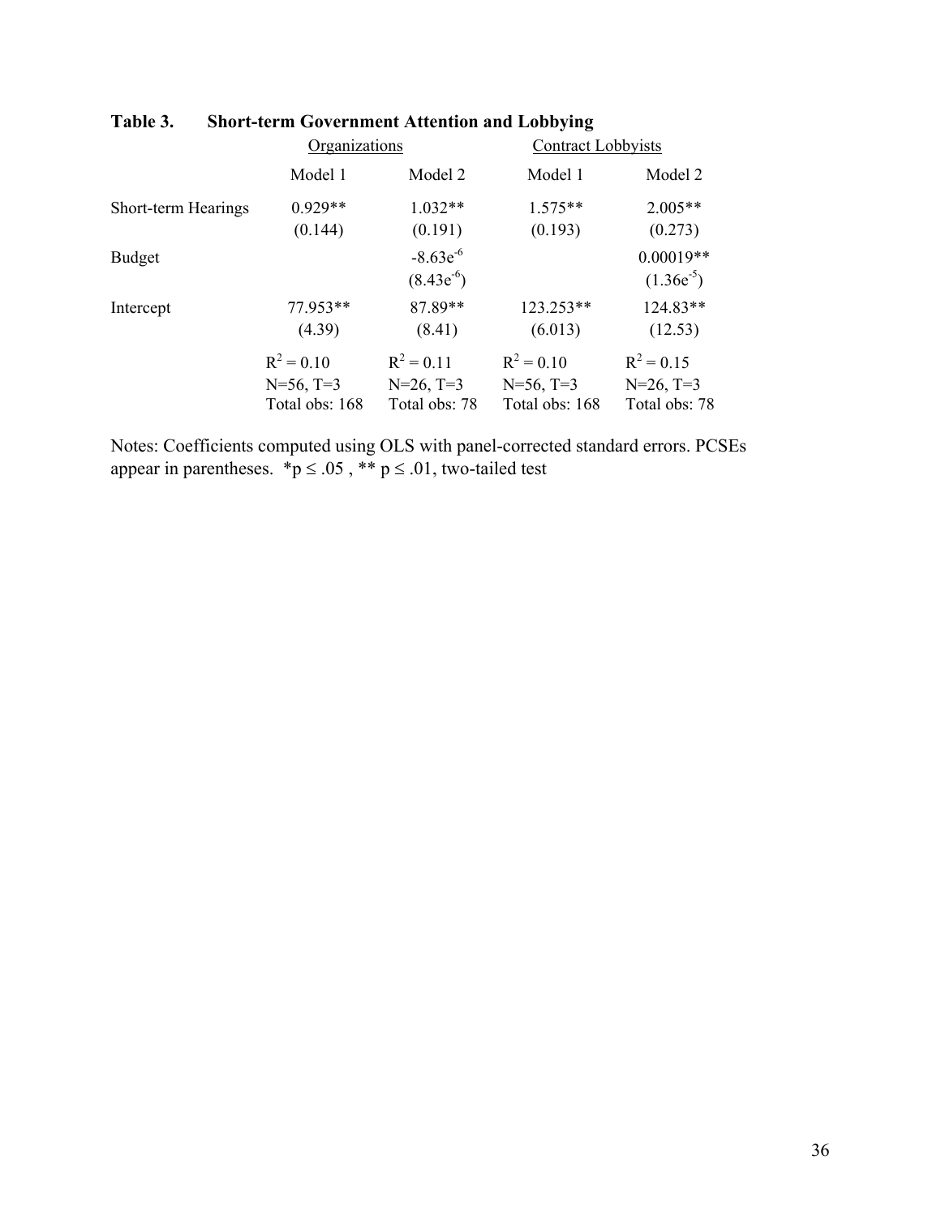**Table 3. Short-term Government Attention and Lobbying**

| | Organizations | | Contract Lobbyists | |
|---|---|---|---|---|
| | Model 1 | Model 2 | Model 1 | Model 2 |
| Short-term Hearings | 0.929** | 1.032** | 1.575** | 2.005** |
| | (0.144) | (0.191) | (0.193) | (0.273) |
| Budget | | $-8.63e^{-6}$ | | 0.00019** |
| | | $(8.43e^{-6})$ | | $(1.36e^{-5})$ |
| Intercept | 77.953** | 87.89** | 123.253** | 124.83** |
| | (4.39) | (8.41) | (6.013) | (12.53) |
| | $R^2 = 0.10$ | $R^2 = 0.11$ | $R^2 = 0.10$ | $R^2 = 0.15$ |
| | N=56, T=3 | N=26, T=3 | N=56, T=3 | N=26, T=3 |
| | Total obs: 168 | Total obs: 78 | Total obs: 168 | Total obs: 78 |

Notes: Coefficients computed using OLS with panel-corrected standard errors. PCSEs appear in parentheses. *$p \leq .05$, ** $p \leq .01$, two-tailed test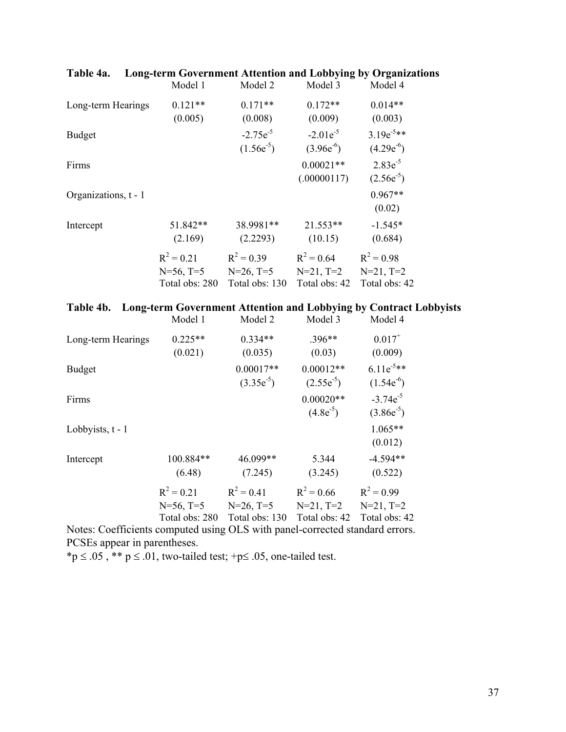**Table 4a. Long-term Government Attention and Lobbying by Organizations**

| | Model 1 | Model 2 | Model 3 | Model 4 |
|---|---|---|---|---|
| Long-term Hearings | 0.121** | 0.171** | 0.172** | 0.014** |
| | (0.005) | (0.008) | (0.009) | (0.003) |
| Budget | | $-2.75e^{-5}$ | $-2.01e^{-5}$ | $3.19e^{-5}$** |
| | | ($1.56e^{-5}$) | ($3.96e^{-6}$) | ($4.29e^{-6}$) |
| Firms | | | 0.00021** | $2.83e^{-5}$ |
| | | | (.00000117) | ($2.56e^{-5}$) |
| Organizations, t - 1 | | | | 0.967** |
| | | | | (0.02) |
| Intercept | 51.842** | 38.9981** | 21.553** | -1.545* |
| | (2.169) | (2.2293) | (10.15) | (0.684) |
| | $R^2 = 0.21$ | $R^2 = 0.39$ | $R^2 = 0.64$ | $R^2 = 0.98$ |
| | N=56, T=5 | N=26, T=5 | N=21, T=2 | N=21, T=2 |
| | Total obs: 280 | Total obs: 130 | Total obs: 42 | Total obs: 42 |

**Table 4b. Long-term Government Attention and Lobbying by Contract Lobbyists**

| | Model 1 | Model 2 | Model 3 | Model 4 |
|---|---|---|---|---|
| Long-term Hearings | 0.225** | 0.334** | .396** | $0.017^{+}$ |
| | (0.021) | (0.035) | (0.03) | (0.009) |
| Budget | | 0.00017** | 0.00012** | $6.11e^{-5}$** |
| | | ($3.35e^{-5}$) | ($2.55e^{-5}$) | ($1.54e^{-6}$) |
| Firms | | | 0.00020** | $-3.74e^{-5}$ |
| | | | ($4.8e^{-5}$) | ($3.86e^{-5}$) |
| Lobbyists, t - 1 | | | | 1.065** |
| | | | | (0.012) |
| Intercept | 100.884** | 46.099** | 5.344 | -4.594** |
| | (6.48) | (7.245) | (3.245) | (0.522) |
| | $R^2 = 0.21$ | $R^2 = 0.41$ | $R^2 = 0.66$ | $R^2 = 0.99$ |
| | N=56, T=5 | N=26, T=5 | N=21, T=2 | N=21, T=2 |
| | Total obs: 280 | Total obs: 130 | Total obs: 42 | Total obs: 42 |

Notes: Coefficients computed using OLS with panel-corrected standard errors. PCSEs appear in parentheses.

*$p \leq .05$ , ** $p \leq .01$, two-tailed test; +$p \leq .05$, one-tailed test.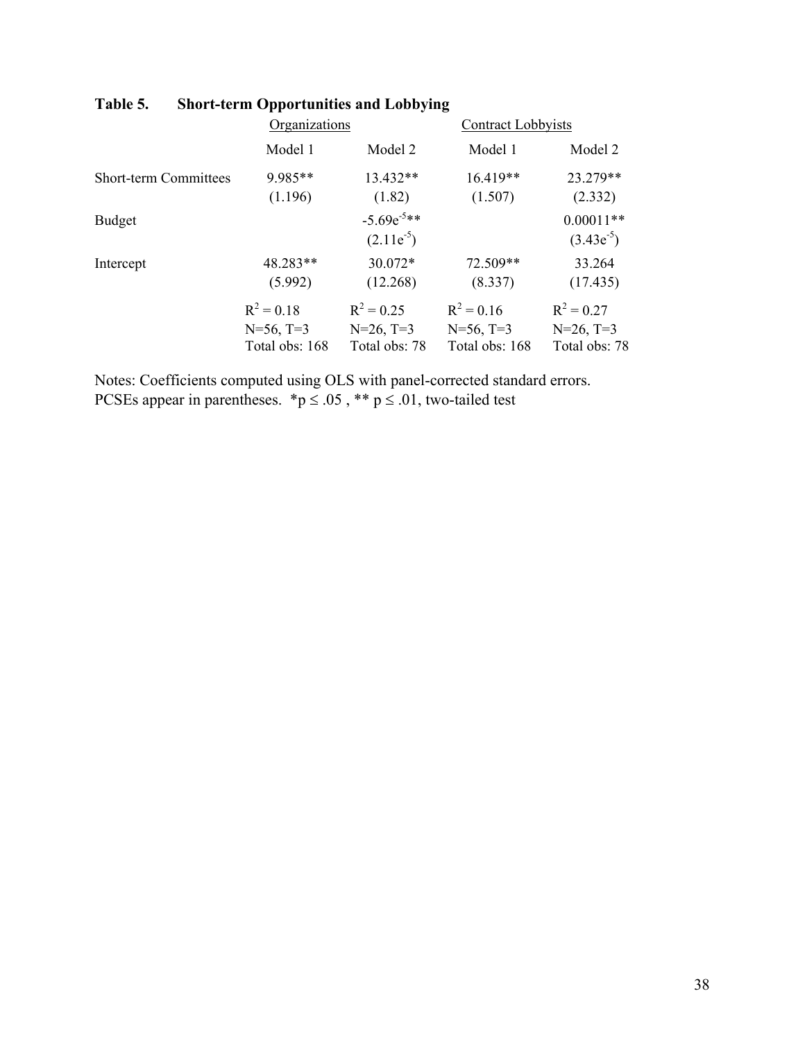**Table 5. Short-term Opportunities and Lobbying**

| | Organizations | | Contract Lobbyists | |
|---|---|---|---|---|
| | Model 1 | Model 2 | Model 1 | Model 2 |
| Short-term Committees | 9.985** | 13.432** | 16.419** | 23.279** |
| | (1.196) | (1.82) | (1.507) | (2.332) |
| Budget | | $-5.69e^{-5}$** | | 0.00011** |
| | | ($2.11e^{-5}$) | | ($3.43e^{-5}$) |
| Intercept | 48.283** | 30.072* | 72.509** | 33.264 |
| | (5.992) | (12.268) | (8.337) | (17.435) |
| | $R^2 = 0.18$ | $R^2 = 0.25$ | $R^2 = 0.16$ | $R^2 = 0.27$ |
| | N=56, T=3 | N=26, T=3 | N=56, T=3 | N=26, T=3 |
| | Total obs: 168 | Total obs: 78 | Total obs: 168 | Total obs: 78 |

Notes: Coefficients computed using OLS with panel-corrected standard errors. PCSEs appear in parentheses. *$p \leq .05$ , ** $p \leq .01$, two-tailed test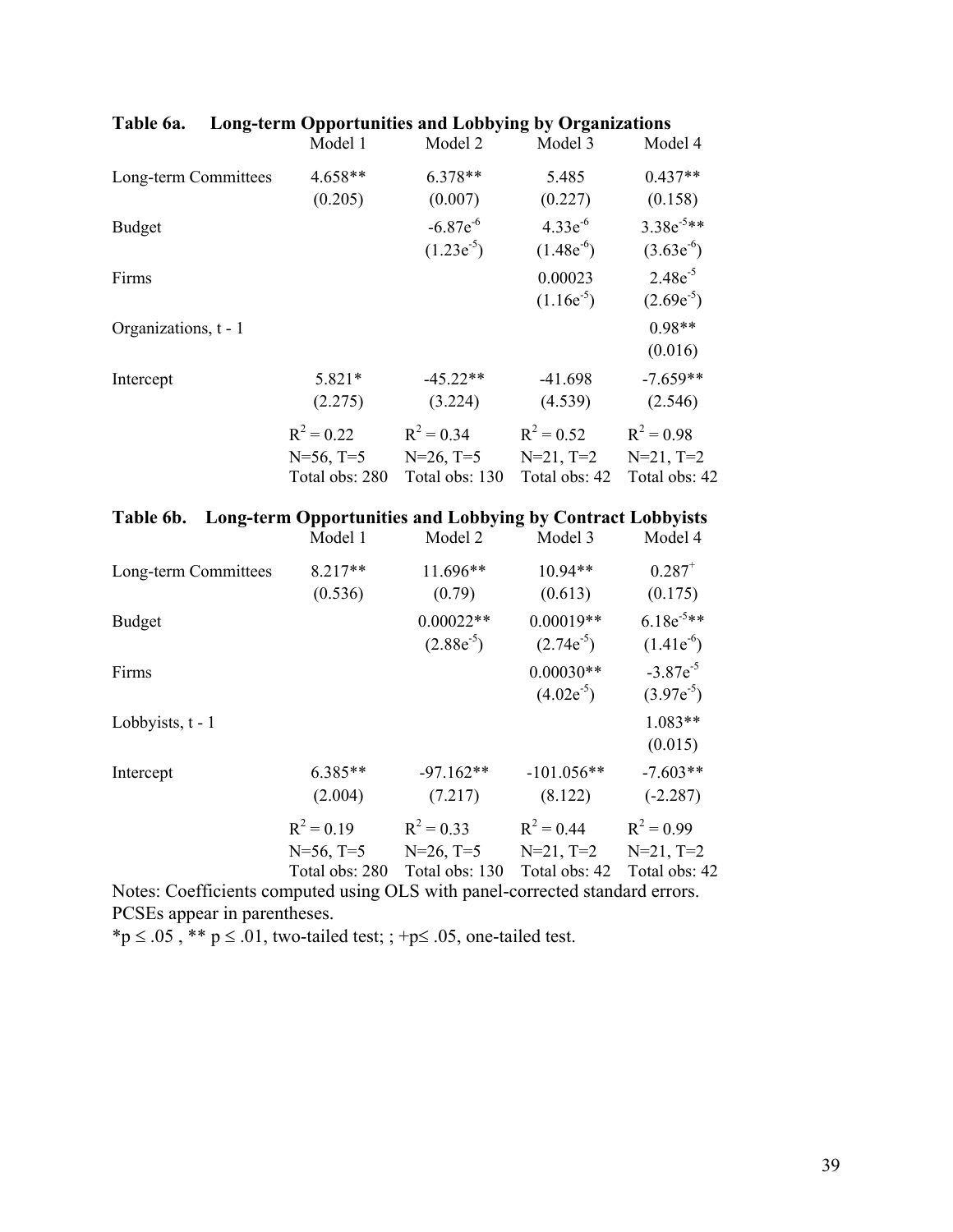**Table 6a. Long-term Opportunities and Lobbying by Organizations**

| | Model 1 | Model 2 | Model 3 | Model 4 |
|---|---|---|---|---|
| Long-term Committees | 4.658** | 6.378** | 5.485 | 0.437** |
| | (0.205) | (0.007) | (0.227) | (0.158) |
| Budget | | $-6.87e^{-6}$ | $4.33e^{-6}$ | $3.38e^{-5}$** |
| | | $(1.23e^{-5})$ | $(1.48e^{-6})$ | $(3.63e^{-6})$ |
| Firms | | | 0.00023 | $2.48e^{-5}$ |
| | | | $(1.16e^{-5})$ | $(2.69e^{-5})$ |
| Organizations, t - 1 | | | | 0.98** |
| | | | | (0.016) |
| Intercept | 5.821* | -45.22** | -41.698 | -7.659** |
| | (2.275) | (3.224) | (4.539) | (2.546) |
| | $R^2 = 0.22$ | $R^2 = 0.34$ | $R^2 = 0.52$ | $R^2 = 0.98$ |
| | N=56, T=5 | N=26, T=5 | N=21, T=2 | N=21, T=2 |
| | Total obs: 280 | Total obs: 130 | Total obs: 42 | Total obs: 42 |

**Table 6b. Long-term Opportunities and Lobbying by Contract Lobbyists**

| | Model 1 | Model 2 | Model 3 | Model 4 |
|---|---|---|---|---|
| Long-term Committees | 8.217** | 11.696** | 10.94** | $0.287^{+}$ |
| | (0.536) | (0.79) | (0.613) | (0.175) |
| Budget | | 0.00022** | 0.00019** | $6.18e^{-5}$** |
| | | $(2.88e^{-5})$ | $(2.74e^{-5})$ | $(1.41e^{-6})$ |
| Firms | | | 0.00030** | $-3.87e^{-5}$ |
| | | | $(4.02e^{-5})$ | $(3.97e^{-5})$ |
| Lobbyists, t - 1 | | | | 1.083** |
| | | | | (0.015) |
| Intercept | 6.385** | -97.162** | -101.056** | -7.603** |
| | (2.004) | (7.217) | (8.122) | (-2.287) |
| | $R^2 = 0.19$ | $R^2 = 0.33$ | $R^2 = 0.44$ | $R^2 = 0.99$ |
| | N=56, T=5 | N=26, T=5 | N=21, T=2 | N=21, T=2 |
| | Total obs: 280 | Total obs: 130 | Total obs: 42 | Total obs: 42 |

Notes: Coefficients computed using OLS with panel-corrected standard errors. PCSEs appear in parentheses.

*$p \leq .05$ , ** $p \leq .01$, two-tailed test; ; +$p \leq .05$, one-tailed test.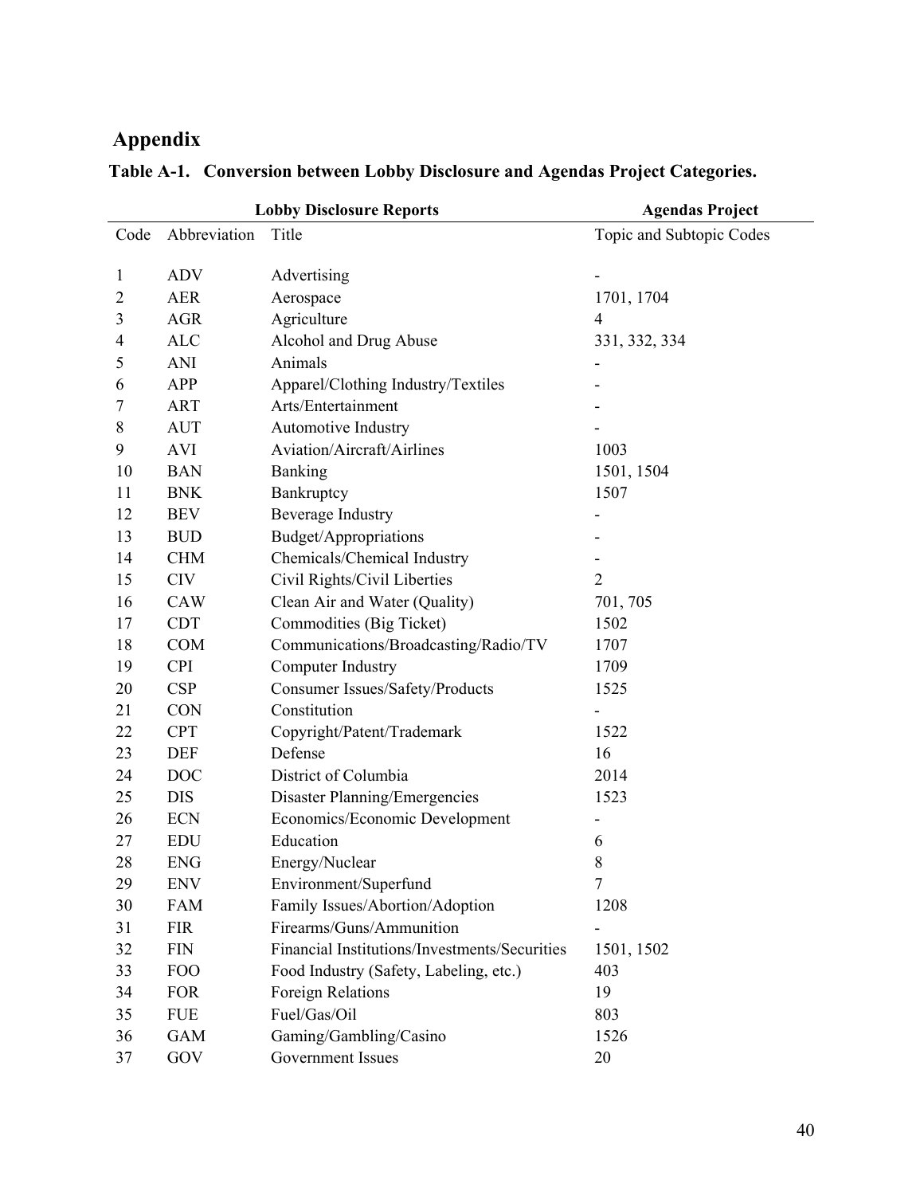## Appendix

**Table A-1. Conversion between Lobby Disclosure and Agendas Project Categories.**

| Lobby Disclosure Reports | | | Agendas Project |
|---|---|---|---|
| Code | Abbreviation | Title | Topic and Subtopic Codes |
| 1 | ADV | Advertising | - |
| 2 | AER | Aerospace | 1701, 1704 |
| 3 | AGR | Agriculture | 4 |
| 4 | ALC | Alcohol and Drug Abuse | 331, 332, 334 |
| 5 | ANI | Animals | - |
| 6 | APP | Apparel/Clothing Industry/Textiles | - |
| 7 | ART | Arts/Entertainment | - |
| 8 | AUT | Automotive Industry | - |
| 9 | AVI | Aviation/Aircraft/Airlines | 1003 |
| 10 | BAN | Banking | 1501, 1504 |
| 11 | BNK | Bankruptcy | 1507 |
| 12 | BEV | Beverage Industry | - |
| 13 | BUD | Budget/Appropriations | - |
| 14 | CHM | Chemicals/Chemical Industry | - |
| 15 | CIV | Civil Rights/Civil Liberties | 2 |
| 16 | CAW | Clean Air and Water (Quality) | 701, 705 |
| 17 | CDT | Commodities (Big Ticket) | 1502 |
| 18 | COM | Communications/Broadcasting/Radio/TV | 1707 |
| 19 | CPI | Computer Industry | 1709 |
| 20 | CSP | Consumer Issues/Safety/Products | 1525 |
| 21 | CON | Constitution | - |
| 22 | CPT | Copyright/Patent/Trademark | 1522 |
| 23 | DEF | Defense | 16 |
| 24 | DOC | District of Columbia | 2014 |
| 25 | DIS | Disaster Planning/Emergencies | 1523 |
| 26 | ECN | Economics/Economic Development | - |
| 27 | EDU | Education | 6 |
| 28 | ENG | Energy/Nuclear | 8 |
| 29 | ENV | Environment/Superfund | 7 |
| 30 | FAM | Family Issues/Abortion/Adoption | 1208 |
| 31 | FIR | Firearms/Guns/Ammunition | - |
| 32 | FIN | Financial Institutions/Investments/Securities | 1501, 1502 |
| 33 | FOO | Food Industry (Safety, Labeling, etc.) | 403 |
| 34 | FOR | Foreign Relations | 19 |
| 35 | FUE | Fuel/Gas/Oil | 803 |
| 36 | GAM | Gaming/Gambling/Casino | 1526 |
| 37 | GOV | Government Issues | 20 |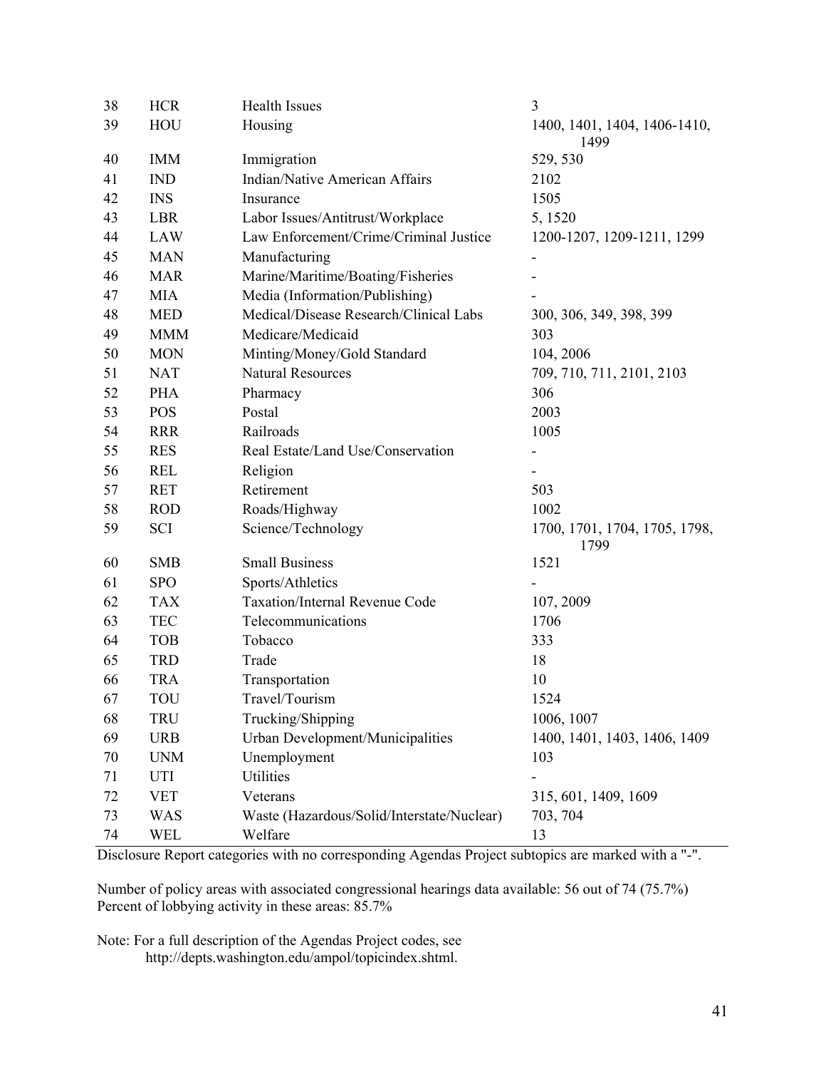| | | | |
|---|---|---|---|
| 38 | HCR | Health Issues | 3 |
| 39 | HOU | Housing | 1400, 1401, 1404, 1406-1410, 1499 |
| 40 | IMM | Immigration | 529, 530 |
| 41 | IND | Indian/Native American Affairs | 2102 |
| 42 | INS | Insurance | 1505 |
| 43 | LBR | Labor Issues/Antitrust/Workplace | 5, 1520 |
| 44 | LAW | Law Enforcement/Crime/Criminal Justice | 1200-1207, 1209-1211, 1299 |
| 45 | MAN | Manufacturing | - |
| 46 | MAR | Marine/Maritime/Boating/Fisheries | - |
| 47 | MIA | Media (Information/Publishing) | - |
| 48 | MED | Medical/Disease Research/Clinical Labs | 300, 306, 349, 398, 399 |
| 49 | MMM | Medicare/Medicaid | 303 |
| 50 | MON | Minting/Money/Gold Standard | 104, 2006 |
| 51 | NAT | Natural Resources | 709, 710, 711, 2101, 2103 |
| 52 | PHA | Pharmacy | 306 |
| 53 | POS | Postal | 2003 |
| 54 | RRR | Railroads | 1005 |
| 55 | RES | Real Estate/Land Use/Conservation | - |
| 56 | REL | Religion | - |
| 57 | RET | Retirement | 503 |
| 58 | ROD | Roads/Highway | 1002 |
| 59 | SCI | Science/Technology | 1700, 1701, 1704, 1705, 1798, 1799 |
| 60 | SMB | Small Business | 1521 |
| 61 | SPO | Sports/Athletics | - |
| 62 | TAX | Taxation/Internal Revenue Code | 107, 2009 |
| 63 | TEC | Telecommunications | 1706 |
| 64 | TOB | Tobacco | 333 |
| 65 | TRD | Trade | 18 |
| 66 | TRA | Transportation | 10 |
| 67 | TOU | Travel/Tourism | 1524 |
| 68 | TRU | Trucking/Shipping | 1006, 1007 |
| 69 | URB | Urban Development/Municipalities | 1400, 1401, 1403, 1406, 1409 |
| 70 | UNM | Unemployment | 103 |
| 71 | UTI | Utilities | - |
| 72 | VET | Veterans | 315, 601, 1409, 1609 |
| 73 | WAS | Waste (Hazardous/Solid/Interstate/Nuclear) | 703, 704 |
| 74 | WEL | Welfare | 13 |

Disclosure Report categories with no corresponding Agendas Project subtopics are marked with a "-".

Number of policy areas with associated congressional hearings data available: 56 out of 74 (75.7%)
Percent of lobbying activity in these areas: 85.7%

Note: For a full description of the Agendas Project codes, see
http://depts.washington.edu/ampol/topicindex.shtml.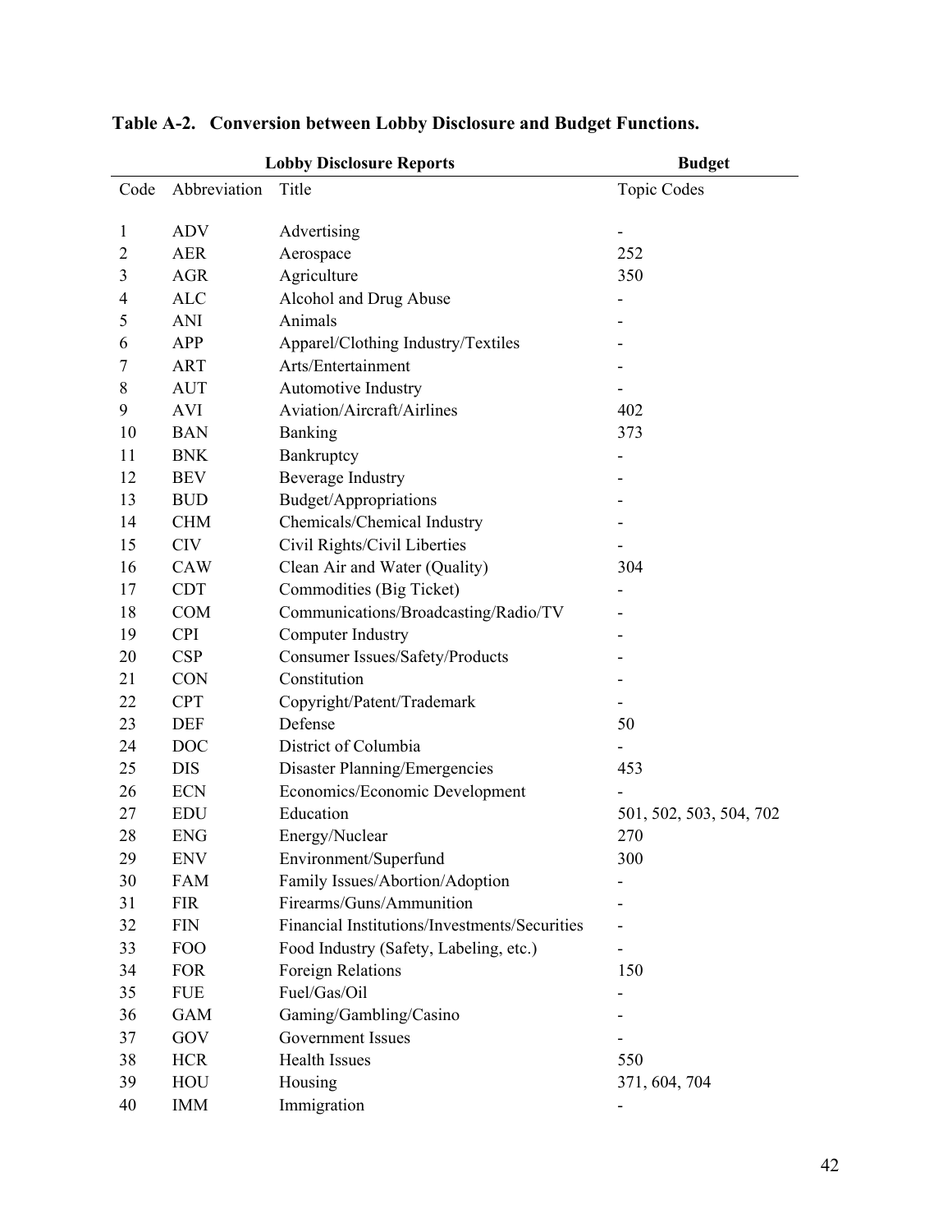**Table A-2. Conversion between Lobby Disclosure and Budget Functions.**

| Lobby Disclosure Reports | | | Budget |
|---|---|---|---|
| Code | Abbreviation | Title | Topic Codes |
| 1 | ADV | Advertising | - |
| 2 | AER | Aerospace | 252 |
| 3 | AGR | Agriculture | 350 |
| 4 | ALC | Alcohol and Drug Abuse | - |
| 5 | ANI | Animals | - |
| 6 | APP | Apparel/Clothing Industry/Textiles | - |
| 7 | ART | Arts/Entertainment | - |
| 8 | AUT | Automotive Industry | - |
| 9 | AVI | Aviation/Aircraft/Airlines | 402 |
| 10 | BAN | Banking | 373 |
| 11 | BNK | Bankruptcy | - |
| 12 | BEV | Beverage Industry | - |
| 13 | BUD | Budget/Appropriations | - |
| 14 | CHM | Chemicals/Chemical Industry | - |
| 15 | CIV | Civil Rights/Civil Liberties | - |
| 16 | CAW | Clean Air and Water (Quality) | 304 |
| 17 | CDT | Commodities (Big Ticket) | - |
| 18 | COM | Communications/Broadcasting/Radio/TV | - |
| 19 | CPI | Computer Industry | - |
| 20 | CSP | Consumer Issues/Safety/Products | - |
| 21 | CON | Constitution | - |
| 22 | CPT | Copyright/Patent/Trademark | - |
| 23 | DEF | Defense | 50 |
| 24 | DOC | District of Columbia | - |
| 25 | DIS | Disaster Planning/Emergencies | 453 |
| 26 | ECN | Economics/Economic Development | - |
| 27 | EDU | Education | 501, 502, 503, 504, 702 |
| 28 | ENG | Energy/Nuclear | 270 |
| 29 | ENV | Environment/Superfund | 300 |
| 30 | FAM | Family Issues/Abortion/Adoption | - |
| 31 | FIR | Firearms/Guns/Ammunition | - |
| 32 | FIN | Financial Institutions/Investments/Securities | - |
| 33 | FOO | Food Industry (Safety, Labeling, etc.) | - |
| 34 | FOR | Foreign Relations | 150 |
| 35 | FUE | Fuel/Gas/Oil | - |
| 36 | GAM | Gaming/Gambling/Casino | - |
| 37 | GOV | Government Issues | - |
| 38 | HCR | Health Issues | 550 |
| 39 | HOU | Housing | 371, 604, 704 |
| 40 | IMM | Immigration | - |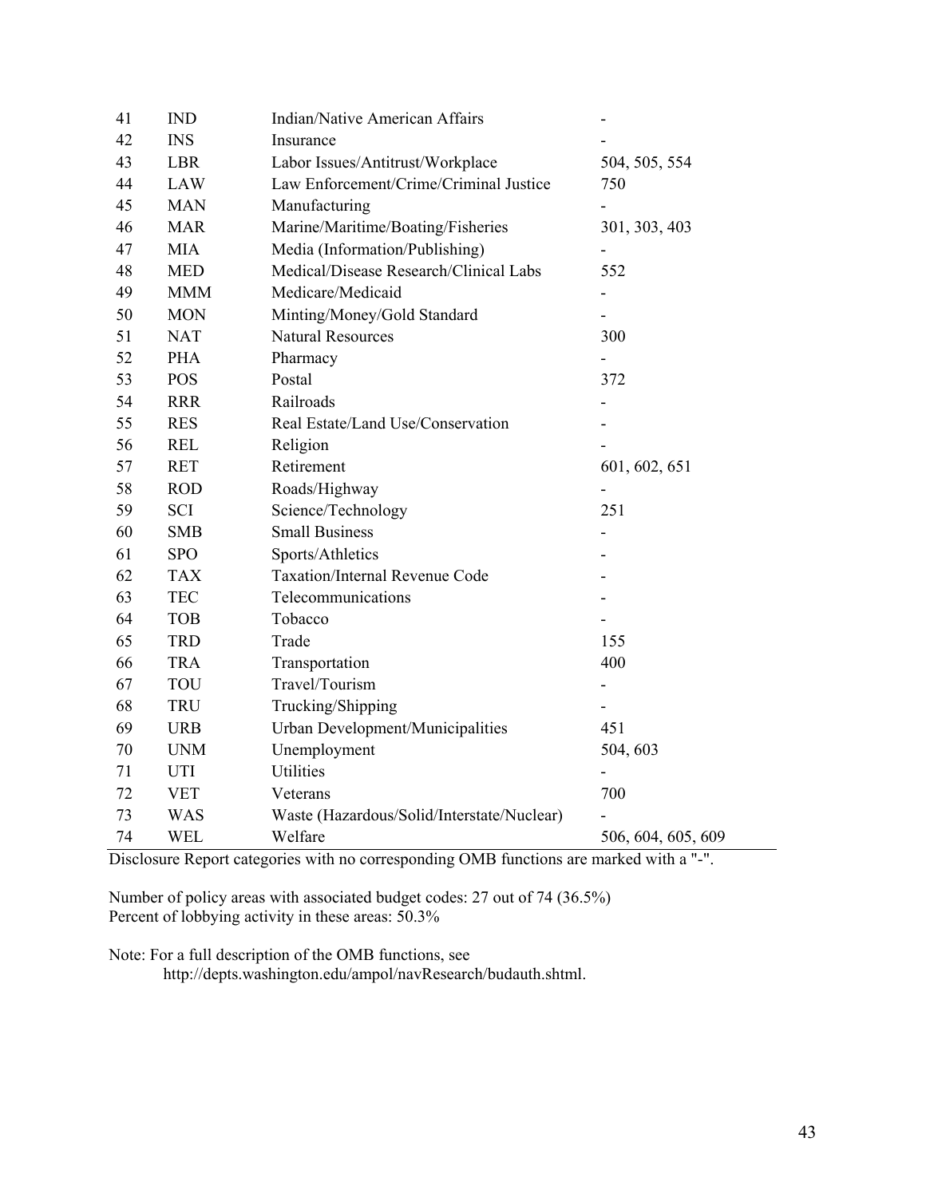| | | | |
|---|---|---|---|
| 41 | IND | Indian/Native American Affairs | - |
| 42 | INS | Insurance | - |
| 43 | LBR | Labor Issues/Antitrust/Workplace | 504, 505, 554 |
| 44 | LAW | Law Enforcement/Crime/Criminal Justice | 750 |
| 45 | MAN | Manufacturing | - |
| 46 | MAR | Marine/Maritime/Boating/Fisheries | 301, 303, 403 |
| 47 | MIA | Media (Information/Publishing) | - |
| 48 | MED | Medical/Disease Research/Clinical Labs | 552 |
| 49 | MMM | Medicare/Medicaid | - |
| 50 | MON | Minting/Money/Gold Standard | - |
| 51 | NAT | Natural Resources | 300 |
| 52 | PHA | Pharmacy | - |
| 53 | POS | Postal | 372 |
| 54 | RRR | Railroads | - |
| 55 | RES | Real Estate/Land Use/Conservation | - |
| 56 | REL | Religion | - |
| 57 | RET | Retirement | 601, 602, 651 |
| 58 | ROD | Roads/Highway | - |
| 59 | SCI | Science/Technology | 251 |
| 60 | SMB | Small Business | - |
| 61 | SPO | Sports/Athletics | - |
| 62 | TAX | Taxation/Internal Revenue Code | - |
| 63 | TEC | Telecommunications | - |
| 64 | TOB | Tobacco | - |
| 65 | TRD | Trade | 155 |
| 66 | TRA | Transportation | 400 |
| 67 | TOU | Travel/Tourism | - |
| 68 | TRU | Trucking/Shipping | - |
| 69 | URB | Urban Development/Municipalities | 451 |
| 70 | UNM | Unemployment | 504, 603 |
| 71 | UTI | Utilities | - |
| 72 | VET | Veterans | 700 |
| 73 | WAS | Waste (Hazardous/Solid/Interstate/Nuclear) | - |
| 74 | WEL | Welfare | 506, 604, 605, 609 |

Disclosure Report categories with no corresponding OMB functions are marked with a "-".

Number of policy areas with associated budget codes: 27 out of 74 (36.5%)
Percent of lobbying activity in these areas: 50.3%

Note: For a full description of the OMB functions, see
http://depts.washington.edu/ampol/navResearch/budauth.shtml.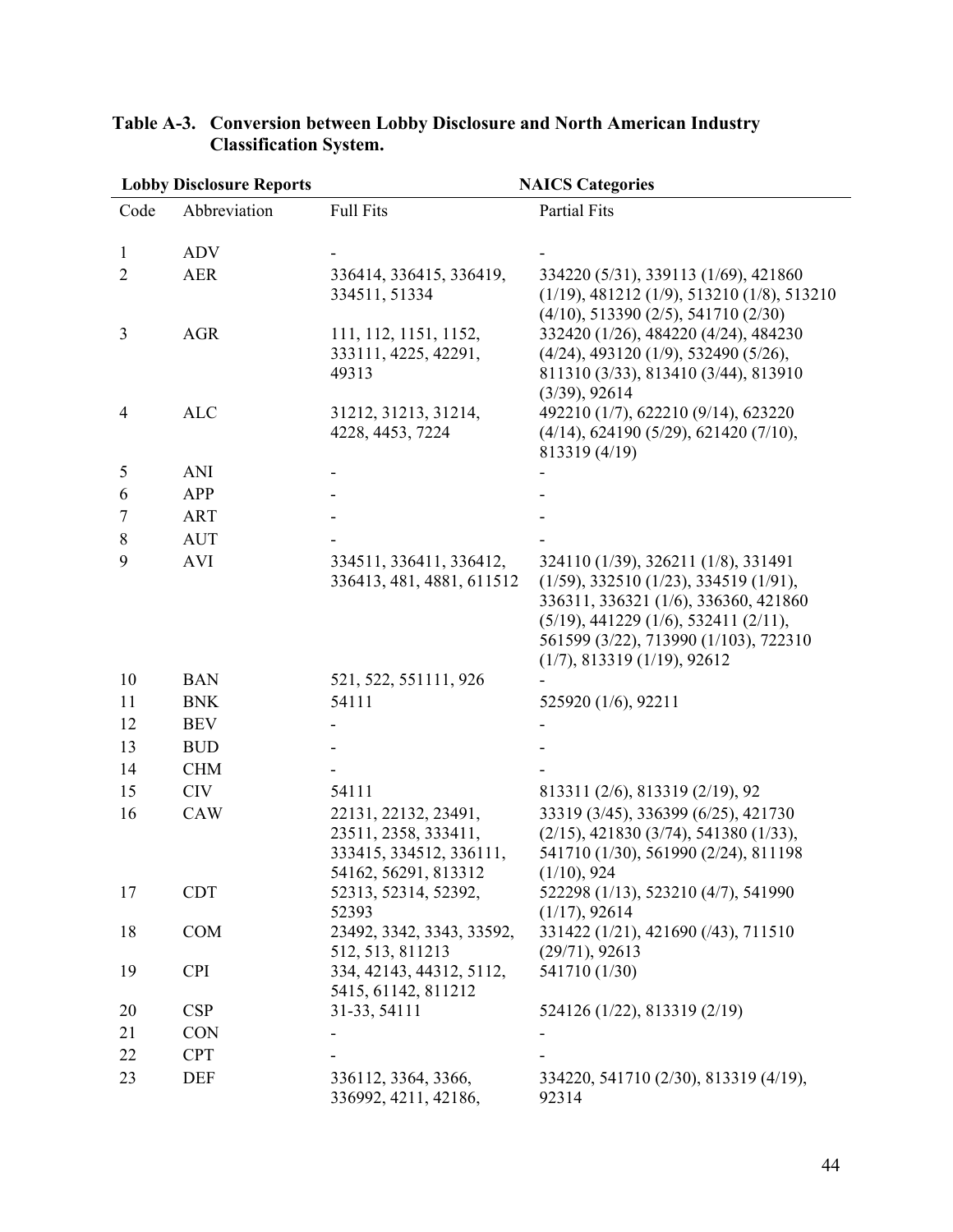**Table A-3. Conversion between Lobby Disclosure and North American Industry Classification System.**

| Lobby Disclosure Reports | | NAICS Categories | |
|---|---|---|---|
| Code | Abbreviation | Full Fits | Partial Fits |
| 1 | ADV | - | - |
| 2 | AER | 336414, 336415, 336419, 334511, 51334 | 334220 (5/31), 339113 (1/69), 421860 (1/19), 481212 (1/9), 513210 (1/8), 513210 (4/10), 513390 (2/5), 541710 (2/30) |
| 3 | AGR | 111, 112, 1151, 1152, 333111, 4225, 42291, 49313 | 332420 (1/26), 484220 (4/24), 484230 (4/24), 493120 (1/9), 532490 (5/26), 811310 (3/33), 813410 (3/44), 813910 (3/39), 92614 |
| 4 | ALC | 31212, 31213, 31214, 4228, 4453, 7224 | 492210 (1/7), 622210 (9/14), 623220 (4/14), 624190 (5/29), 621420 (7/10), 813319 (4/19) |
| 5 | ANI | - | - |
| 6 | APP | - | - |
| 7 | ART | - | - |
| 8 | AUT | - | - |
| 9 | AVI | 334511, 336411, 336412, 336413, 481, 4881, 611512 | 324110 (1/39), 326211 (1/8), 331491 (1/59), 332510 (1/23), 334519 (1/91), 336311, 336321 (1/6), 336360, 421860 (5/19), 441229 (1/6), 532411 (2/11), 561599 (3/22), 713990 (1/103), 722310 (1/7), 813319 (1/19), 92612 |
| 10 | BAN | 521, 522, 551111, 926 | - |
| 11 | BNK | 54111 | 525920 (1/6), 92211 |
| 12 | BEV | - | - |
| 13 | BUD | - | - |
| 14 | CHM | - | - |
| 15 | CIV | 54111 | 813311 (2/6), 813319 (2/19), 92 |
| 16 | CAW | 22131, 22132, 23491, 23511, 2358, 333411, 333415, 334512, 336111, 54162, 56291, 813312 | 33319 (3/45), 336399 (6/25), 421730 (2/15), 421830 (3/74), 541380 (1/33), 541710 (1/30), 561990 (2/24), 811198 (1/10), 924 |
| 17 | CDT | 52313, 52314, 52392, 52393 | 522298 (1/13), 523210 (4/7), 541990 (1/17), 92614 |
| 18 | COM | 23492, 3342, 3343, 33592, 512, 513, 811213 | 331422 (1/21), 421690 (/43), 711510 (29/71), 92613 |
| 19 | CPI | 334, 42143, 44312, 5112, 5415, 61142, 811212 | 541710 (1/30) |
| 20 | CSP | 31-33, 54111 | 524126 (1/22), 813319 (2/19) |
| 21 | CON | - | - |
| 22 | CPT | - | - |
| 23 | DEF | 336112, 3364, 3366, 336992, 4211, 42186, | 334220, 541710 (2/30), 813319 (4/19), 92314 |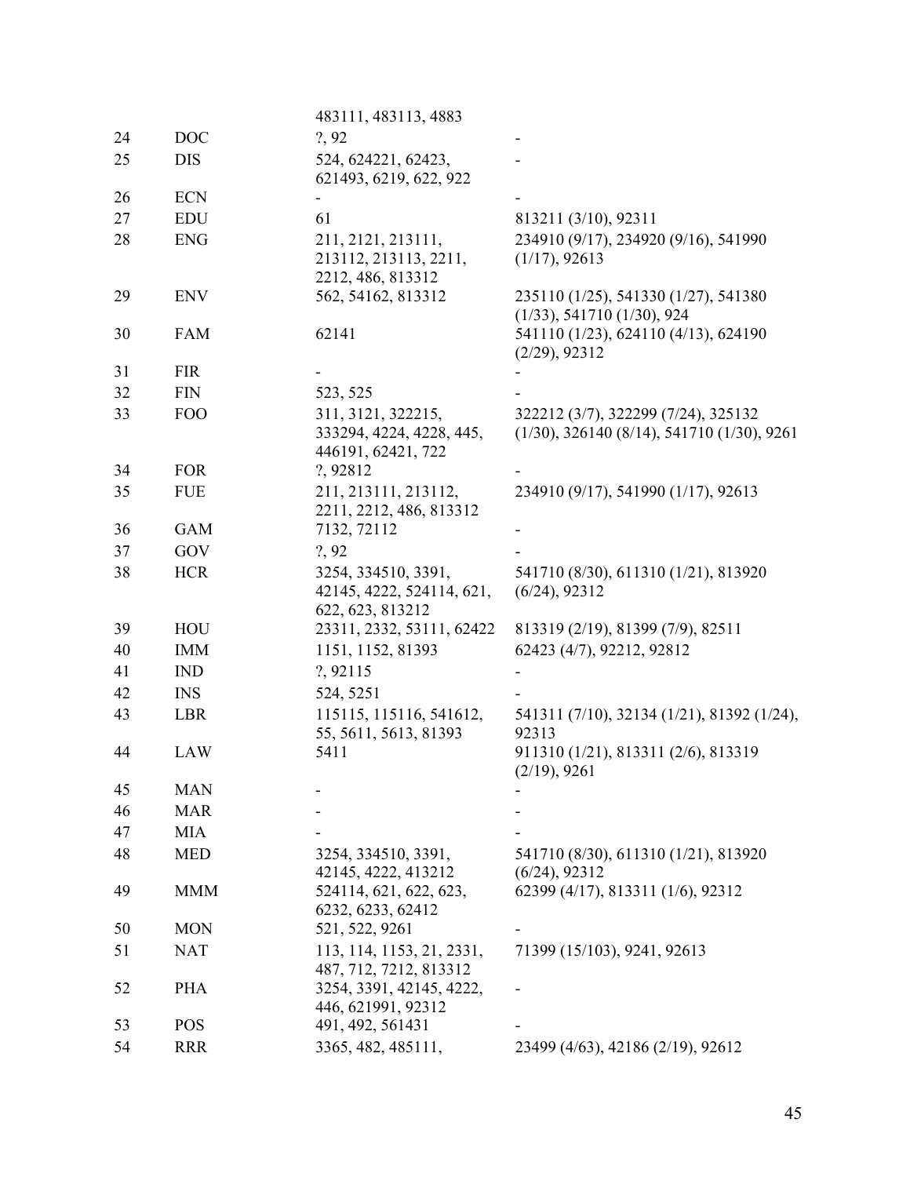|  |  |  |  |
|---|---|---|---|
|  |  | 483111, 483113, 4883 |  |
| 24 | DOC | ?, 92 | - |
| 25 | DIS | 524, 624221, 62423, 621493, 6219, 622, 922 | - |
| 26 | ECN | - | - |
| 27 | EDU | 61 | 813211 (3/10), 92311 |
| 28 | ENG | 211, 2121, 213111, 213112, 213113, 2211, 2212, 486, 813312 | 234910 (9/17), 234920 (9/16), 541990 (1/17), 92613 |
| 29 | ENV | 562, 54162, 813312 | 235110 (1/25), 541330 (1/27), 541380 (1/33), 541710 (1/30), 924 |
| 30 | FAM | 62141 | 541110 (1/23), 624110 (4/13), 624190 (2/29), 92312 |
| 31 | FIR | - | - |
| 32 | FIN | 523, 525 | - |
| 33 | FOO | 311, 3121, 322215, 333294, 4224, 4228, 445, 446191, 62421, 722 | 322212 (3/7), 322299 (7/24), 325132 (1/30), 326140 (8/14), 541710 (1/30), 9261 |
| 34 | FOR | ?, 92812 | - |
| 35 | FUE | 211, 213111, 213112, 2211, 2212, 486, 813312 | 234910 (9/17), 541990 (1/17), 92613 |
| 36 | GAM | 7132, 72112 | - |
| 37 | GOV | ?, 92 | - |
| 38 | HCR | 3254, 334510, 3391, 42145, 4222, 524114, 621, 622, 623, 813212 | 541710 (8/30), 611310 (1/21), 813920 (6/24), 92312 |
| 39 | HOU | 23311, 2332, 53111, 62422 | 813319 (2/19), 81399 (7/9), 82511 |
| 40 | IMM | 1151, 1152, 81393 | 62423 (4/7), 92212, 92812 |
| 41 | IND | ?, 92115 | - |
| 42 | INS | 524, 5251 | - |
| 43 | LBR | 115115, 115116, 541612, 55, 5611, 5613, 81393 | 541311 (7/10), 32134 (1/21), 81392 (1/24), 92313 |
| 44 | LAW | 5411 | 911310 (1/21), 813311 (2/6), 813319 (2/19), 9261 |
| 45 | MAN | - | - |
| 46 | MAR | - | - |
| 47 | MIA | - | - |
| 48 | MED | 3254, 334510, 3391, 42145, 4222, 413212 | 541710 (8/30), 611310 (1/21), 813920 (6/24), 92312 |
| 49 | MMM | 524114, 621, 622, 623, 6232, 6233, 62412 | 62399 (4/17), 813311 (1/6), 92312 |
| 50 | MON | 521, 522, 9261 | - |
| 51 | NAT | 113, 114, 1153, 21, 2331, 487, 712, 7212, 813312 | 71399 (15/103), 9241, 92613 |
| 52 | PHA | 3254, 3391, 42145, 4222, 446, 621991, 92312 | - |
| 53 | POS | 491, 492, 561431 | - |
| 54 | RRR | 3365, 482, 485111, | 23499 (4/63), 42186 (2/19), 92612 |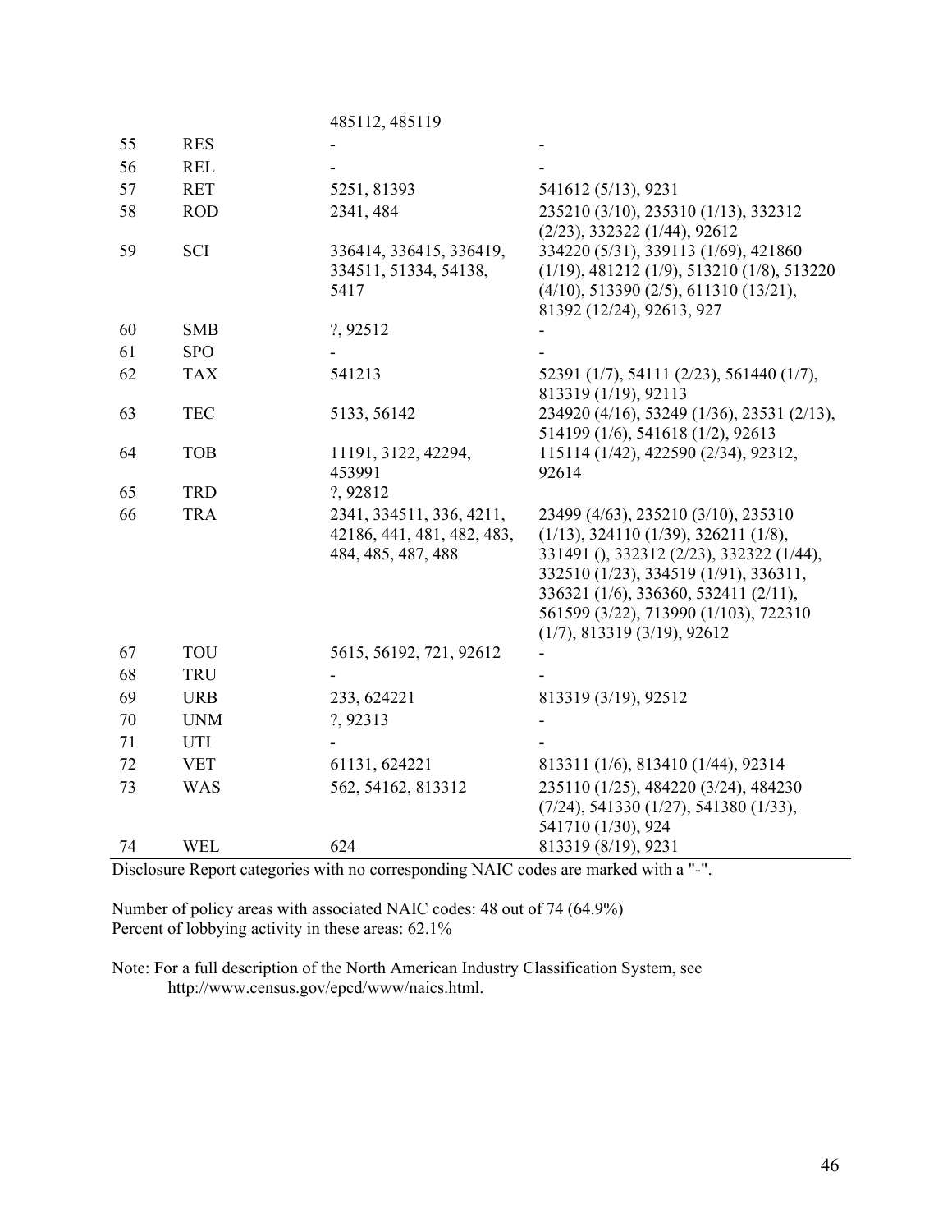| | | | |
|---|---|---|---|
| | | 485112, 485119 | |
| 55 | RES | - | - |
| 56 | REL | - | - |
| 57 | RET | 5251, 81393 | 541612 (5/13), 9231 |
| 58 | ROD | 2341, 484 | 235210 (3/10), 235310 (1/13), 332312 (2/23), 332322 (1/44), 92612 |
| 59 | SCI | 336414, 336415, 336419, 334511, 51334, 54138, 5417 | 334220 (5/31), 339113 (1/69), 421860 (1/19), 481212 (1/9), 513210 (1/8), 513220 (4/10), 513390 (2/5), 611310 (13/21), 81392 (12/24), 92613, 927 |
| 60 | SMB | ?, 92512 | - |
| 61 | SPO | - | - |
| 62 | TAX | 541213 | 52391 (1/7), 54111 (2/23), 561440 (1/7), 813319 (1/19), 92113 |
| 63 | TEC | 5133, 56142 | 234920 (4/16), 53249 (1/36), 23531 (2/13), 514199 (1/6), 541618 (1/2), 92613 |
| 64 | TOB | 11191, 3122, 42294, 453991 | 115114 (1/42), 422590 (2/34), 92312, 92614 |
| 65 | TRD | ?, 92812 | |
| 66 | TRA | 2341, 334511, 336, 4211, 42186, 441, 481, 482, 483, 484, 485, 487, 488 | 23499 (4/63), 235210 (3/10), 235310 (1/13), 324110 (1/39), 326211 (1/8), 331491 (), 332312 (2/23), 332322 (1/44), 332510 (1/23), 334519 (1/91), 336311, 336321 (1/6), 336360, 532411 (2/11), 561599 (3/22), 713990 (1/103), 722310 (1/7), 813319 (3/19), 92612 |
| 67 | TOU | 5615, 56192, 721, 92612 | - |
| 68 | TRU | - | - |
| 69 | URB | 233, 624221 | 813319 (3/19), 92512 |
| 70 | UNM | ?, 92313 | - |
| 71 | UTI | - | - |
| 72 | VET | 61131, 624221 | 813311 (1/6), 813410 (1/44), 92314 |
| 73 | WAS | 562, 54162, 813312 | 235110 (1/25), 484220 (3/24), 484230 (7/24), 541330 (1/27), 541380 (1/33), 541710 (1/30), 924 |
| 74 | WEL | 624 | 813319 (8/19), 9231 |

Disclosure Report categories with no corresponding NAIC codes are marked with a "-".

Number of policy areas with associated NAIC codes: 48 out of 74 (64.9%)
Percent of lobbying activity in these areas: 62.1%

Note: For a full description of the North American Industry Classification System, see http://www.census.gov/epcd/www/naics.html.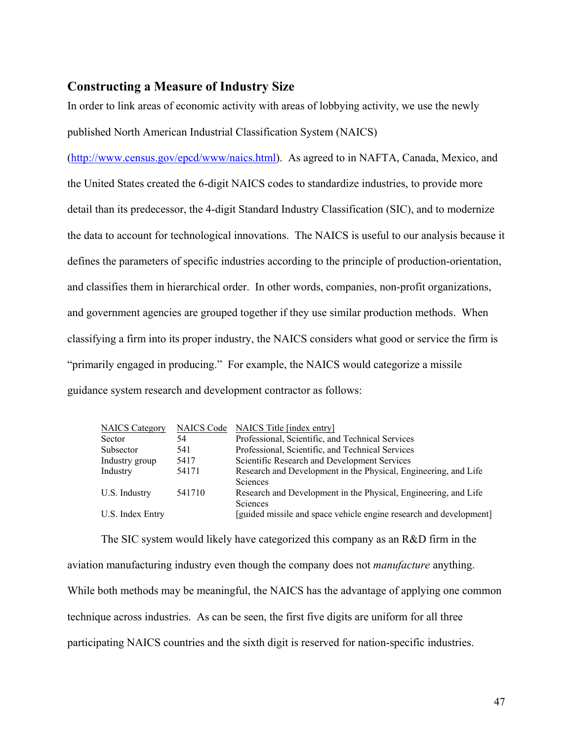## Constructing a Measure of Industry Size

In order to link areas of economic activity with areas of lobbying activity, we use the newly published North American Industrial Classification System (NAICS) ([http://www.census.gov/epcd/www/naics.html](http://www.census.gov/epcd/www/naics.html)). As agreed to in NAFTA, Canada, Mexico, and the United States created the 6-digit NAICS codes to standardize industries, to provide more detail than its predecessor, the 4-digit Standard Industry Classification (SIC), and to modernize the data to account for technological innovations. The NAICS is useful to our analysis because it defines the parameters of specific industries according to the principle of production-orientation, and classifies them in hierarchical order. In other words, companies, non-profit organizations, and government agencies are grouped together if they use similar production methods. When classifying a firm into its proper industry, the NAICS considers what good or service the firm is "primarily engaged in producing." For example, the NAICS would categorize a missile guidance system research and development contractor as follows:

| NAICS Category | NAICS Code | NAICS Title [index entry] |
|---|---|---|
| Sector | 54 | Professional, Scientific, and Technical Services |
| Subsector | 541 | Professional, Scientific, and Technical Services |
| Industry group | 5417 | Scientific Research and Development Services |
| Industry | 54171 | Research and Development in the Physical, Engineering, and Life Sciences |
| U.S. Industry | 541710 | Research and Development in the Physical, Engineering, and Life Sciences |
| U.S. Index Entry | | [guided missile and space vehicle engine research and development] |

The SIC system would likely have categorized this company as an R&D firm in the aviation manufacturing industry even though the company does not *manufacture* anything. While both methods may be meaningful, the NAICS has the advantage of applying one common technique across industries. As can be seen, the first five digits are uniform for all three participating NAICS countries and the sixth digit is reserved for nation-specific industries.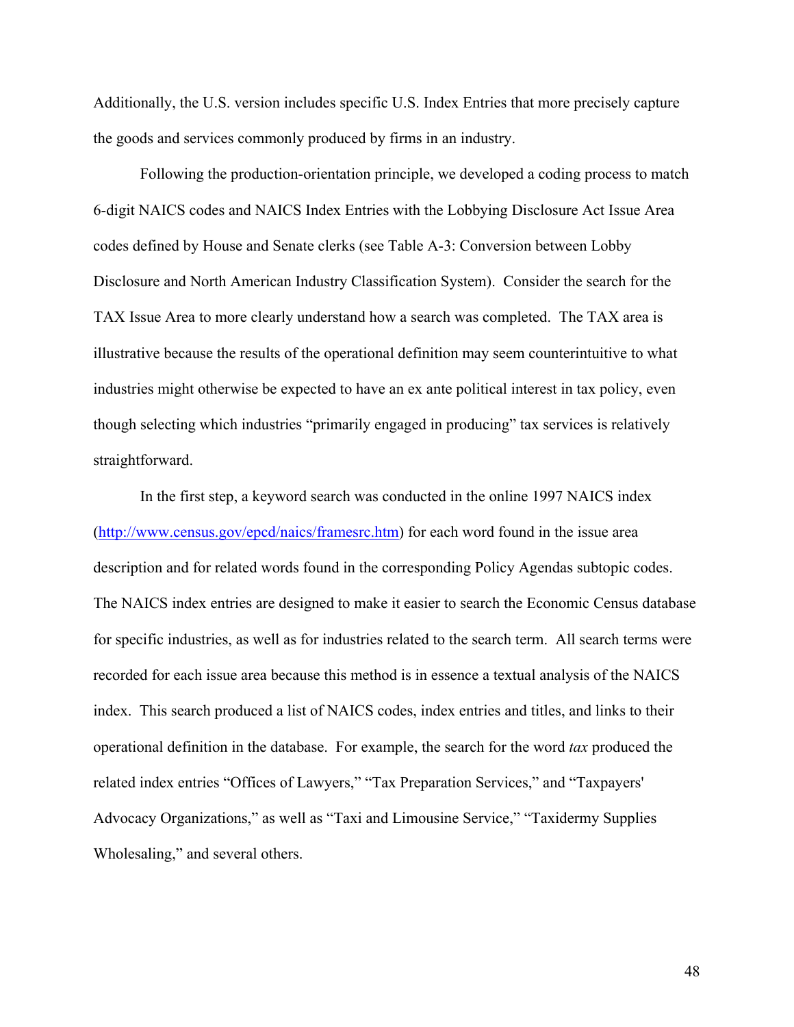Additionally, the U.S. version includes specific U.S. Index Entries that more precisely capture the goods and services commonly produced by firms in an industry.

Following the production-orientation principle, we developed a coding process to match 6-digit NAICS codes and NAICS Index Entries with the Lobbying Disclosure Act Issue Area codes defined by House and Senate clerks (see Table A-3: Conversion between Lobby Disclosure and North American Industry Classification System). Consider the search for the TAX Issue Area to more clearly understand how a search was completed. The TAX area is illustrative because the results of the operational definition may seem counterintuitive to what industries might otherwise be expected to have an ex ante political interest in tax policy, even though selecting which industries "primarily engaged in producing" tax services is relatively straightforward.

In the first step, a keyword search was conducted in the online 1997 NAICS index ([http://www.census.gov/epcd/naics/framesrc.htm](http://www.census.gov/epcd/naics/framesrc.htm)) for each word found in the issue area description and for related words found in the corresponding Policy Agendas subtopic codes. The NAICS index entries are designed to make it easier to search the Economic Census database for specific industries, as well as for industries related to the search term. All search terms were recorded for each issue area because this method is in essence a textual analysis of the NAICS index. This search produced a list of NAICS codes, index entries and titles, and links to their operational definition in the database. For example, the search for the word *tax* produced the related index entries "Offices of Lawyers," "Tax Preparation Services," and "Taxpayers' Advocacy Organizations," as well as "Taxi and Limousine Service," "Taxidermy Supplies Wholesaling," and several others.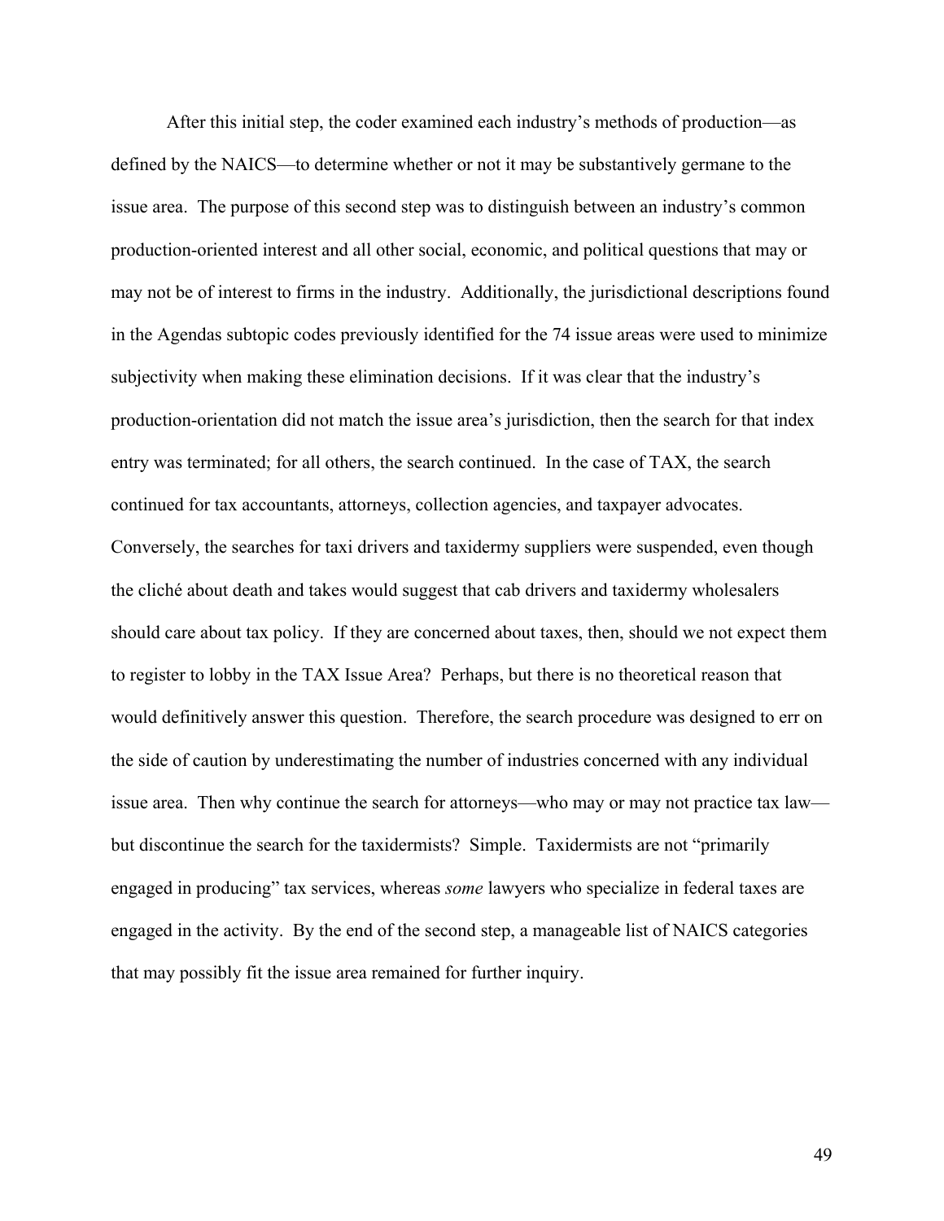After this initial step, the coder examined each industry's methods of production—as defined by the NAICS—to determine whether or not it may be substantively germane to the issue area. The purpose of this second step was to distinguish between an industry's common production-oriented interest and all other social, economic, and political questions that may or may not be of interest to firms in the industry. Additionally, the jurisdictional descriptions found in the Agendas subtopic codes previously identified for the 74 issue areas were used to minimize subjectivity when making these elimination decisions. If it was clear that the industry's production-orientation did not match the issue area's jurisdiction, then the search for that index entry was terminated; for all others, the search continued. In the case of TAX, the search continued for tax accountants, attorneys, collection agencies, and taxpayer advocates. Conversely, the searches for taxi drivers and taxidermy suppliers were suspended, even though the cliché about death and takes would suggest that cab drivers and taxidermy wholesalers should care about tax policy. If they are concerned about taxes, then, should we not expect them to register to lobby in the TAX Issue Area? Perhaps, but there is no theoretical reason that would definitively answer this question. Therefore, the search procedure was designed to err on the side of caution by underestimating the number of industries concerned with any individual issue area. Then why continue the search for attorneys—who may or may not practice tax law—but discontinue the search for the taxidermists? Simple. Taxidermists are not "primarily engaged in producing" tax services, whereas *some* lawyers who specialize in federal taxes are engaged in the activity. By the end of the second step, a manageable list of NAICS categories that may possibly fit the issue area remained for further inquiry.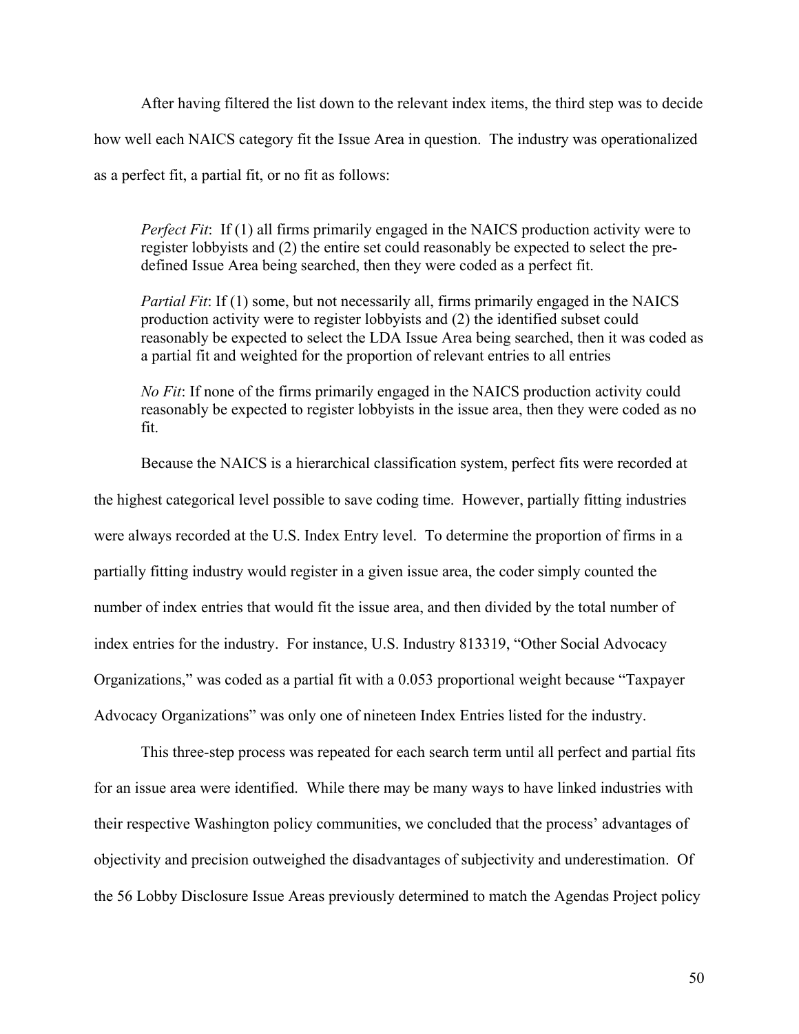After having filtered the list down to the relevant index items, the third step was to decide how well each NAICS category fit the Issue Area in question. The industry was operationalized as a perfect fit, a partial fit, or no fit as follows:

> *Perfect Fit*: If (1) all firms primarily engaged in the NAICS production activity were to register lobbyists and (2) the entire set could reasonably be expected to select the pre-defined Issue Area being searched, then they were coded as a perfect fit.
>
> *Partial Fit*: If (1) some, but not necessarily all, firms primarily engaged in the NAICS production activity were to register lobbyists and (2) the identified subset could reasonably be expected to select the LDA Issue Area being searched, then it was coded as a partial fit and weighted for the proportion of relevant entries to all entries
>
> *No Fit*: If none of the firms primarily engaged in the NAICS production activity could reasonably be expected to register lobbyists in the issue area, then they were coded as no fit.

Because the NAICS is a hierarchical classification system, perfect fits were recorded at the highest categorical level possible to save coding time. However, partially fitting industries were always recorded at the U.S. Index Entry level. To determine the proportion of firms in a partially fitting industry would register in a given issue area, the coder simply counted the number of index entries that would fit the issue area, and then divided by the total number of index entries for the industry. For instance, U.S. Industry 813319, "Other Social Advocacy Organizations," was coded as a partial fit with a 0.053 proportional weight because "Taxpayer Advocacy Organizations" was only one of nineteen Index Entries listed for the industry.

This three-step process was repeated for each search term until all perfect and partial fits for an issue area were identified. While there may be many ways to have linked industries with their respective Washington policy communities, we concluded that the process' advantages of objectivity and precision outweighed the disadvantages of subjectivity and underestimation. Of the 56 Lobby Disclosure Issue Areas previously determined to match the Agendas Project policy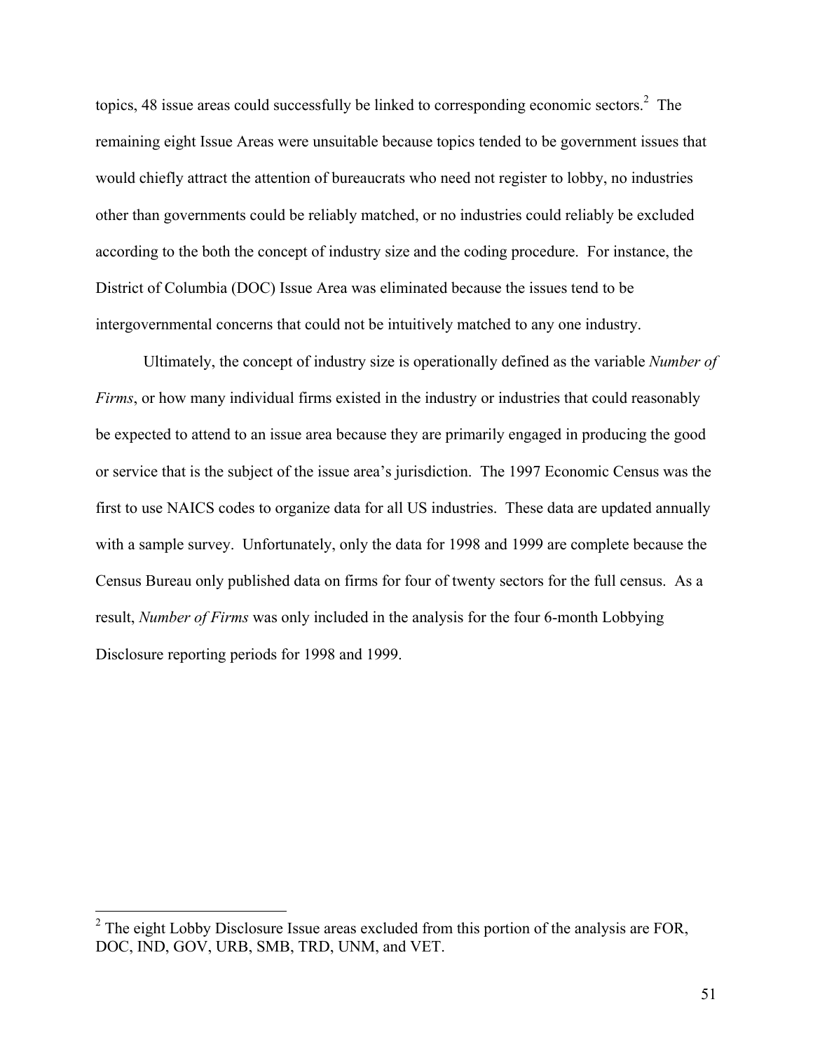topics, 48 issue areas could successfully be linked to corresponding economic sectors.[2] The remaining eight Issue Areas were unsuitable because topics tended to be government issues that would chiefly attract the attention of bureaucrats who need not register to lobby, no industries other than governments could be reliably matched, or no industries could reliably be excluded according to the both the concept of industry size and the coding procedure. For instance, the District of Columbia (DOC) Issue Area was eliminated because the issues tend to be intergovernmental concerns that could not be intuitively matched to any one industry.

Ultimately, the concept of industry size is operationally defined as the variable *Number of Firms*, or how many individual firms existed in the industry or industries that could reasonably be expected to attend to an issue area because they are primarily engaged in producing the good or service that is the subject of the issue area's jurisdiction. The 1997 Economic Census was the first to use NAICS codes to organize data for all US industries. These data are updated annually with a sample survey. Unfortunately, only the data for 1998 and 1999 are complete because the Census Bureau only published data on firms for four of twenty sectors for the full census. As a result, *Number of Firms* was only included in the analysis for the four 6-month Lobbying Disclosure reporting periods for 1998 and 1999.

[2] The eight Lobby Disclosure Issue areas excluded from this portion of the analysis are FOR, DOC, IND, GOV, URB, SMB, TRD, UNM, and VET.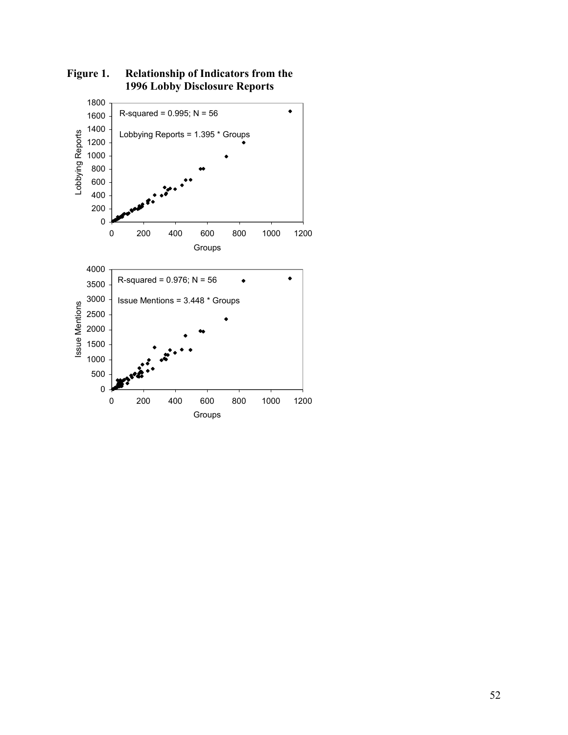**Figure 1. Relationship of Indicators from the 1996 Lobby Disclosure Reports**

R-squared = 0.995; N = 56

Lobbying Reports = 1.395 * Groups

R-squared = 0.976; N = 56

Issue Mentions = 3.448 * Groups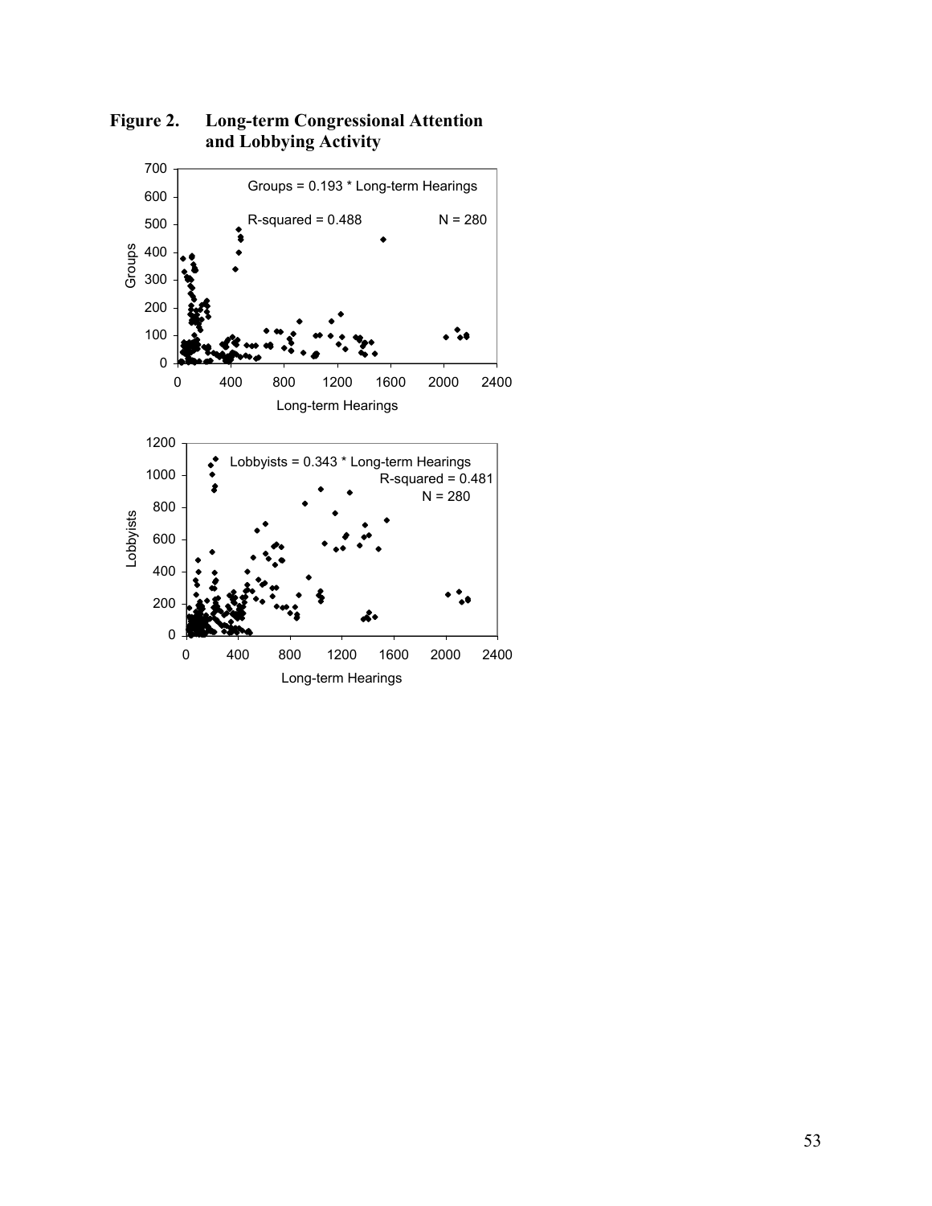**Figure 2. Long-term Congressional Attention and Lobbying Activity**

Groups = 0.193 * Long-term Hearings

R-squared = 0.488 N = 280

Groups

Long-term Hearings

Lobbyists = 0.343 * Long-term Hearings

R-squared = 0.481

N = 280

Lobbyists

Long-term Hearings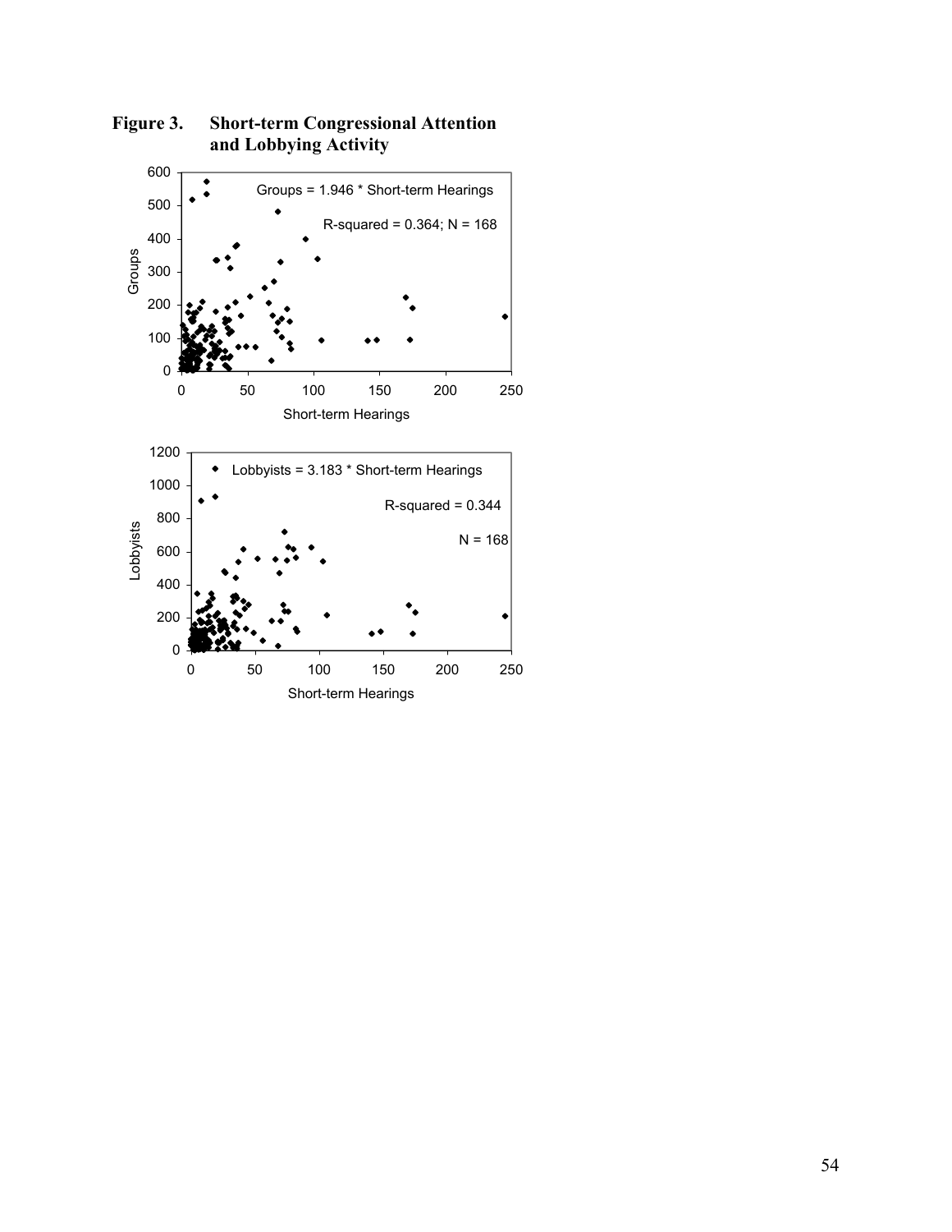**Figure 3. Short-term Congressional Attention and Lobbying Activity**

Groups = 1.946 * Short-term Hearings

R-squared = 0.364; N = 168

Lobbyists = 3.183 * Short-term Hearings

R-squared = 0.344

N = 168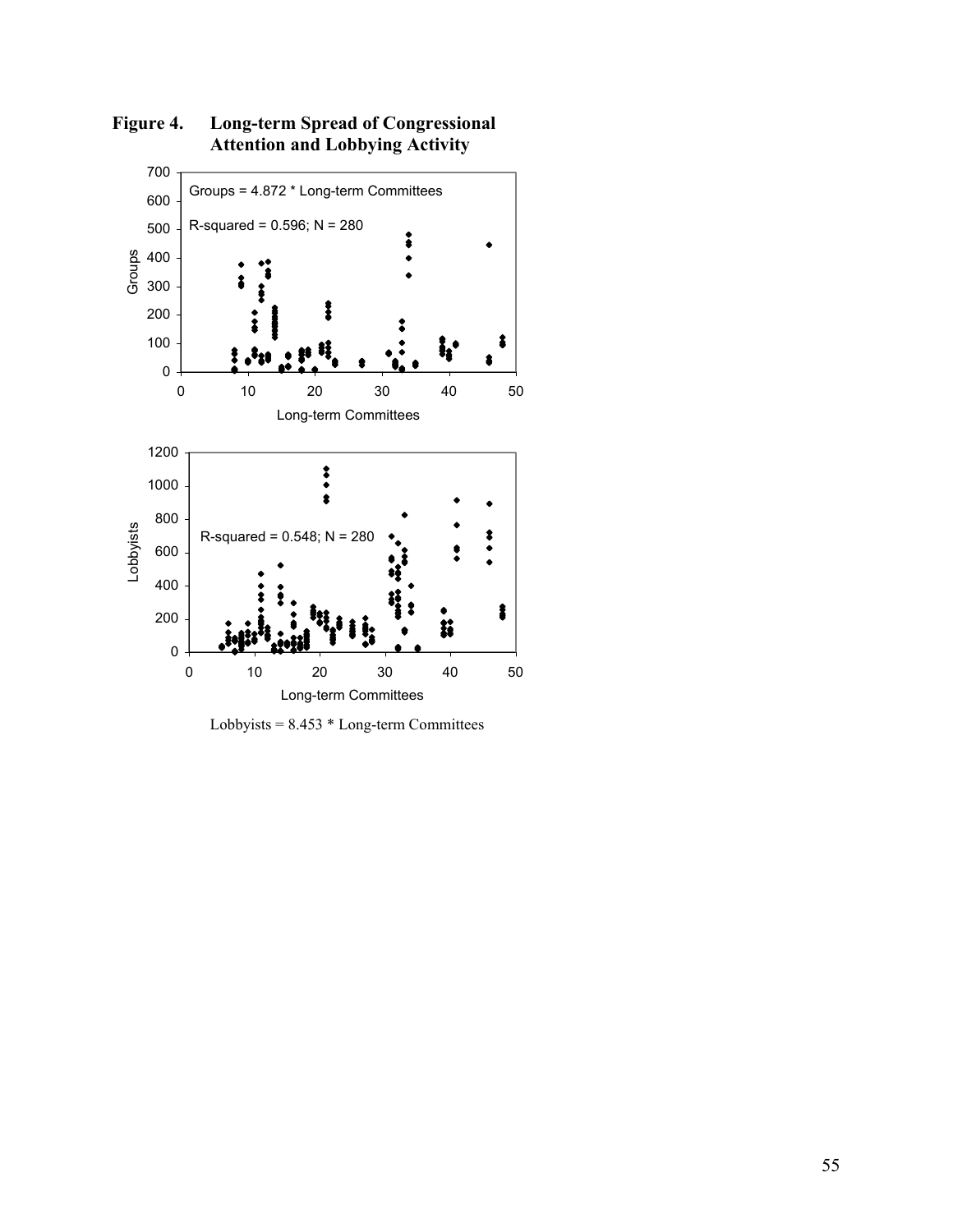**Figure 4. Long-term Spread of Congressional Attention and Lobbying Activity**

Groups = 4.872 * Long-term Committees

R-squared = 0.596; N = 280

R-squared = 0.548; N = 280

Lobbyists = 8.453 * Long-term Committees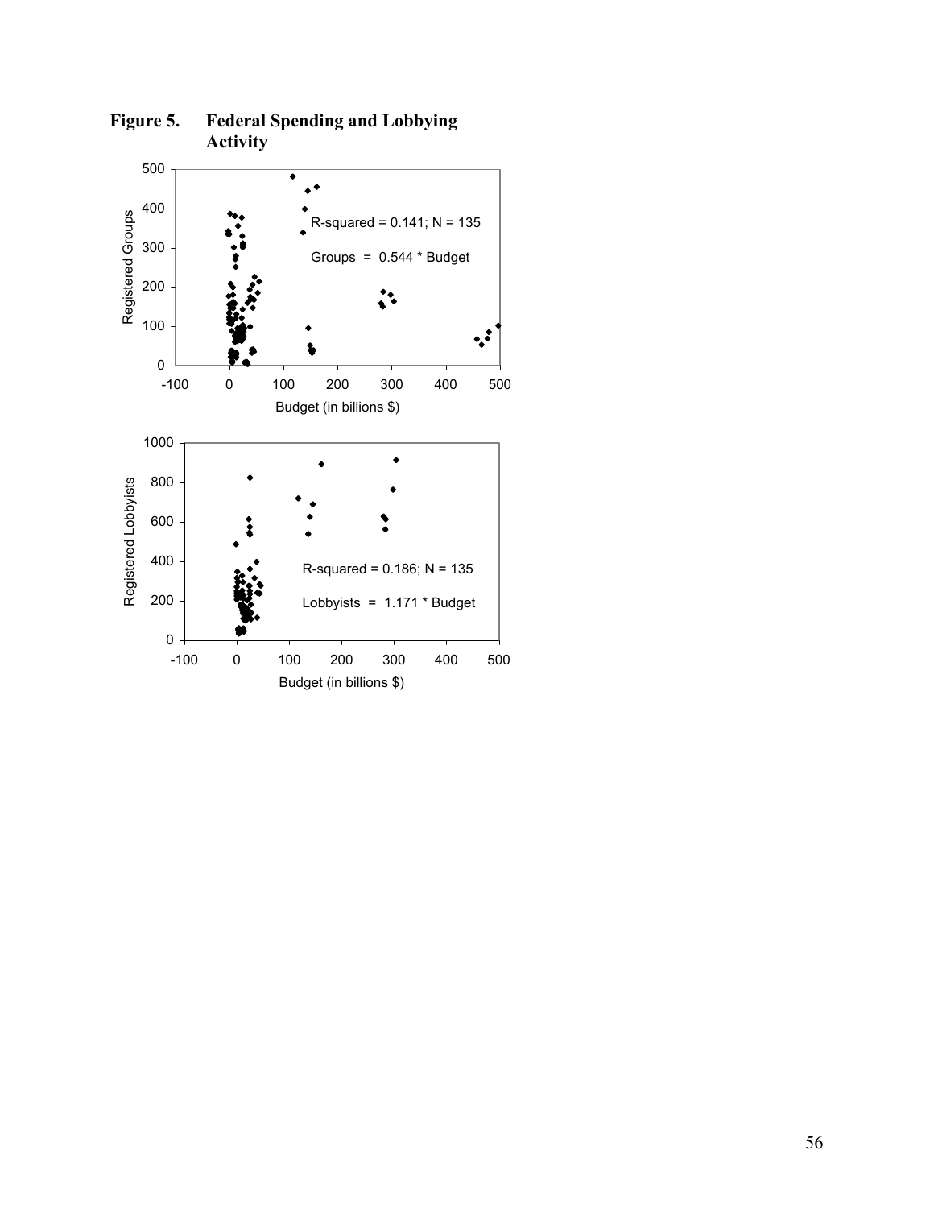**Figure 5. Federal Spending and Lobbying Activity**

R-squared = 0.141; N = 135

Groups = 0.544 * Budget

R-squared = 0.186; N = 135

Lobbyists = 1.171 * Budget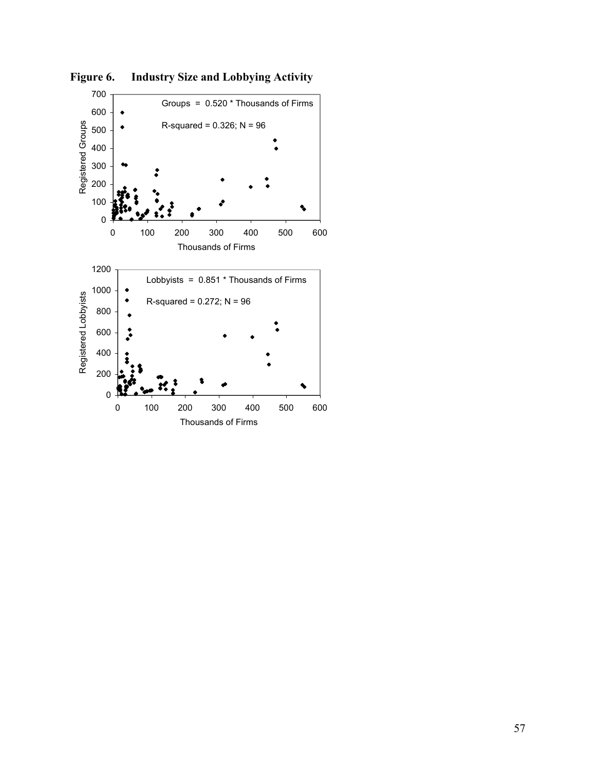**Figure 6. Industry Size and Lobbying Activity**

Groups = 0.520 * Thousands of Firms

R-squared = 0.326; N = 96

Registered Groups

700
600
500
400
300
200
100
0

0 100 200 300 400 500 600

Thousands of Firms

Lobbyists = 0.851 * Thousands of Firms

R-squared = 0.272; N = 96

Registered Lobbyists

1200
1000
800
600
400
200
0

0 100 200 300 400 500 600

Thousands of Firms